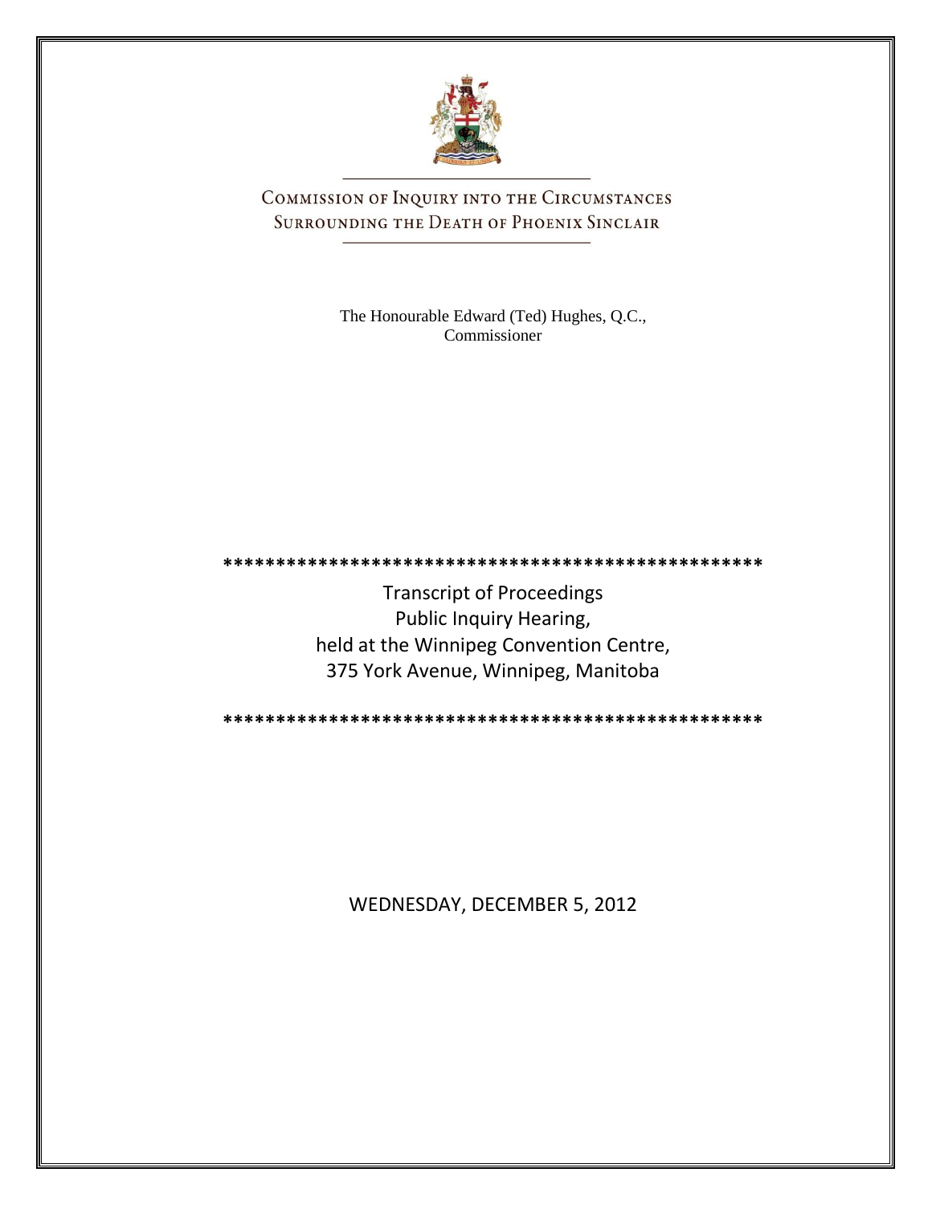# Commission of Inquiry into the Circumstances Surrounding the Death of Phoenix Sinclair

The Honourable Edward (Ted) Hughes, Q.C., Commissioner

\*\*\*\*\*\*\*\*\*\*\*\*\*\*\*\*\*\*\*\*\*\*\*\*\*\*\*\*\*\*\*\*\*\*\*\*\*\*\*\*\*\*\*\*\*\*\*\*\*\*\*

Transcript of Proceedings
Public Inquiry Hearing,
held at the Winnipeg Convention Centre,
375 York Avenue, Winnipeg, Manitoba

\*\*\*\*\*\*\*\*\*\*\*\*\*\*\*\*\*\*\*\*\*\*\*\*\*\*\*\*\*\*\*\*\*\*\*\*\*\*\*\*\*\*\*\*\*\*\*\*\*\*\*

WEDNESDAY, DECEMBER 5, 2012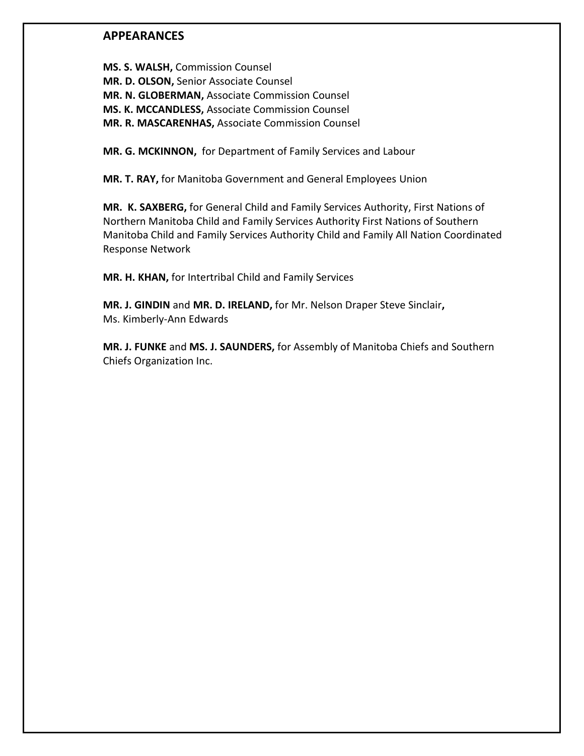## APPEARANCES

**MS. S. WALSH,** Commission Counsel
**MR. D. OLSON,** Senior Associate Counsel
**MR. N. GLOBERMAN,** Associate Commission Counsel
**MS. K. MCCANDLESS,** Associate Commission Counsel
**MR. R. MASCARENHAS,** Associate Commission Counsel

**MR. G. MCKINNON,** for Department of Family Services and Labour

**MR. T. RAY,** for Manitoba Government and General Employees Union

**MR. K. SAXBERG,** for General Child and Family Services Authority, First Nations of Northern Manitoba Child and Family Services Authority First Nations of Southern Manitoba Child and Family Services Authority Child and Family All Nation Coordinated Response Network

**MR. H. KHAN,** for Intertribal Child and Family Services

**MR. J. GINDIN** and **MR. D. IRELAND,** for Mr. Nelson Draper Steve Sinclair**,**
Ms. Kimberly-Ann Edwards

**MR. J. FUNKE** and **MS. J. SAUNDERS,** for Assembly of Manitoba Chiefs and Southern Chiefs Organization Inc.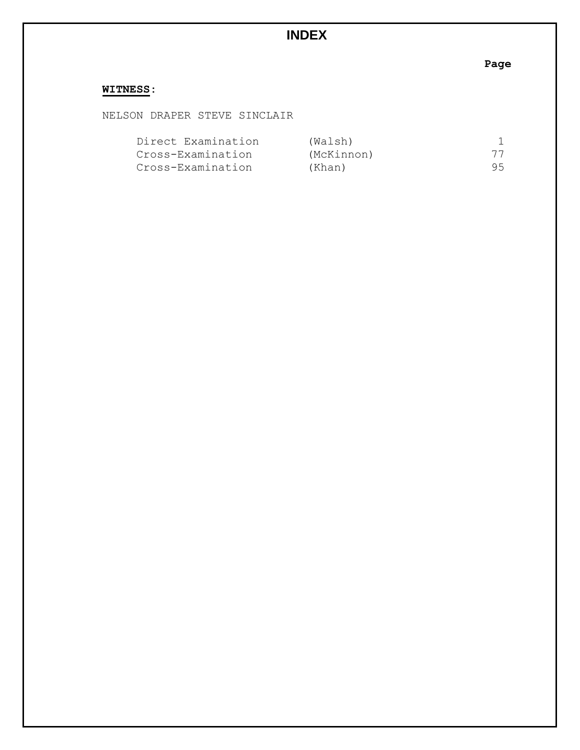# INDEX

**Page**

**WITNESS**:

NELSON DRAPER STEVE SINCLAIR

| | | Page |
|---|---|---|
| Direct Examination | (Walsh) | 1 |
| Cross-Examination | (McKinnon) | 77 |
| Cross-Examination | (Khan) | 95 |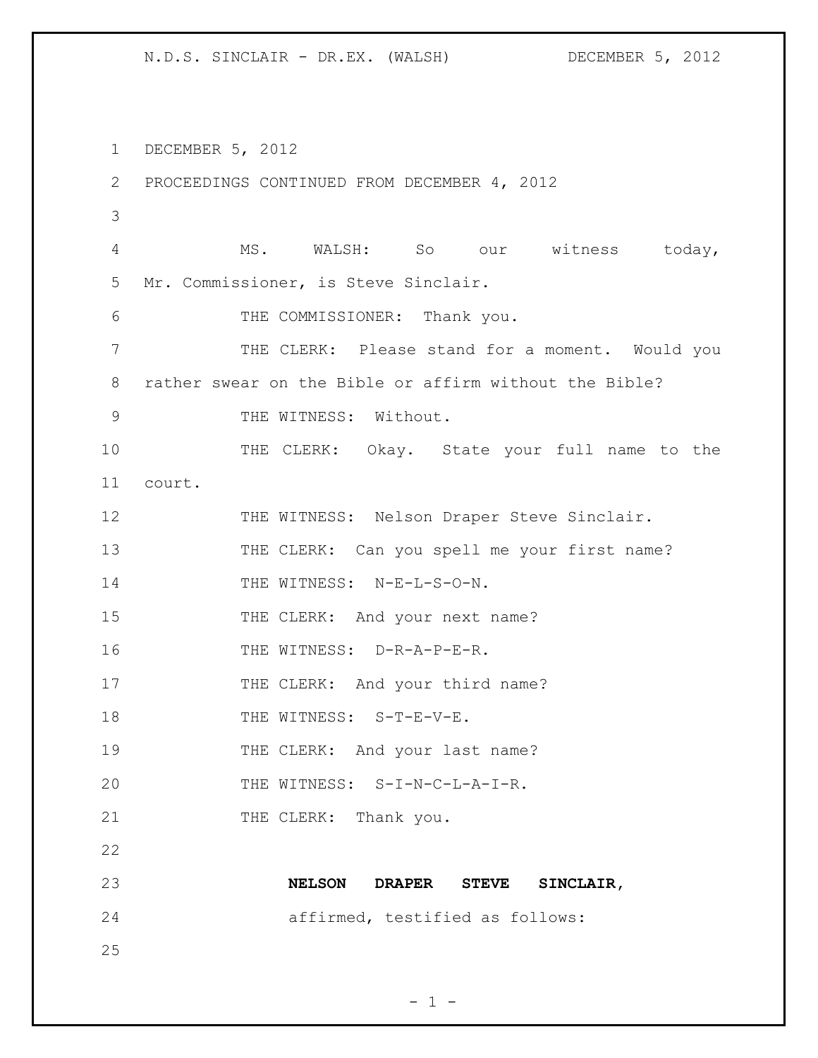DECEMBER 5, 2012

PROCEEDINGS CONTINUED FROM DECEMBER 4, 2012

MS. WALSH: So our witness today, Mr. Commissioner, is Steve Sinclair.

THE COMMISSIONER: Thank you.

THE CLERK: Please stand for a moment. Would you rather swear on the Bible or affirm without the Bible?

THE WITNESS: Without.

THE CLERK: Okay. State your full name to the court.

THE WITNESS: Nelson Draper Steve Sinclair.

THE CLERK: Can you spell me your first name?

THE WITNESS: N-E-L-S-O-N.

THE CLERK: And your next name?

THE WITNESS: D-R-A-P-E-R.

THE CLERK: And your third name?

THE WITNESS: S-T-E-V-E.

THE CLERK: And your last name?

THE WITNESS: S-I-N-C-L-A-I-R.

THE CLERK: Thank you.

**NELSON DRAPER STEVE SINCLAIR,**

affirmed, testified as follows: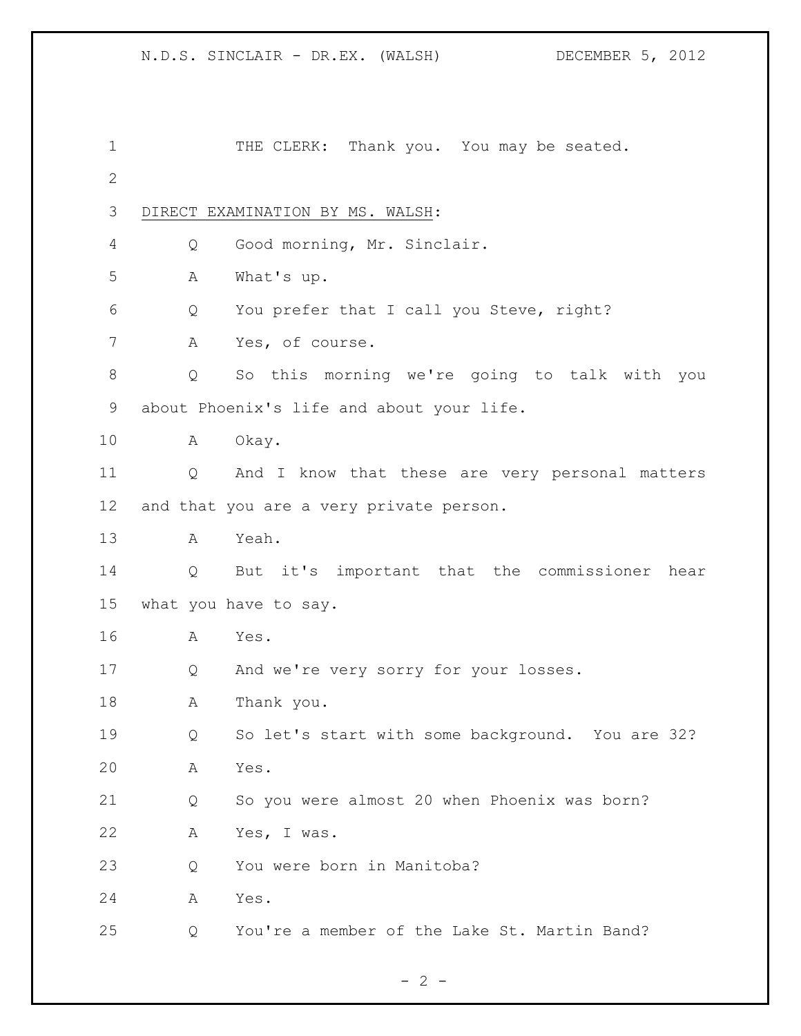THE CLERK: Thank you. You may be seated.

DIRECT EXAMINATION BY MS. WALSH:

Q Good morning, Mr. Sinclair.

A What's up.

Q You prefer that I call you Steve, right?

A Yes, of course.

Q So this morning we're going to talk with you about Phoenix's life and about your life.

A Okay.

Q And I know that these are very personal matters and that you are a very private person.

A Yeah.

Q But it's important that the commissioner hear what you have to say.

A Yes.

Q And we're very sorry for your losses.

A Thank you.

Q So let's start with some background. You are 32?

A Yes.

Q So you were almost 20 when Phoenix was born?

A Yes, I was.

Q You were born in Manitoba?

A Yes.

Q You're a member of the Lake St. Martin Band?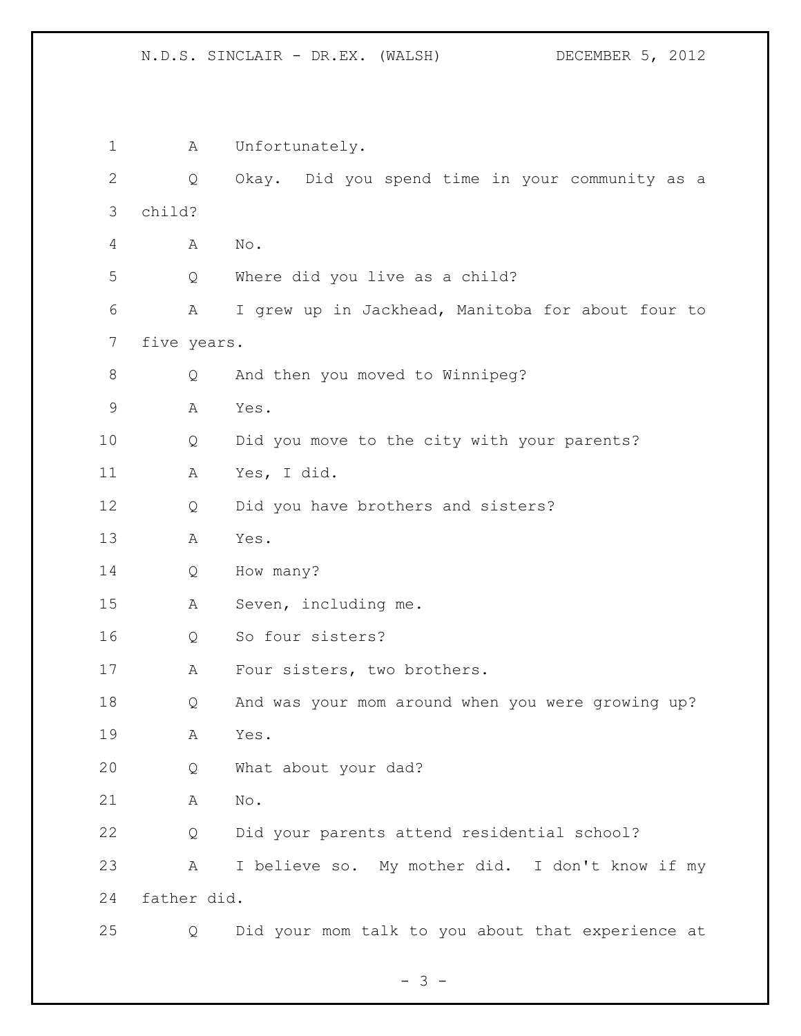A Unfortunately.

Q Okay. Did you spend time in your community as a child?

A No.

Q Where did you live as a child?

A I grew up in Jackhead, Manitoba for about four to five years.

Q And then you moved to Winnipeg?

A Yes.

Q Did you move to the city with your parents?

A Yes, I did.

Q Did you have brothers and sisters?

A Yes.

Q How many?

A Seven, including me.

Q So four sisters?

A Four sisters, two brothers.

Q And was your mom around when you were growing up?

A Yes.

Q What about your dad?

A No.

Q Did your parents attend residential school?

A I believe so. My mother did. I don't know if my father did.

Q Did your mom talk to you about that experience at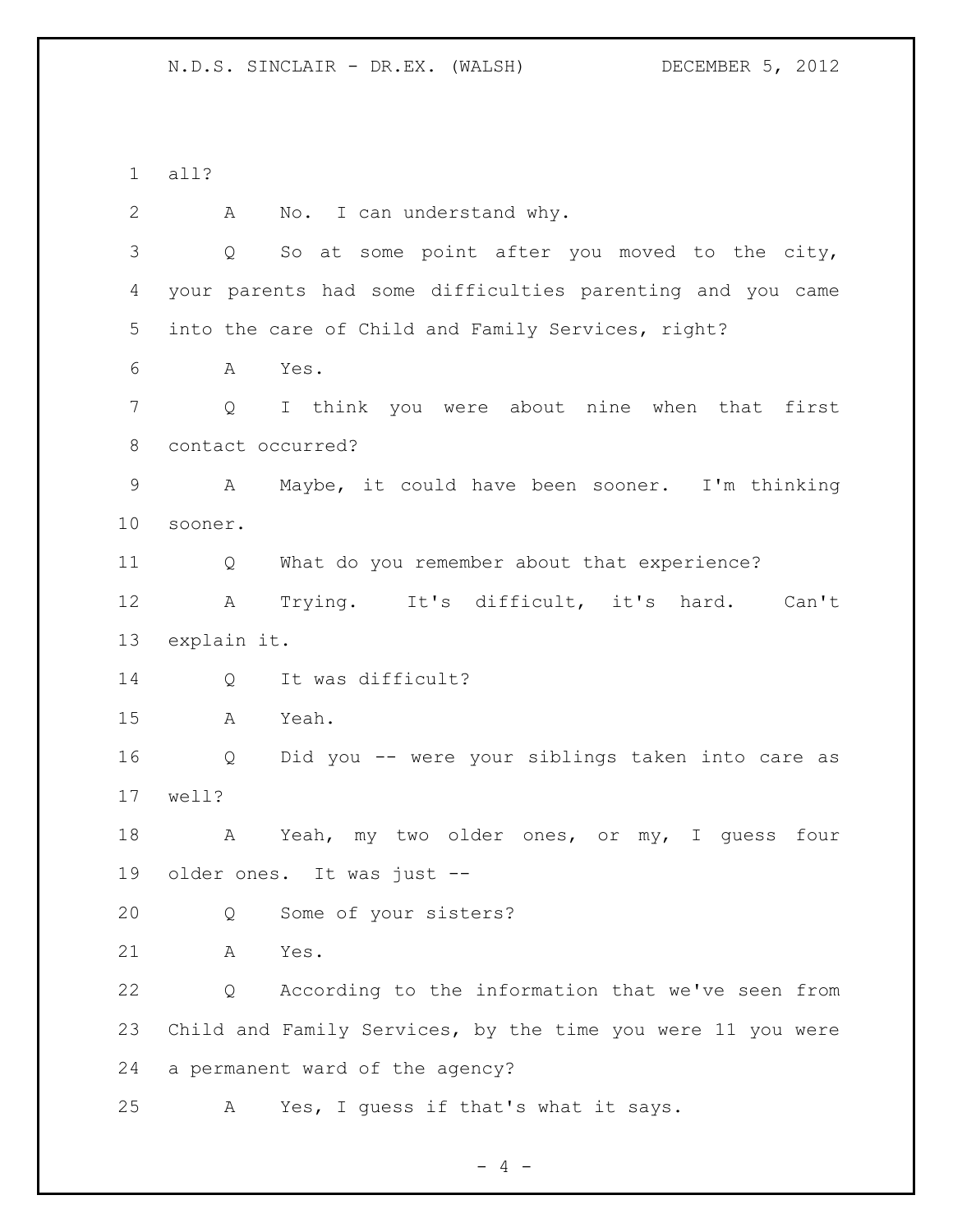all?

A No. I can understand why.

Q So at some point after you moved to the city, your parents had some difficulties parenting and you came into the care of Child and Family Services, right?

A Yes.

Q I think you were about nine when that first contact occurred?

A Maybe, it could have been sooner. I'm thinking sooner.

Q What do you remember about that experience?

A Trying. It's difficult, it's hard. Can't explain it.

Q It was difficult?

A Yeah.

Q Did you -- were your siblings taken into care as well?

A Yeah, my two older ones, or my, I guess four older ones. It was just --

Q Some of your sisters?

A Yes.

Q According to the information that we've seen from Child and Family Services, by the time you were 11 you were a permanent ward of the agency?

A Yes, I guess if that's what it says.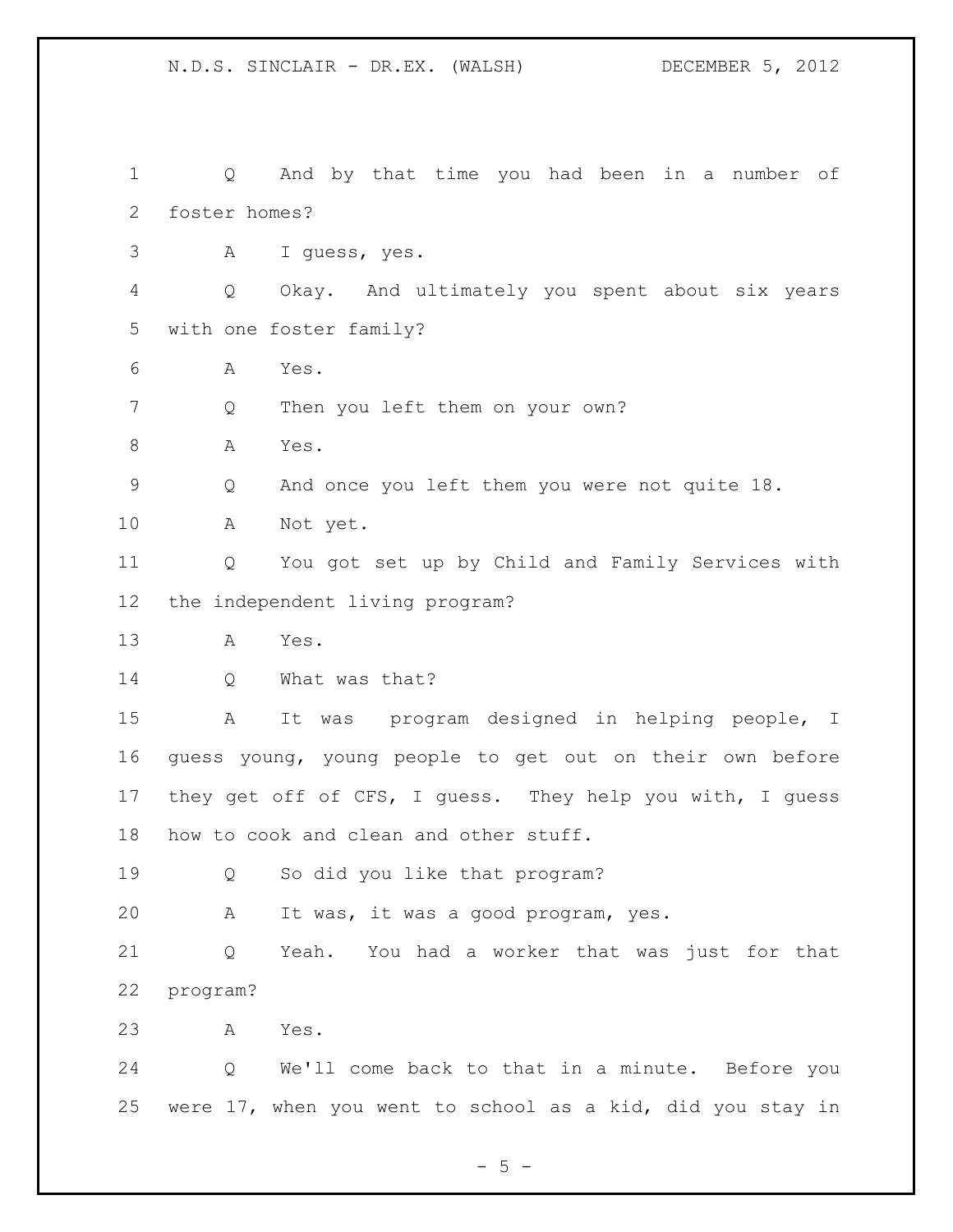Q And by that time you had been in a number of foster homes?

A I guess, yes.

Q Okay. And ultimately you spent about six years with one foster family?

A Yes.

Q Then you left them on your own?

A Yes.

Q And once you left them you were not quite 18.

A Not yet.

Q You got set up by Child and Family Services with the independent living program?

A Yes.

Q What was that?

A It was program designed in helping people, I guess young, young people to get out on their own before they get off of CFS, I guess. They help you with, I guess how to cook and clean and other stuff.

Q So did you like that program?

A It was, it was a good program, yes.

Q Yeah. You had a worker that was just for that program?

A Yes.

Q We'll come back to that in a minute. Before you were 17, when you went to school as a kid, did you stay in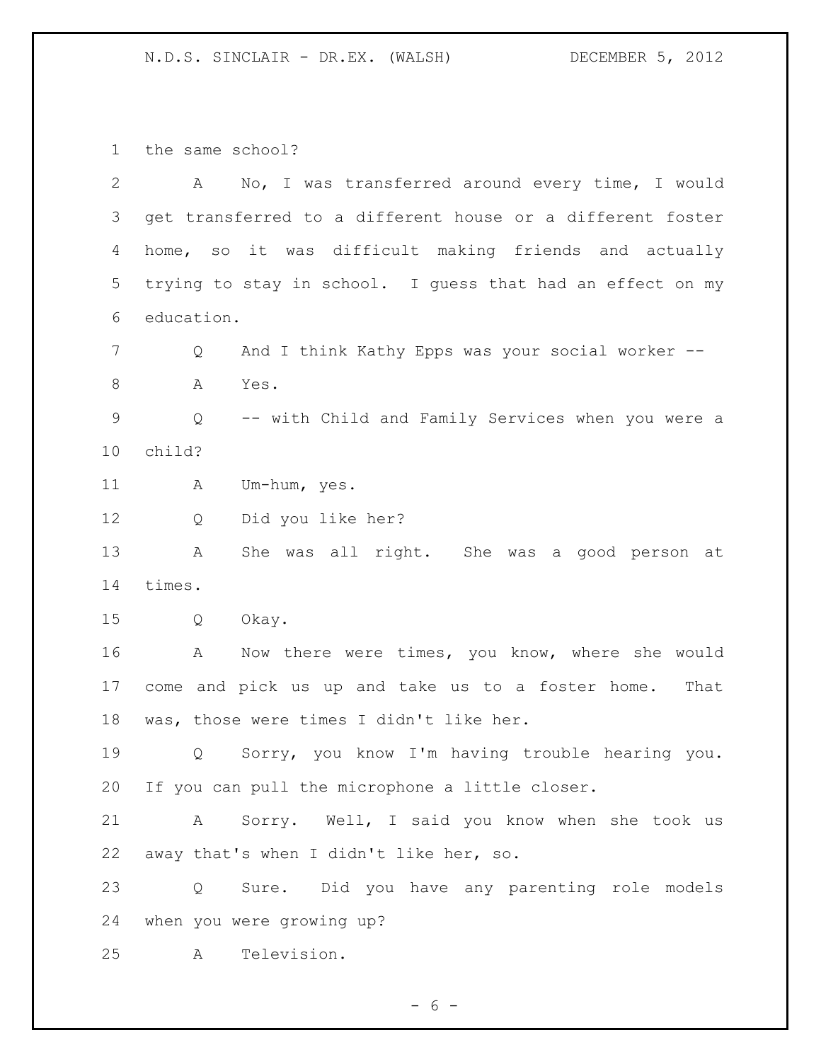the same school?

A No, I was transferred around every time, I would get transferred to a different house or a different foster home, so it was difficult making friends and actually trying to stay in school. I guess that had an effect on my education.

Q And I think Kathy Epps was your social worker --

A Yes.

Q -- with Child and Family Services when you were a child?

A Um-hum, yes.

Q Did you like her?

A She was all right. She was a good person at times.

Q Okay.

A Now there were times, you know, where she would come and pick us up and take us to a foster home. That was, those were times I didn't like her.

Q Sorry, you know I'm having trouble hearing you. If you can pull the microphone a little closer.

A Sorry. Well, I said you know when she took us away that's when I didn't like her, so.

Q Sure. Did you have any parenting role models when you were growing up?

A Television.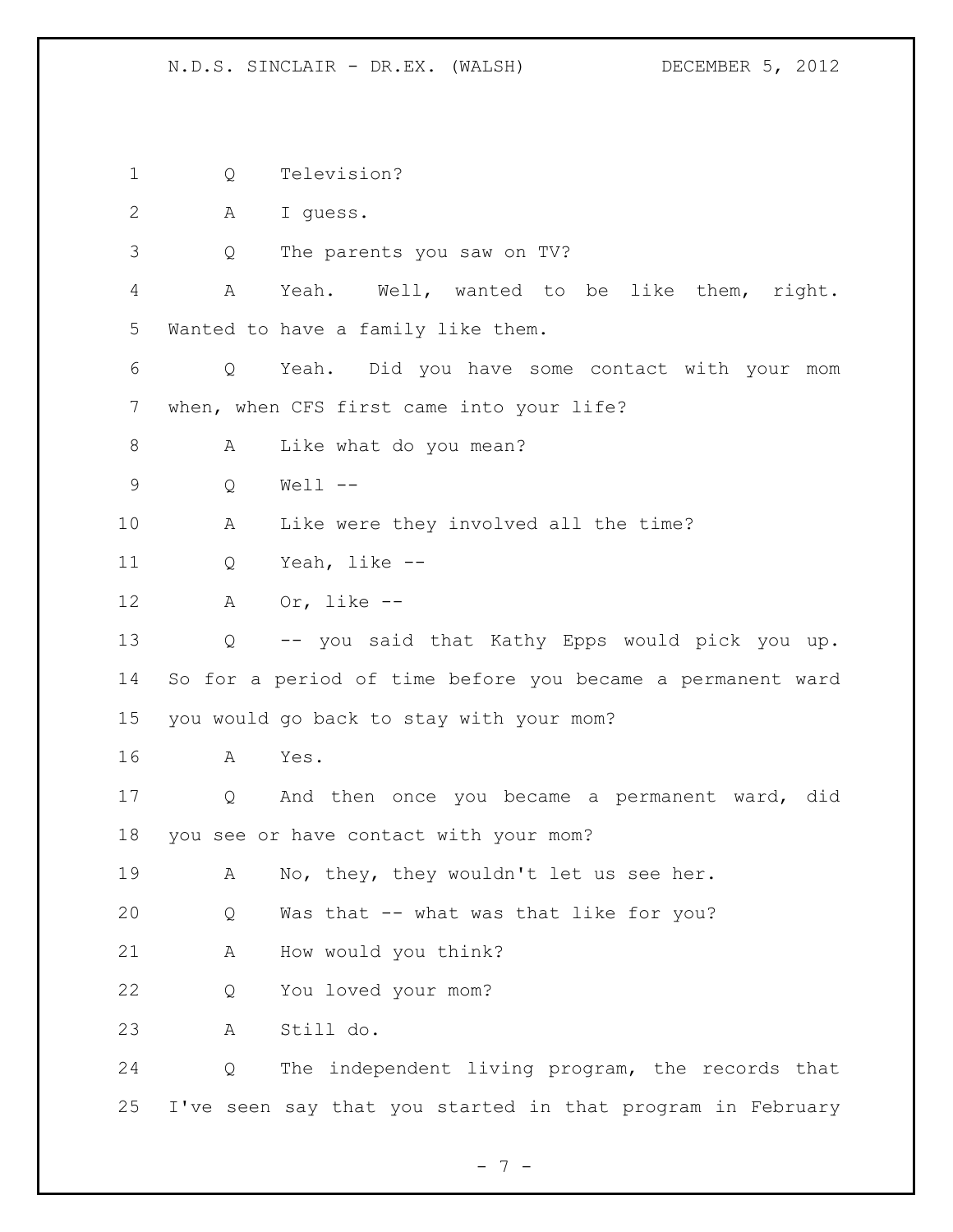Q Television?

A I guess.

Q The parents you saw on TV?

A Yeah. Well, wanted to be like them, right. Wanted to have a family like them.

Q Yeah. Did you have some contact with your mom when, when CFS first came into your life?

A Like what do you mean?

Q Well --

A Like were they involved all the time?

Q Yeah, like --

A Or, like --

Q -- you said that Kathy Epps would pick you up. So for a period of time before you became a permanent ward you would go back to stay with your mom?

A Yes.

Q And then once you became a permanent ward, did you see or have contact with your mom?

A No, they, they wouldn't let us see her.

Q Was that -- what was that like for you?

A How would you think?

Q You loved your mom?

A Still do.

Q The independent living program, the records that I've seen say that you started in that program in February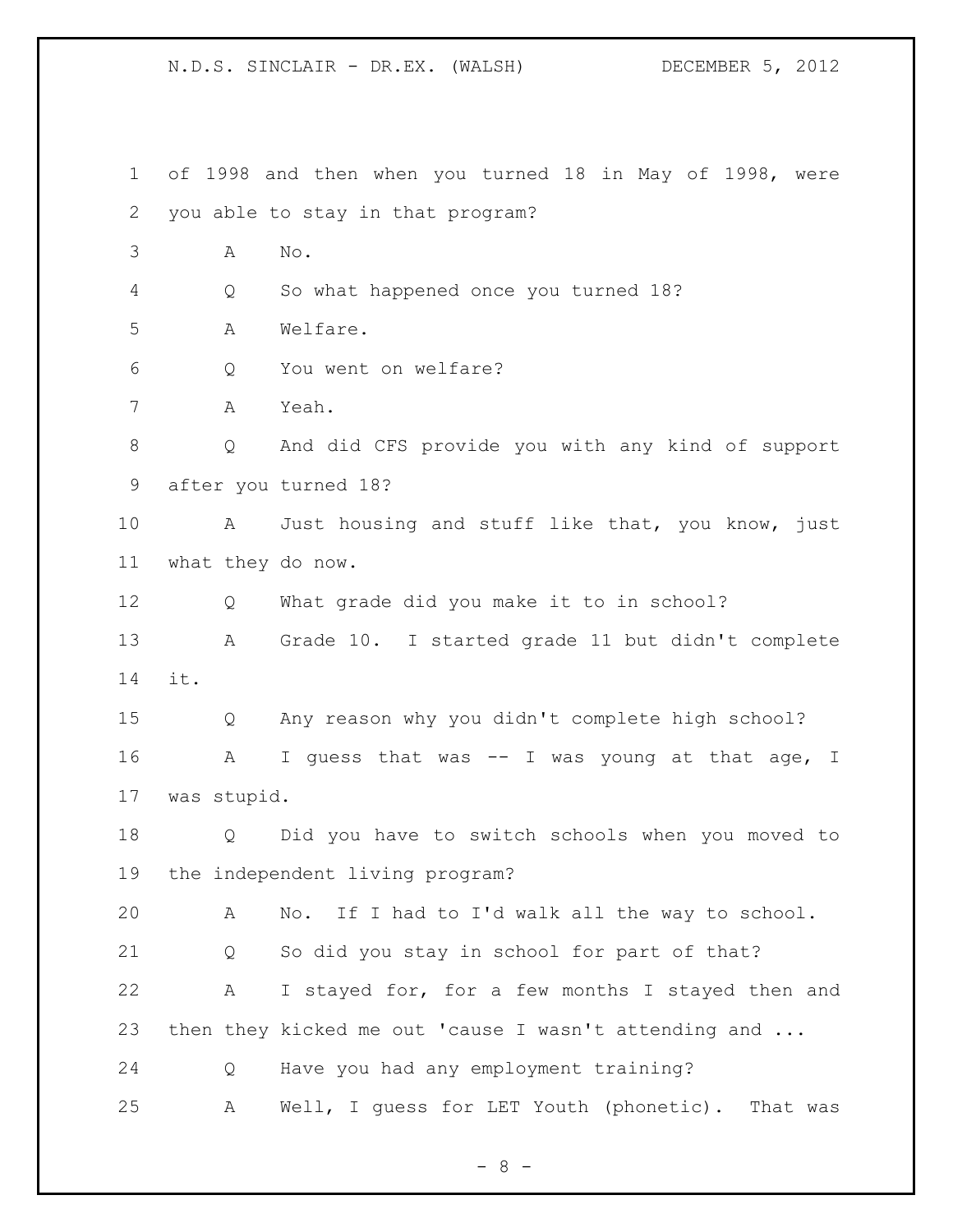of 1998 and then when you turned 18 in May of 1998, were you able to stay in that program?

A No.

Q So what happened once you turned 18?

A Welfare.

Q You went on welfare?

A Yeah.

Q And did CFS provide you with any kind of support after you turned 18?

A Just housing and stuff like that, you know, just what they do now.

Q What grade did you make it to in school?

A Grade 10. I started grade 11 but didn't complete it.

Q Any reason why you didn't complete high school?

A I guess that was -- I was young at that age, I was stupid.

Q Did you have to switch schools when you moved to the independent living program?

A No. If I had to I'd walk all the way to school.

Q So did you stay in school for part of that?

A I stayed for, for a few months I stayed then and then they kicked me out 'cause I wasn't attending and ...

Q Have you had any employment training?

A Well, I guess for LET Youth (phonetic). That was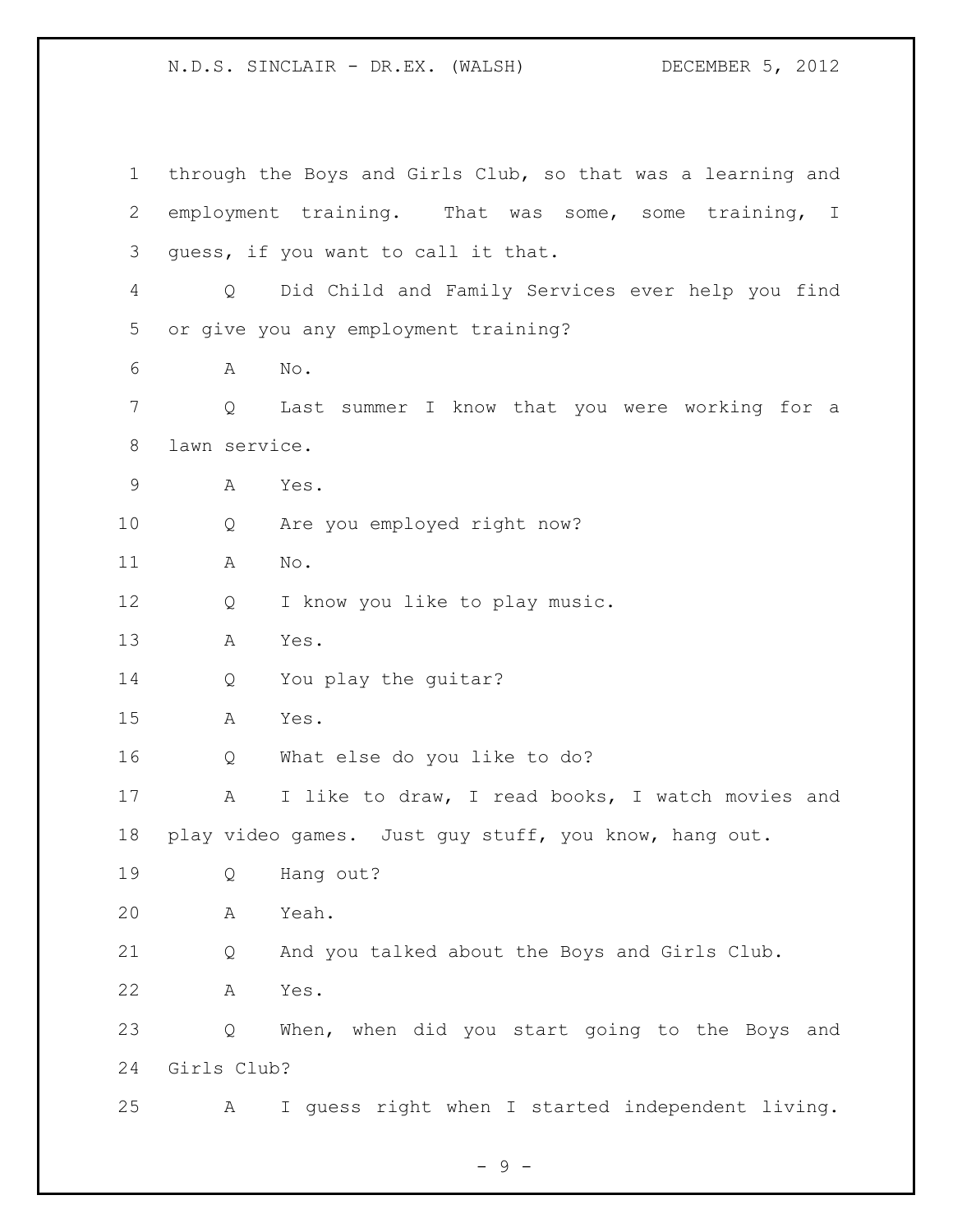through the Boys and Girls Club, so that was a learning and employment training. That was some, some training, I guess, if you want to call it that.

Q Did Child and Family Services ever help you find or give you any employment training?

A No.

Q Last summer I know that you were working for a lawn service.

A Yes.

Q Are you employed right now?

A No.

Q I know you like to play music.

A Yes.

Q You play the guitar?

A Yes.

Q What else do you like to do?

A I like to draw, I read books, I watch movies and play video games. Just guy stuff, you know, hang out.

Q Hang out?

A Yeah.

Q And you talked about the Boys and Girls Club.

A Yes.

Q When, when did you start going to the Boys and Girls Club?

A I guess right when I started independent living.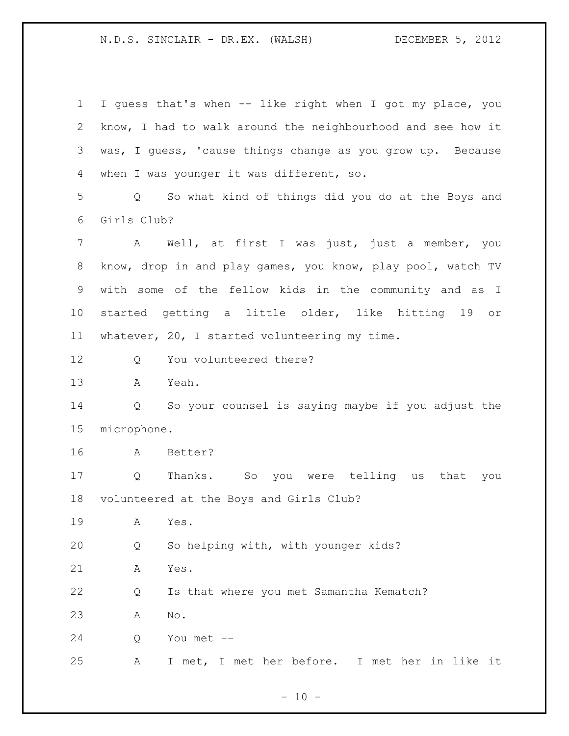I guess that's when -- like right when I got my place, you know, I had to walk around the neighbourhood and see how it was, I guess, 'cause things change as you grow up. Because when I was younger it was different, so.

Q So what kind of things did you do at the Boys and Girls Club?

A Well, at first I was just, just a member, you know, drop in and play games, you know, play pool, watch TV with some of the fellow kids in the community and as I started getting a little older, like hitting 19 or whatever, 20, I started volunteering my time.

Q You volunteered there?

A Yeah.

Q So your counsel is saying maybe if you adjust the microphone.

A Better?

Q Thanks. So you were telling us that you volunteered at the Boys and Girls Club?

A Yes.

Q So helping with, with younger kids?

A Yes.

Q Is that where you met Samantha Kematch?

A No.

Q You met --

A I met, I met her before. I met her in like it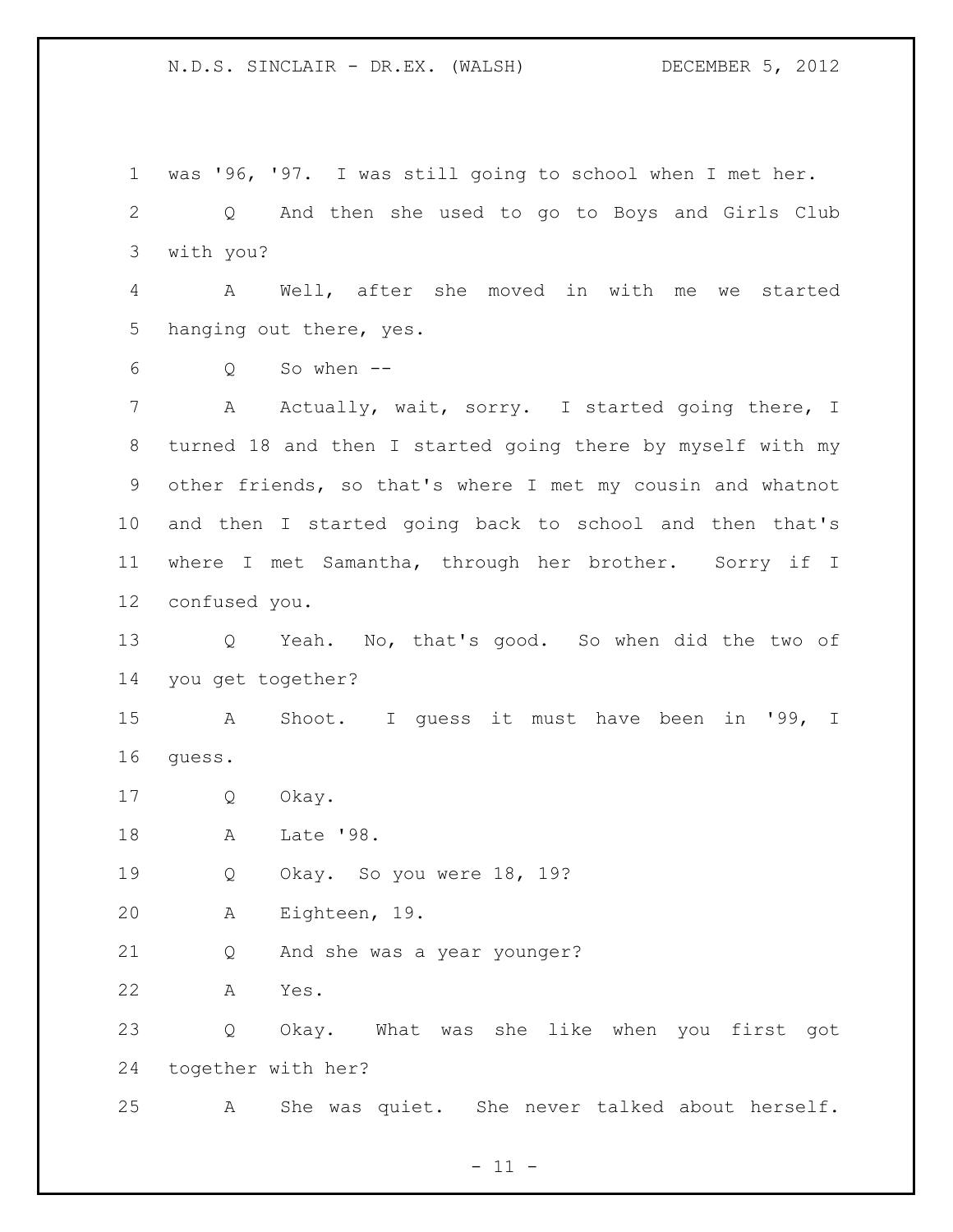was '96, '97. I was still going to school when I met her.

Q And then she used to go to Boys and Girls Club with you?

A Well, after she moved in with me we started hanging out there, yes.

Q So when --

A Actually, wait, sorry. I started going there, I turned 18 and then I started going there by myself with my other friends, so that's where I met my cousin and whatnot and then I started going back to school and then that's where I met Samantha, through her brother. Sorry if I confused you.

Q Yeah. No, that's good. So when did the two of you get together?

A Shoot. I guess it must have been in '99, I guess.

Q Okay.

A Late '98.

Q Okay. So you were 18, 19?

A Eighteen, 19.

Q And she was a year younger?

A Yes.

Q Okay. What was she like when you first got together with her?

A She was quiet. She never talked about herself.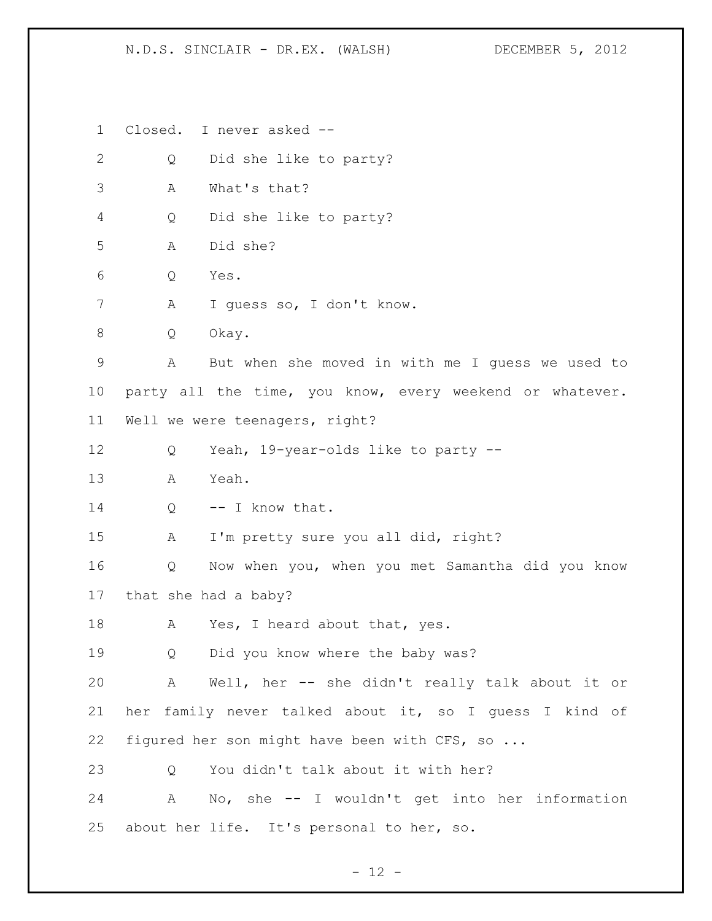Closed. I never asked --

Q Did she like to party?

A What's that?

Q Did she like to party?

A Did she?

Q Yes.

A I guess so, I don't know.

Q Okay.

A But when she moved in with me I guess we used to party all the time, you know, every weekend or whatever. Well we were teenagers, right?

Q Yeah, 19-year-olds like to party --

A Yeah.

Q -- I know that.

A I'm pretty sure you all did, right?

Q Now when you, when you met Samantha did you know that she had a baby?

A Yes, I heard about that, yes.

Q Did you know where the baby was?

A Well, her -- she didn't really talk about it or her family never talked about it, so I guess I kind of figured her son might have been with CFS, so ...

Q You didn't talk about it with her?

A No, she -- I wouldn't get into her information about her life. It's personal to her, so.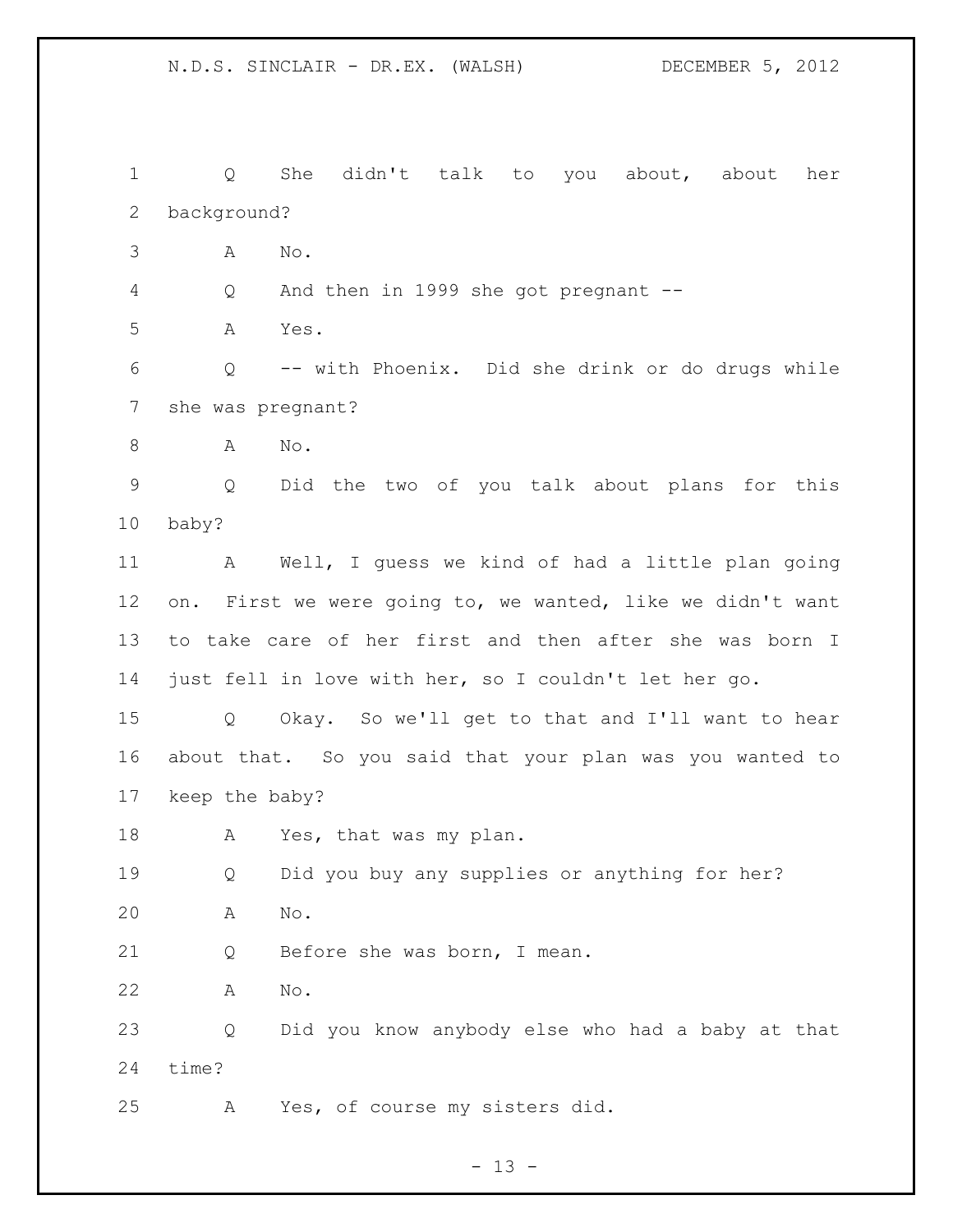Q She didn't talk to you about, about her background?

A No.

Q And then in 1999 she got pregnant --

A Yes.

Q -- with Phoenix. Did she drink or do drugs while she was pregnant?

A No.

Q Did the two of you talk about plans for this baby?

A Well, I guess we kind of had a little plan going on. First we were going to, we wanted, like we didn't want to take care of her first and then after she was born I just fell in love with her, so I couldn't let her go.

Q Okay. So we'll get to that and I'll want to hear about that. So you said that your plan was you wanted to keep the baby?

A Yes, that was my plan.

Q Did you buy any supplies or anything for her?

A No.

Q Before she was born, I mean.

A No.

Q Did you know anybody else who had a baby at that time?

A Yes, of course my sisters did.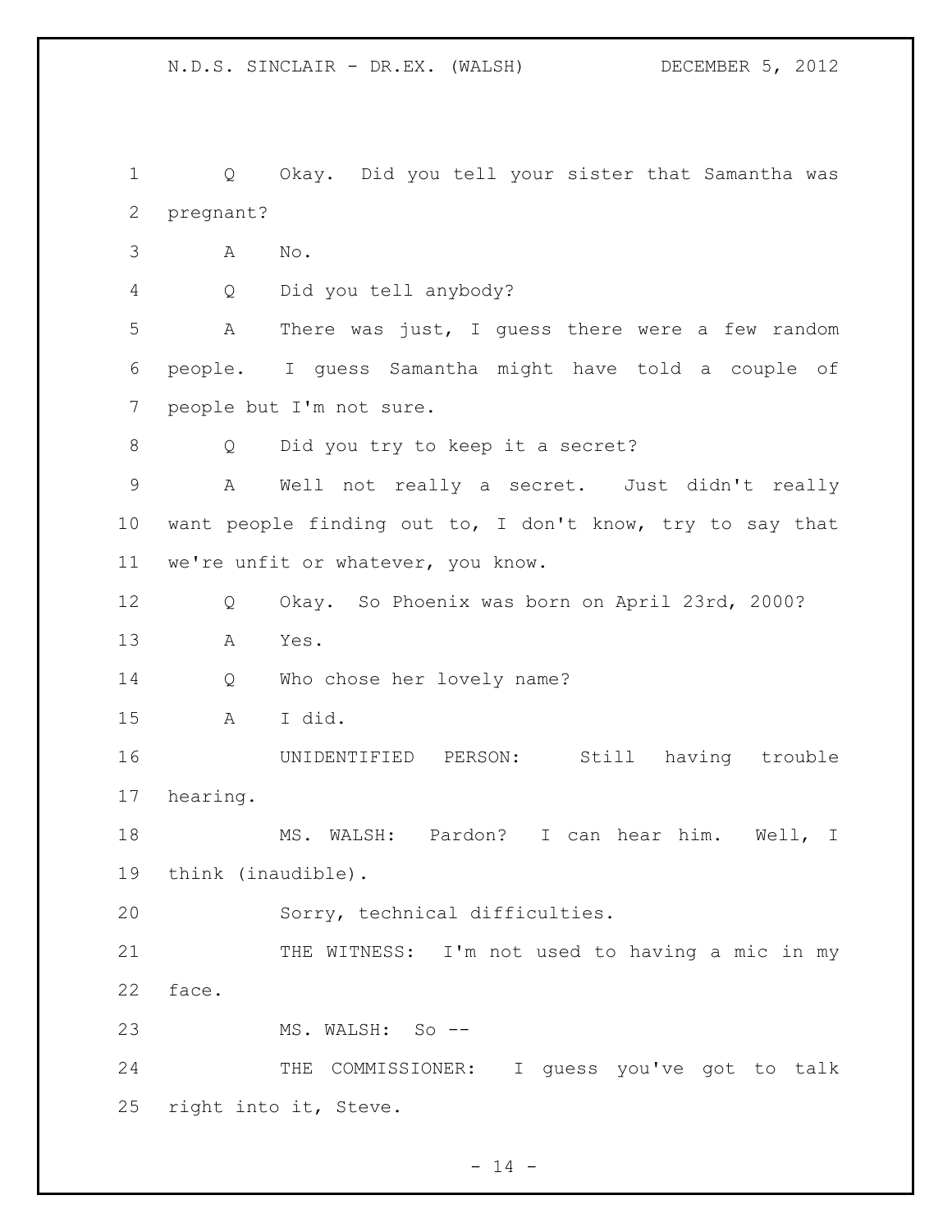Q Okay. Did you tell your sister that Samantha was pregnant?

A No.

Q Did you tell anybody?

A There was just, I guess there were a few random people. I guess Samantha might have told a couple of people but I'm not sure.

Q Did you try to keep it a secret?

A Well not really a secret. Just didn't really want people finding out to, I don't know, try to say that we're unfit or whatever, you know.

Q Okay. So Phoenix was born on April 23rd, 2000?

A Yes.

Q Who chose her lovely name?

A I did.

UNIDENTIFIED PERSON: Still having trouble hearing.

MS. WALSH: Pardon? I can hear him. Well, I think (inaudible).

Sorry, technical difficulties.

THE WITNESS: I'm not used to having a mic in my face.

MS. WALSH: So --

THE COMMISSIONER: I guess you've got to talk right into it, Steve.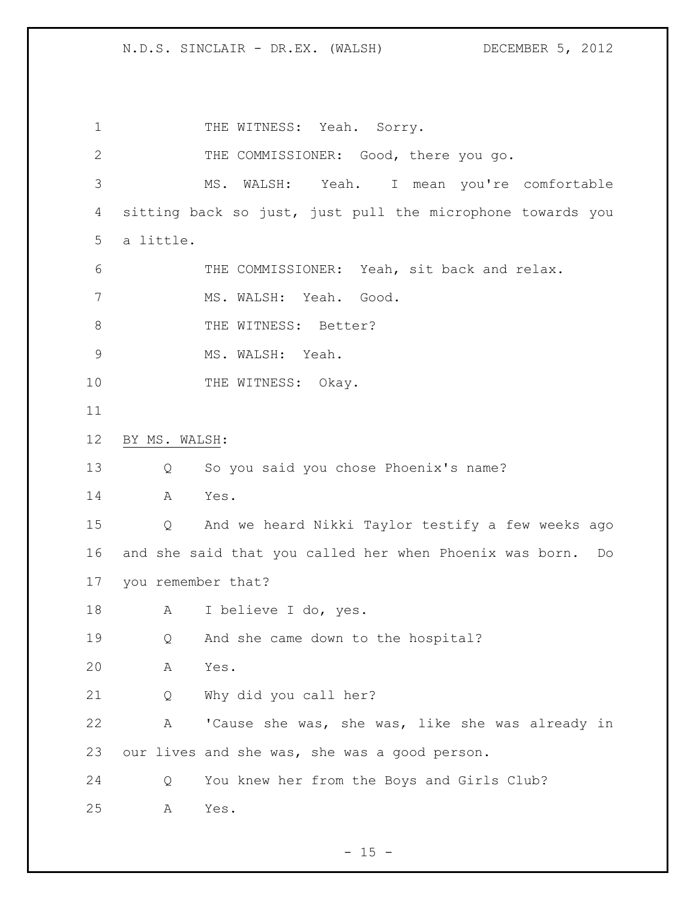THE WITNESS: Yeah. Sorry.

THE COMMISSIONER: Good, there you go.

MS. WALSH: Yeah. I mean you're comfortable sitting back so just, just pull the microphone towards you a little.

THE COMMISSIONER: Yeah, sit back and relax.

MS. WALSH: Yeah. Good.

THE WITNESS: Better?

MS. WALSH: Yeah.

THE WITNESS: Okay.

BY MS. WALSH:

Q So you said you chose Phoenix's name?

A Yes.

Q And we heard Nikki Taylor testify a few weeks ago and she said that you called her when Phoenix was born. Do you remember that?

A I believe I do, yes.

Q And she came down to the hospital?

A Yes.

Q Why did you call her?

A 'Cause she was, she was, like she was already in our lives and she was, she was a good person.

Q You knew her from the Boys and Girls Club?

A Yes.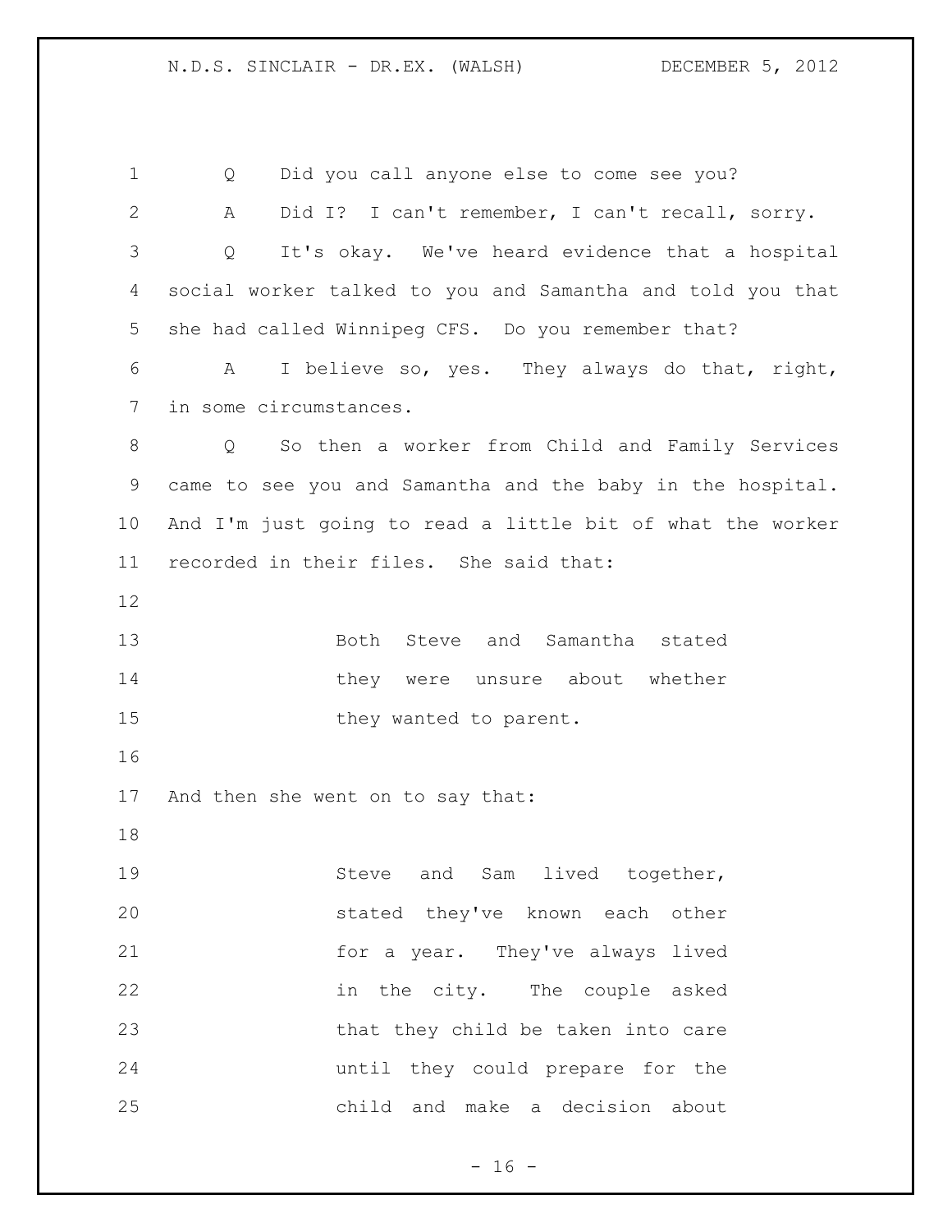Q Did you call anyone else to come see you?

A Did I? I can't remember, I can't recall, sorry.

Q It's okay. We've heard evidence that a hospital social worker talked to you and Samantha and told you that she had called Winnipeg CFS. Do you remember that?

A I believe so, yes. They always do that, right, in some circumstances.

Q So then a worker from Child and Family Services came to see you and Samantha and the baby in the hospital. And I'm just going to read a little bit of what the worker recorded in their files. She said that:

> Both Steve and Samantha stated they were unsure about whether they wanted to parent.

And then she went on to say that:

> Steve and Sam lived together, stated they've known each other for a year. They've always lived in the city. The couple asked that they child be taken into care until they could prepare for the child and make a decision about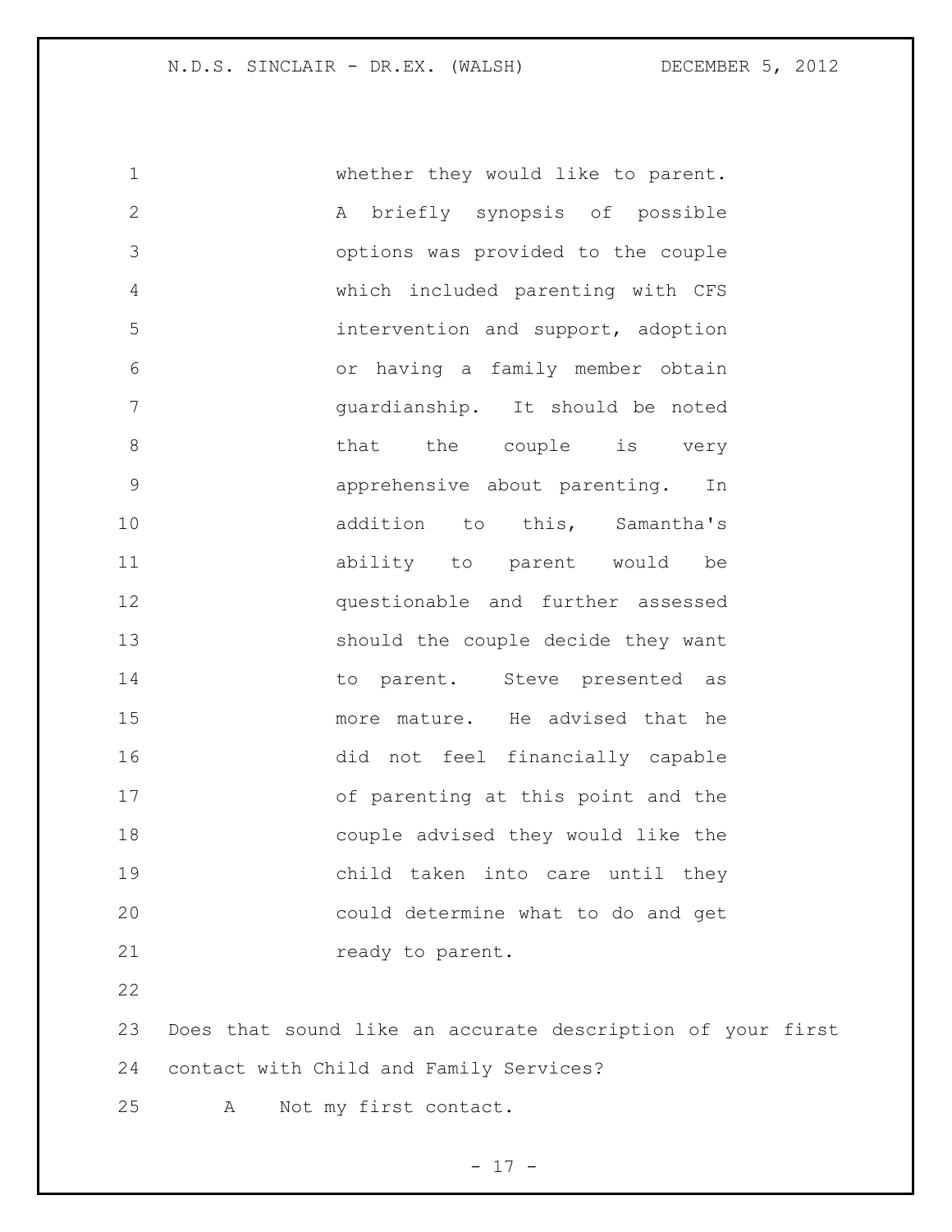whether they would like to parent. A briefly synopsis of possible options was provided to the couple which included parenting with CFS intervention and support, adoption or having a family member obtain guardianship. It should be noted that the couple is very apprehensive about parenting. In addition to this, Samantha's ability to parent would be questionable and further assessed should the couple decide they want to parent. Steve presented as more mature. He advised that he did not feel financially capable of parenting at this point and the couple advised they would like the child taken into care until they could determine what to do and get ready to parent.

Does that sound like an accurate description of your first contact with Child and Family Services?

A Not my first contact.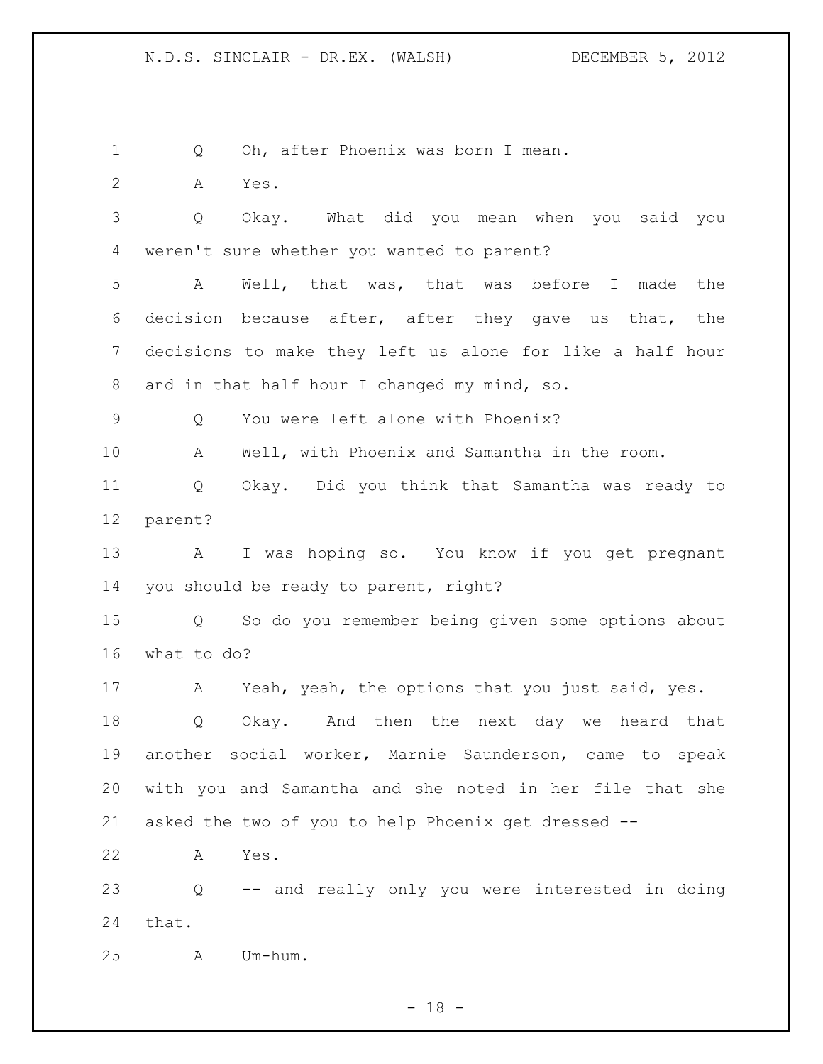Q Oh, after Phoenix was born I mean.

A Yes.

Q Okay. What did you mean when you said you weren't sure whether you wanted to parent?

A Well, that was, that was before I made the decision because after, after they gave us that, the decisions to make they left us alone for like a half hour and in that half hour I changed my mind, so.

Q You were left alone with Phoenix?

A Well, with Phoenix and Samantha in the room.

Q Okay. Did you think that Samantha was ready to parent?

A I was hoping so. You know if you get pregnant you should be ready to parent, right?

Q So do you remember being given some options about what to do?

A Yeah, yeah, the options that you just said, yes.

Q Okay. And then the next day we heard that another social worker, Marnie Saunderson, came to speak with you and Samantha and she noted in her file that she asked the two of you to help Phoenix get dressed --

A Yes.

Q -- and really only you were interested in doing that.

A Um-hum.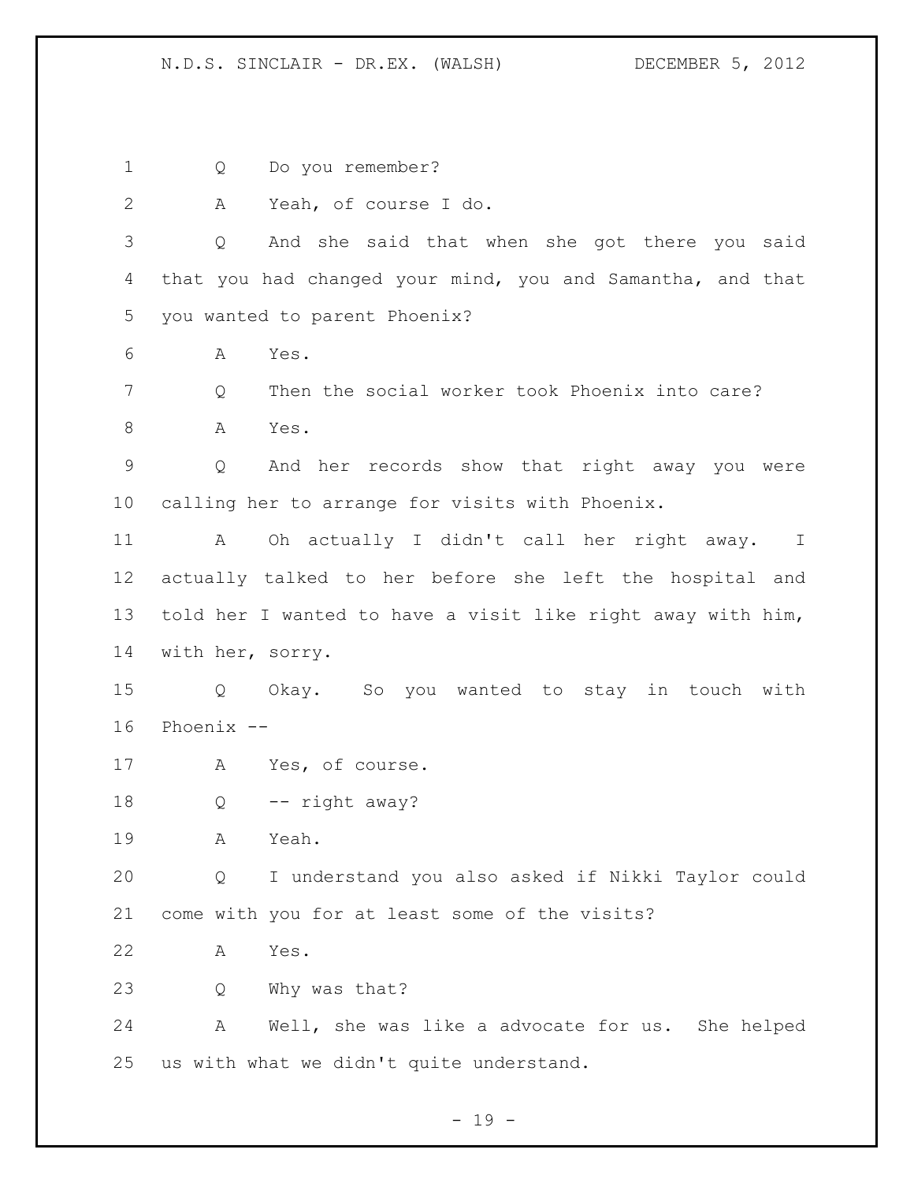Q Do you remember?

A Yeah, of course I do.

Q And she said that when she got there you said that you had changed your mind, you and Samantha, and that you wanted to parent Phoenix?

A Yes.

Q Then the social worker took Phoenix into care?

A Yes.

Q And her records show that right away you were calling her to arrange for visits with Phoenix.

A Oh actually I didn't call her right away. I actually talked to her before she left the hospital and told her I wanted to have a visit like right away with him, with her, sorry.

Q Okay. So you wanted to stay in touch with Phoenix --

A Yes, of course.

Q -- right away?

A Yeah.

Q I understand you also asked if Nikki Taylor could come with you for at least some of the visits?

A Yes.

Q Why was that?

A Well, she was like a advocate for us. She helped us with what we didn't quite understand.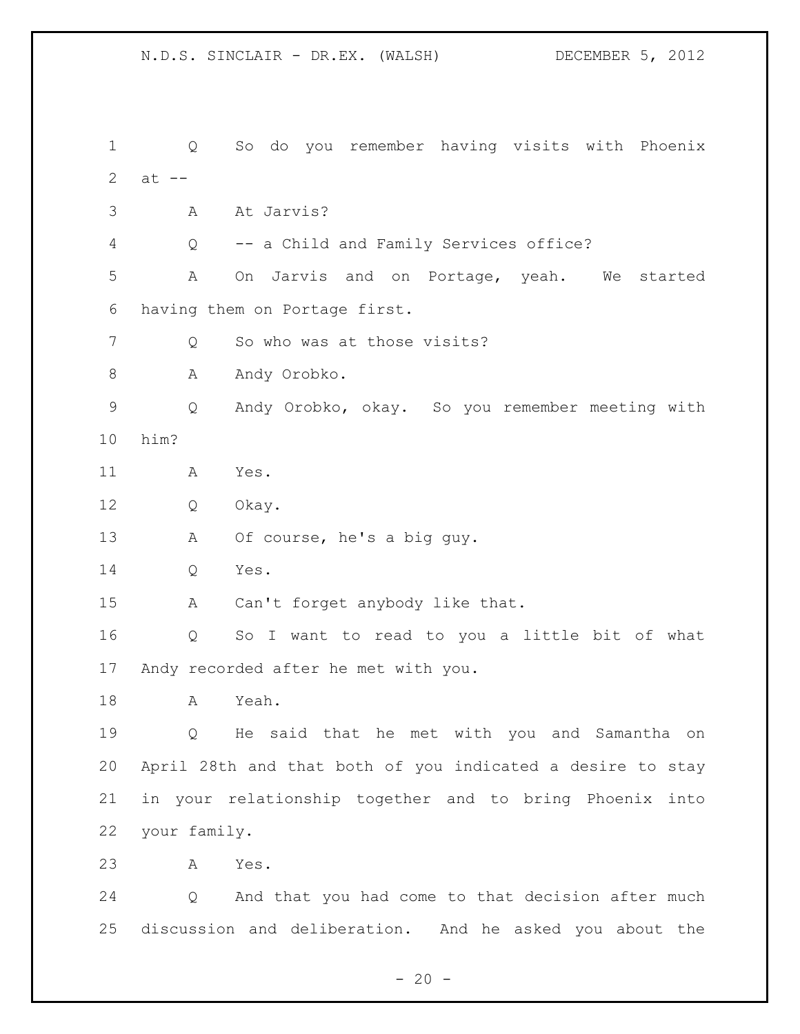Q So do you remember having visits with Phoenix at --

A At Jarvis?

Q -- a Child and Family Services office?

A On Jarvis and on Portage, yeah. We started having them on Portage first.

Q So who was at those visits?

A Andy Orobko.

Q Andy Orobko, okay. So you remember meeting with him?

A Yes.

Q Okay.

A Of course, he's a big guy.

Q Yes.

A Can't forget anybody like that.

Q So I want to read to you a little bit of what Andy recorded after he met with you.

A Yeah.

Q He said that he met with you and Samantha on April 28th and that both of you indicated a desire to stay in your relationship together and to bring Phoenix into your family.

A Yes.

Q And that you had come to that decision after much discussion and deliberation. And he asked you about the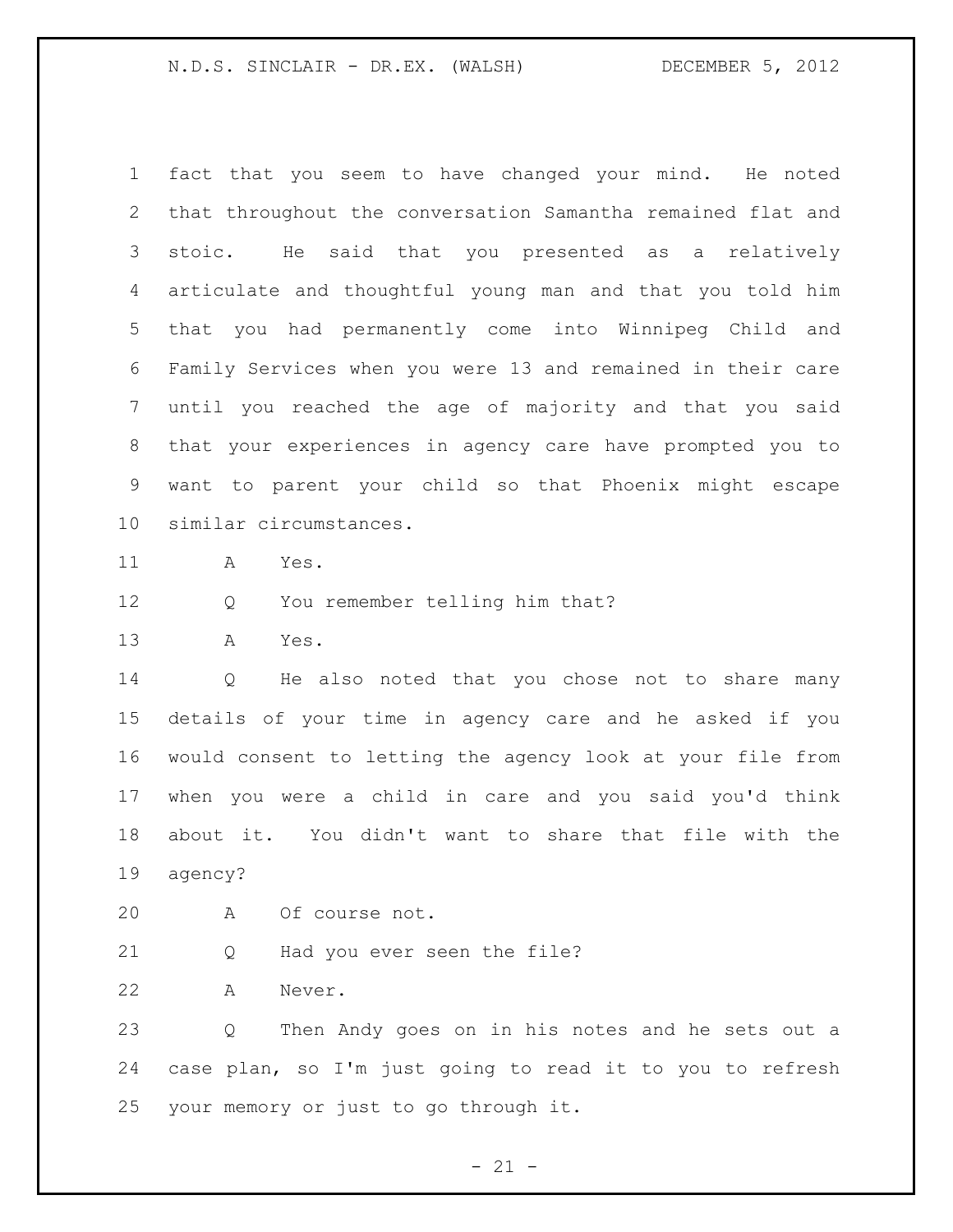fact that you seem to have changed your mind. He noted that throughout the conversation Samantha remained flat and stoic. He said that you presented as a relatively articulate and thoughtful young man and that you told him that you had permanently come into Winnipeg Child and Family Services when you were 13 and remained in their care until you reached the age of majority and that you said that your experiences in agency care have prompted you to want to parent your child so that Phoenix might escape similar circumstances.

A Yes.

Q You remember telling him that?

A Yes.

Q He also noted that you chose not to share many details of your time in agency care and he asked if you would consent to letting the agency look at your file from when you were a child in care and you said you'd think about it. You didn't want to share that file with the agency?

A Of course not.

Q Had you ever seen the file?

A Never.

Q Then Andy goes on in his notes and he sets out a case plan, so I'm just going to read it to you to refresh your memory or just to go through it.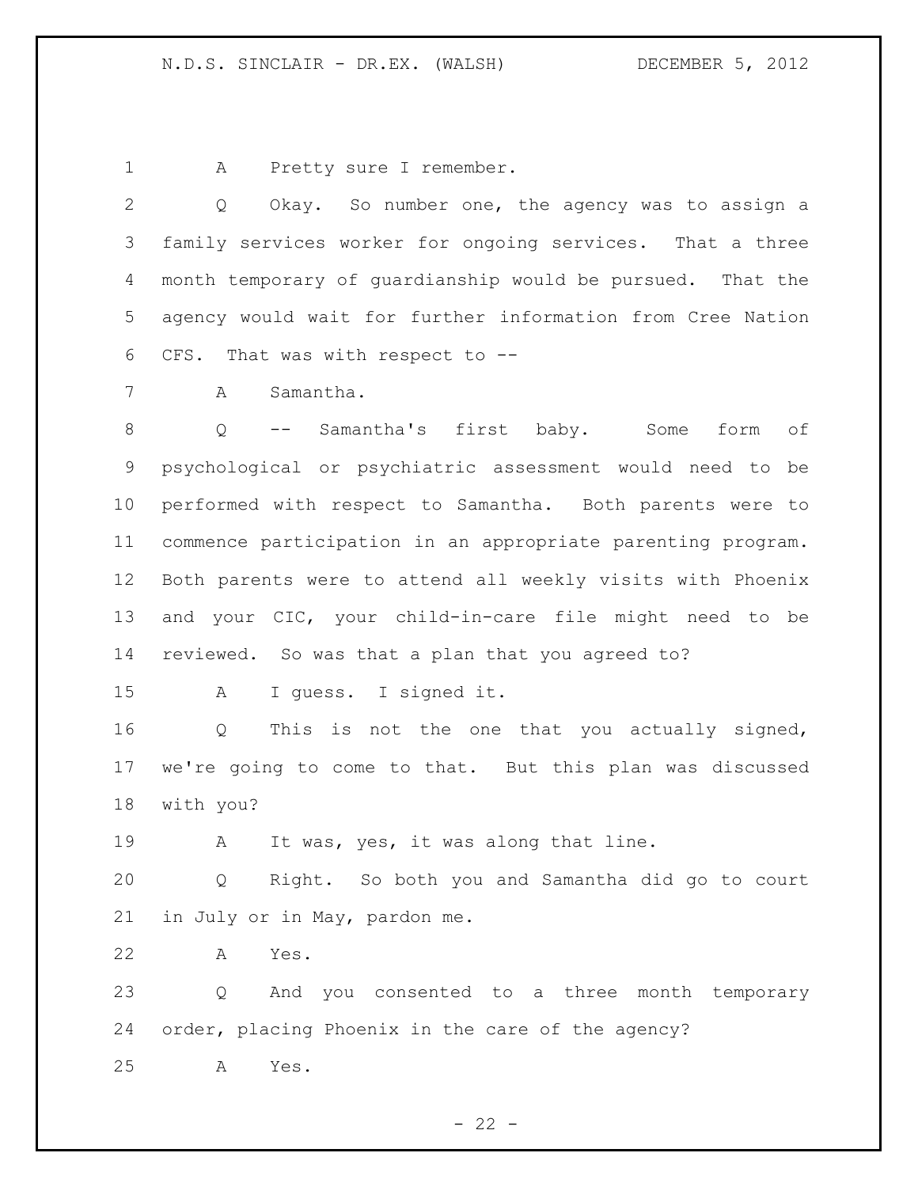A Pretty sure I remember.

Q Okay. So number one, the agency was to assign a family services worker for ongoing services. That a three month temporary of guardianship would be pursued. That the agency would wait for further information from Cree Nation CFS. That was with respect to --

A Samantha.

Q -- Samantha's first baby. Some form of psychological or psychiatric assessment would need to be performed with respect to Samantha. Both parents were to commence participation in an appropriate parenting program. Both parents were to attend all weekly visits with Phoenix and your CIC, your child-in-care file might need to be reviewed. So was that a plan that you agreed to?

A I guess. I signed it.

Q This is not the one that you actually signed, we're going to come to that. But this plan was discussed with you?

A It was, yes, it was along that line.

Q Right. So both you and Samantha did go to court in July or in May, pardon me.

A Yes.

Q And you consented to a three month temporary order, placing Phoenix in the care of the agency?

A Yes.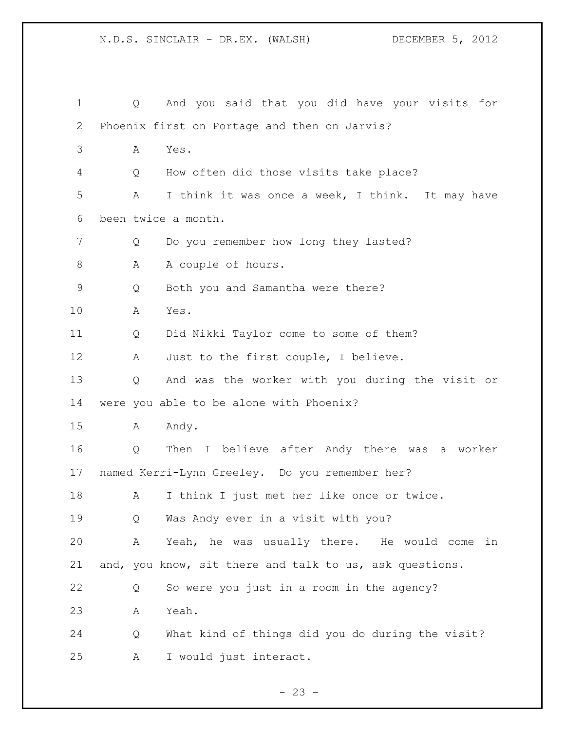1 Q And you said that you did have your visits for
2 Phoenix first on Portage and then on Jarvis?
3 A Yes.
4 Q How often did those visits take place?
5 A I think it was once a week, I think. It may have
6 been twice a month.
7 Q Do you remember how long they lasted?
8 A A couple of hours.
9 Q Both you and Samantha were there?
10 A Yes.
11 Q Did Nikki Taylor come to some of them?
12 A Just to the first couple, I believe.
13 Q And was the worker with you during the visit or
14 were you able to be alone with Phoenix?
15 A Andy.
16 Q Then I believe after Andy there was a worker
17 named Kerri-Lynn Greeley. Do you remember her?
18 A I think I just met her like once or twice.
19 Q Was Andy ever in a visit with you?
20 A Yeah, he was usually there. He would come in
21 and, you know, sit there and talk to us, ask questions.
22 Q So were you just in a room in the agency?
23 A Yeah.
24 Q What kind of things did you do during the visit?
25 A I would just interact.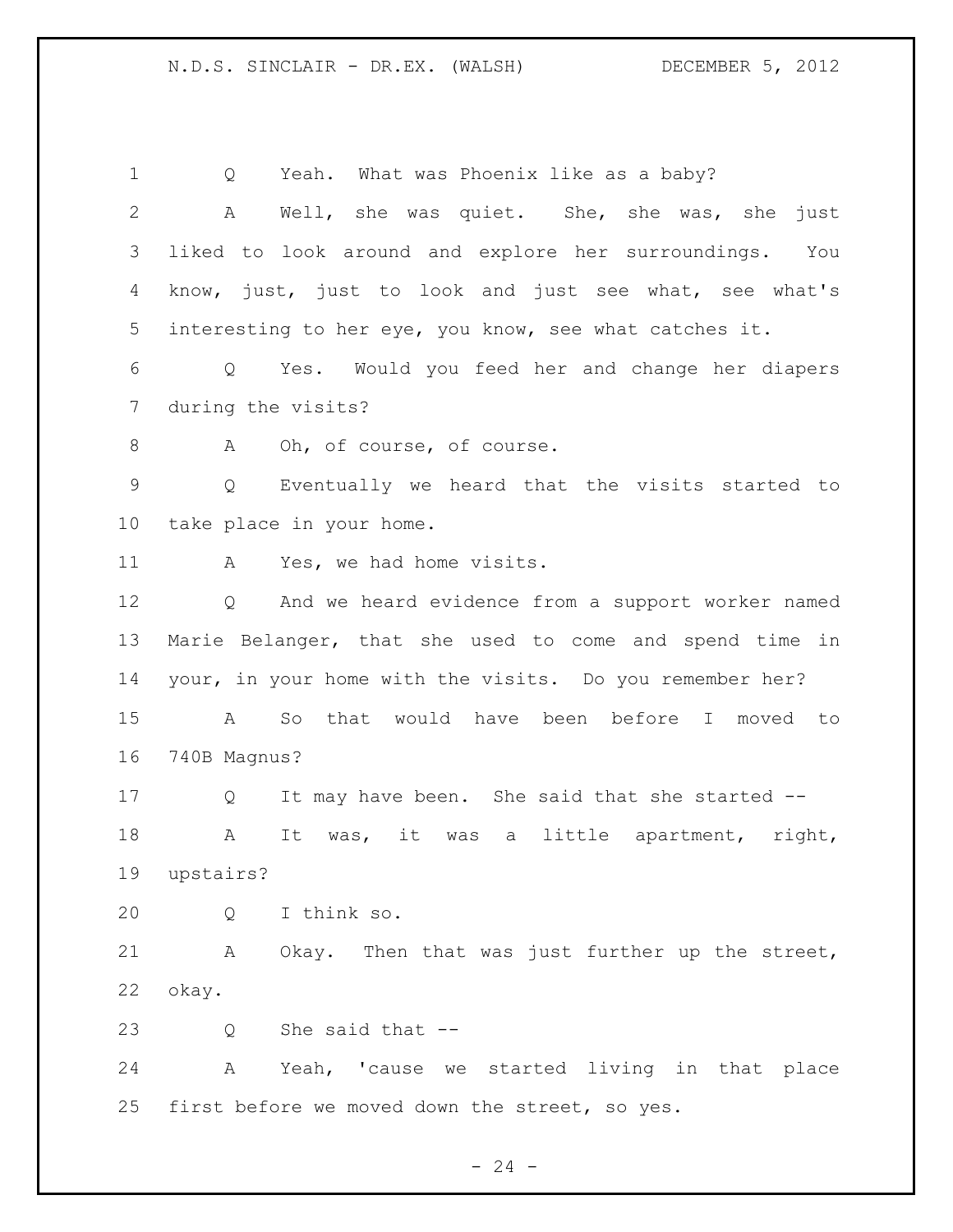Q Yeah. What was Phoenix like as a baby?

A Well, she was quiet. She, she was, she just liked to look around and explore her surroundings. You know, just, just to look and just see what, see what's interesting to her eye, you know, see what catches it.

Q Yes. Would you feed her and change her diapers during the visits?

A Oh, of course, of course.

Q Eventually we heard that the visits started to take place in your home.

A Yes, we had home visits.

Q And we heard evidence from a support worker named Marie Belanger, that she used to come and spend time in your, in your home with the visits. Do you remember her?

A So that would have been before I moved to 740B Magnus?

Q It may have been. She said that she started --

A It was, it was a little apartment, right, upstairs?

Q I think so.

A Okay. Then that was just further up the street, okay.

Q She said that --

A Yeah, 'cause we started living in that place first before we moved down the street, so yes.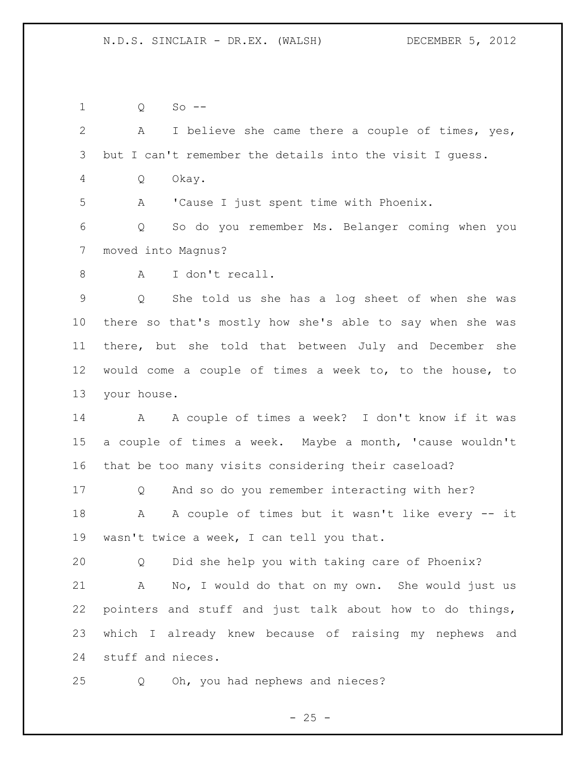Q So --

A I believe she came there a couple of times, yes, but I can't remember the details into the visit I guess.

Q Okay.

A 'Cause I just spent time with Phoenix.

Q So do you remember Ms. Belanger coming when you moved into Magnus?

A I don't recall.

Q She told us she has a log sheet of when she was there so that's mostly how she's able to say when she was there, but she told that between July and December she would come a couple of times a week to, to the house, to your house.

A A couple of times a week? I don't know if it was a couple of times a week. Maybe a month, 'cause wouldn't that be too many visits considering their caseload?

Q And so do you remember interacting with her?

A A couple of times but it wasn't like every -- it wasn't twice a week, I can tell you that.

Q Did she help you with taking care of Phoenix?

A No, I would do that on my own. She would just us pointers and stuff and just talk about how to do things, which I already knew because of raising my nephews and stuff and nieces.

Q Oh, you had nephews and nieces?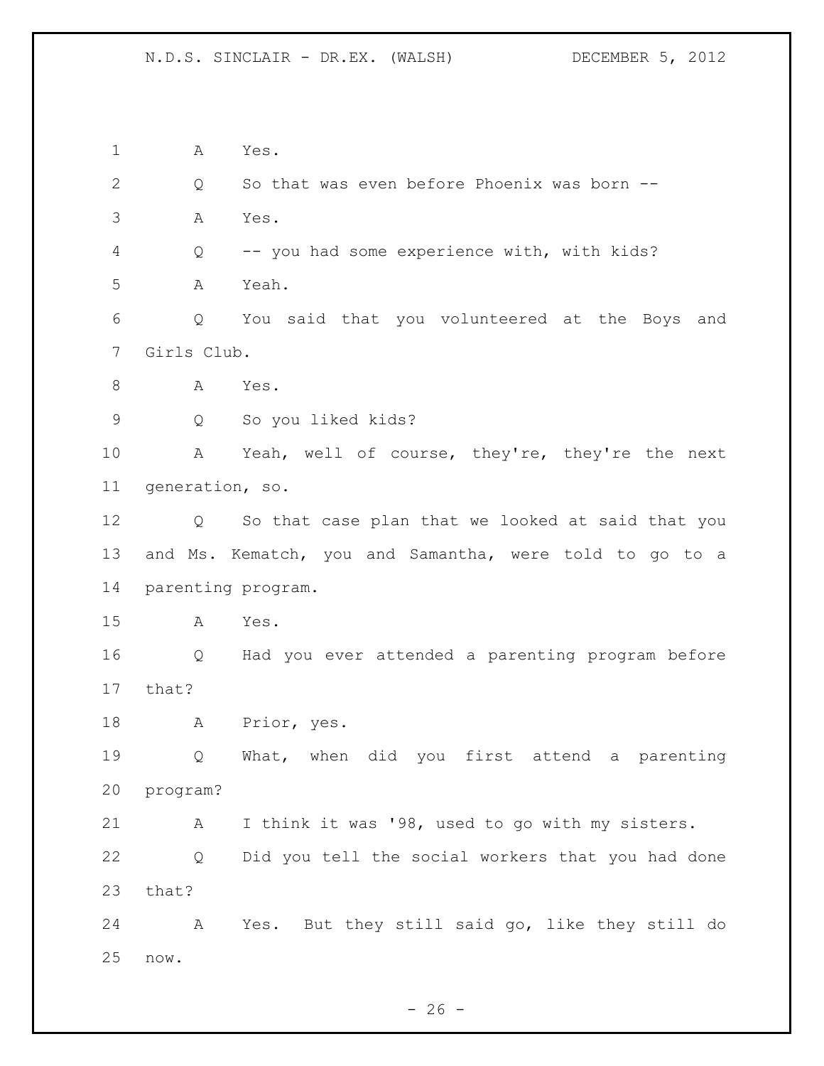A Yes.

Q So that was even before Phoenix was born --

A Yes.

Q -- you had some experience with, with kids?

A Yeah.

Q You said that you volunteered at the Boys and Girls Club.

A Yes.

Q So you liked kids?

A Yeah, well of course, they're, they're the next generation, so.

Q So that case plan that we looked at said that you and Ms. Kematch, you and Samantha, were told to go to a parenting program.

A Yes.

Q Had you ever attended a parenting program before that?

A Prior, yes.

Q What, when did you first attend a parenting program?

A I think it was '98, used to go with my sisters.

Q Did you tell the social workers that you had done that?

A Yes. But they still said go, like they still do now.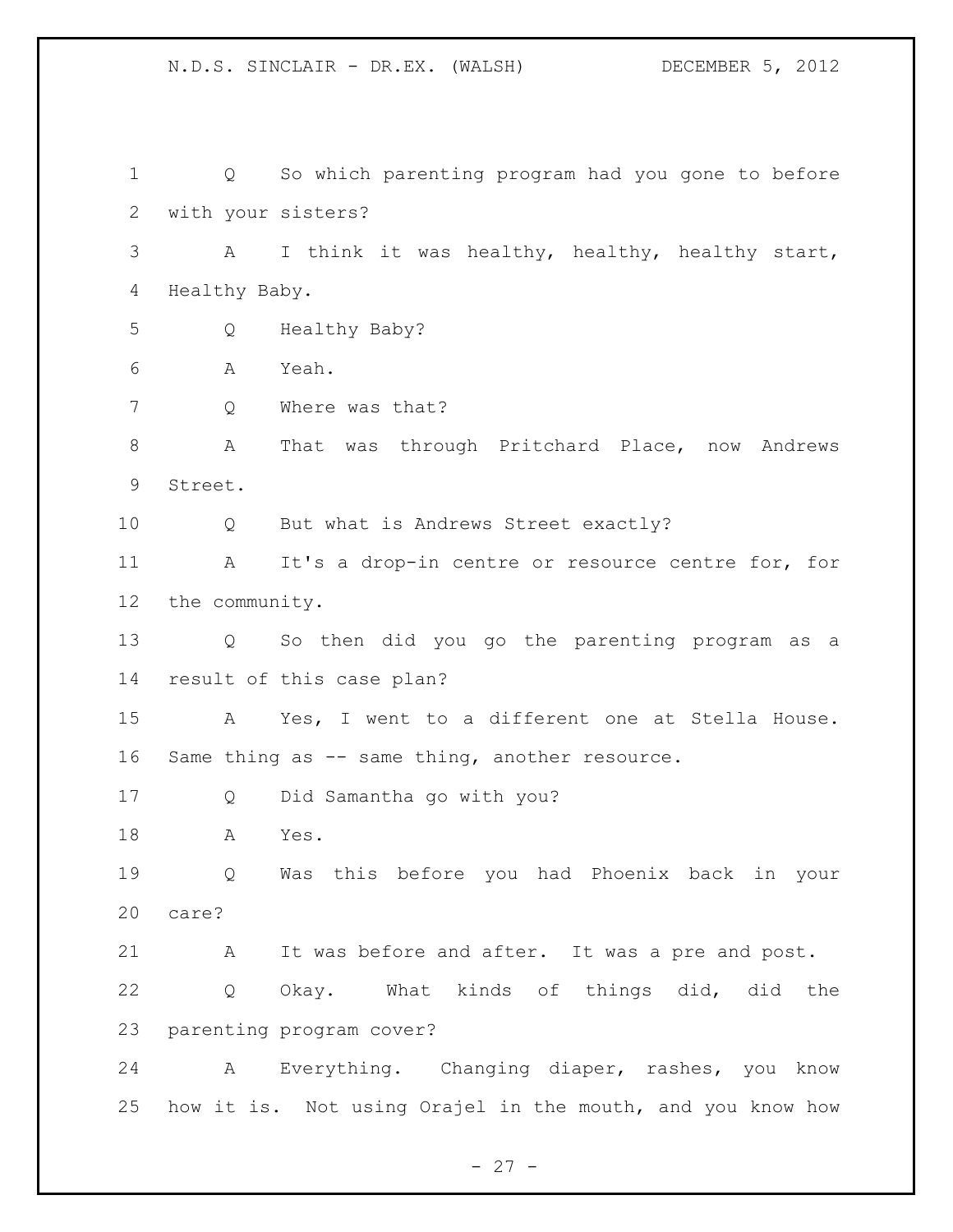Q So which parenting program had you gone to before with your sisters?

A I think it was healthy, healthy, healthy start, Healthy Baby.

Q Healthy Baby?

A Yeah.

Q Where was that?

A That was through Pritchard Place, now Andrews Street.

Q But what is Andrews Street exactly?

A It's a drop-in centre or resource centre for, for the community.

Q So then did you go the parenting program as a result of this case plan?

A Yes, I went to a different one at Stella House. Same thing as -- same thing, another resource.

Q Did Samantha go with you?

A Yes.

Q Was this before you had Phoenix back in your care?

A It was before and after. It was a pre and post.

Q Okay. What kinds of things did, did the parenting program cover?

A Everything. Changing diaper, rashes, you know how it is. Not using Orajel in the mouth, and you know how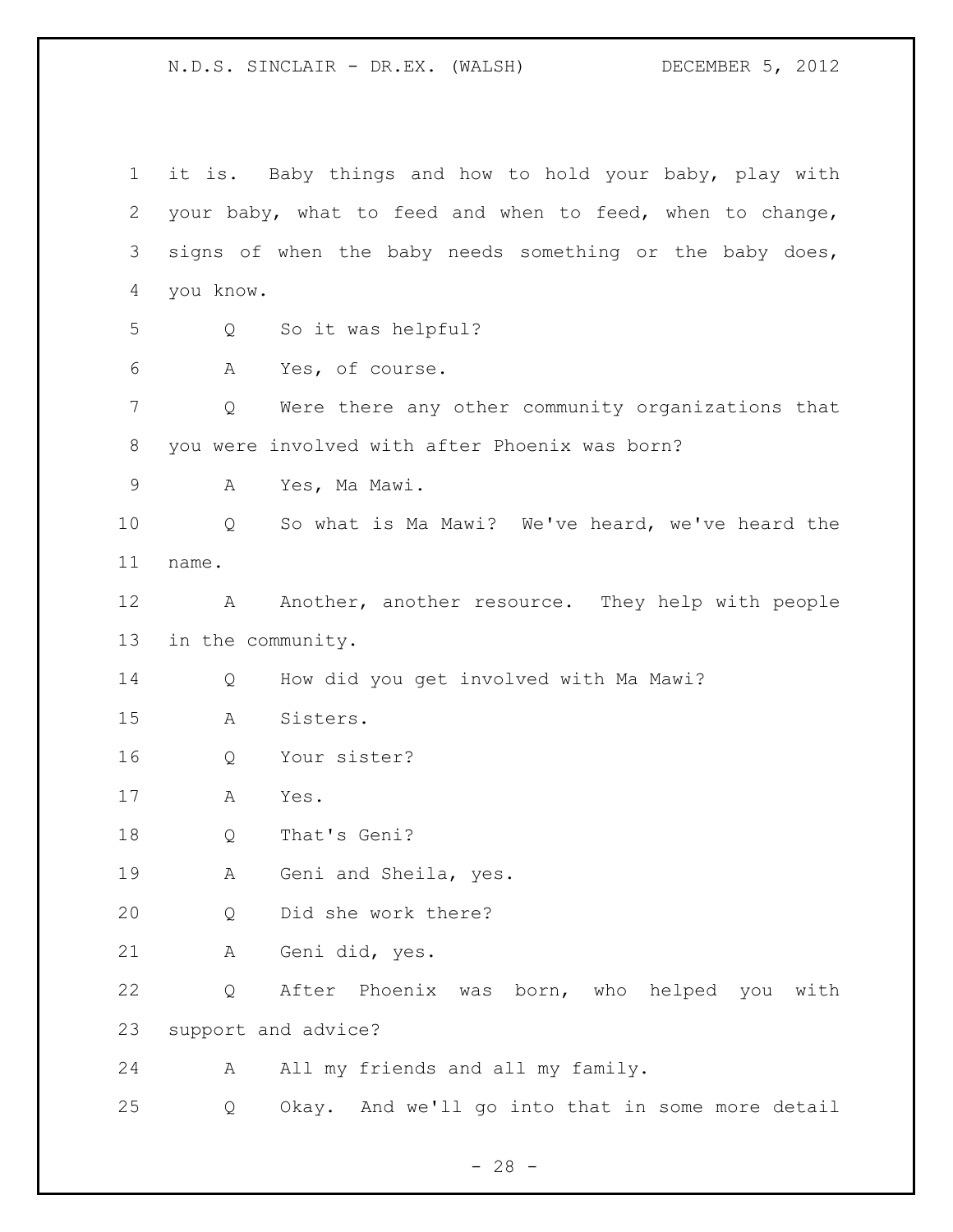it is. Baby things and how to hold your baby, play with your baby, what to feed and when to feed, when to change, signs of when the baby needs something or the baby does, you know.

Q So it was helpful?

A Yes, of course.

Q Were there any other community organizations that you were involved with after Phoenix was born?

A Yes, Ma Mawi.

Q So what is Ma Mawi? We've heard, we've heard the name.

A Another, another resource. They help with people in the community.

Q How did you get involved with Ma Mawi?

A Sisters.

Q Your sister?

A Yes.

Q That's Geni?

A Geni and Sheila, yes.

Q Did she work there?

A Geni did, yes.

Q After Phoenix was born, who helped you with support and advice?

A All my friends and all my family.

Q Okay. And we'll go into that in some more detail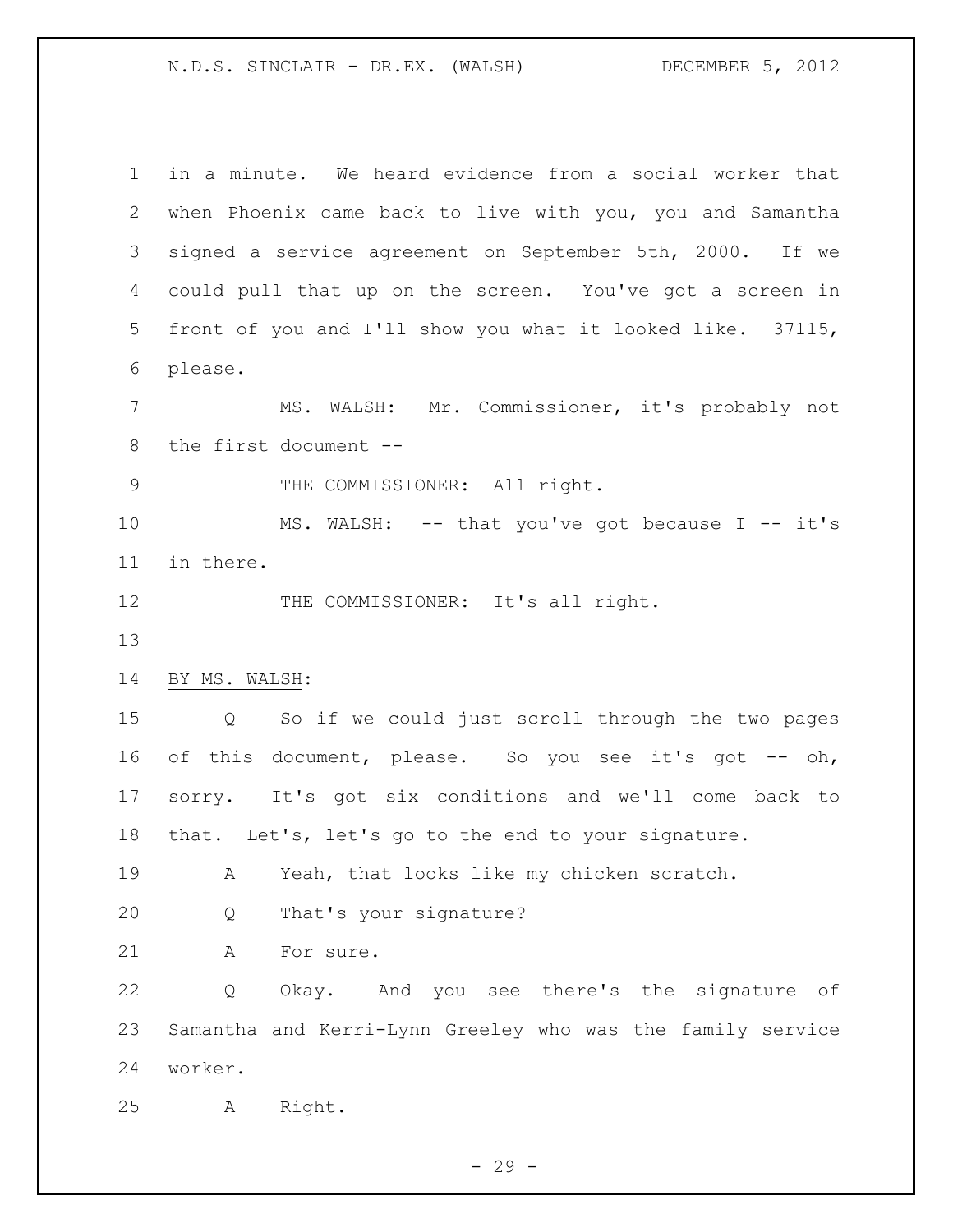in a minute. We heard evidence from a social worker that when Phoenix came back to live with you, you and Samantha signed a service agreement on September 5th, 2000. If we could pull that up on the screen. You've got a screen in front of you and I'll show you what it looked like. 37115, please.

MS. WALSH: Mr. Commissioner, it's probably not the first document --

THE COMMISSIONER: All right.

MS. WALSH: -- that you've got because I -- it's in there.

THE COMMISSIONER: It's all right.

BY MS. WALSH:

Q So if we could just scroll through the two pages of this document, please. So you see it's got -- oh, sorry. It's got six conditions and we'll come back to that. Let's, let's go to the end to your signature.

A Yeah, that looks like my chicken scratch.

Q That's your signature?

A For sure.

Q Okay. And you see there's the signature of Samantha and Kerri-Lynn Greeley who was the family service worker.

A Right.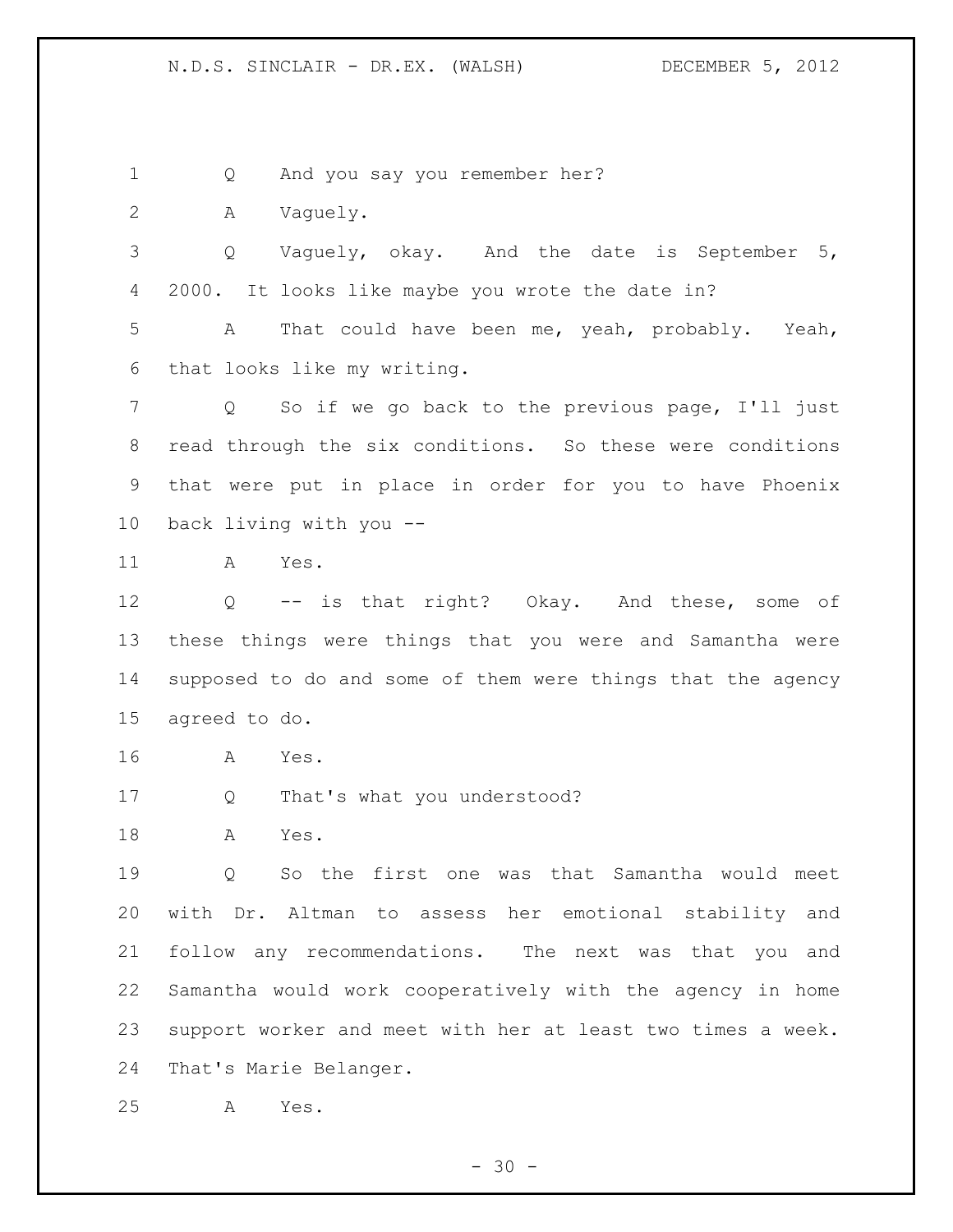Q And you say you remember her?

A Vaguely.

Q Vaguely, okay. And the date is September 5, 2000. It looks like maybe you wrote the date in?

A That could have been me, yeah, probably. Yeah, that looks like my writing.

Q So if we go back to the previous page, I'll just read through the six conditions. So these were conditions that were put in place in order for you to have Phoenix back living with you --

A Yes.

Q -- is that right? Okay. And these, some of these things were things that you were and Samantha were supposed to do and some of them were things that the agency agreed to do.

A Yes.

Q That's what you understood?

A Yes.

Q So the first one was that Samantha would meet with Dr. Altman to assess her emotional stability and follow any recommendations. The next was that you and Samantha would work cooperatively with the agency in home support worker and meet with her at least two times a week. That's Marie Belanger.

A Yes.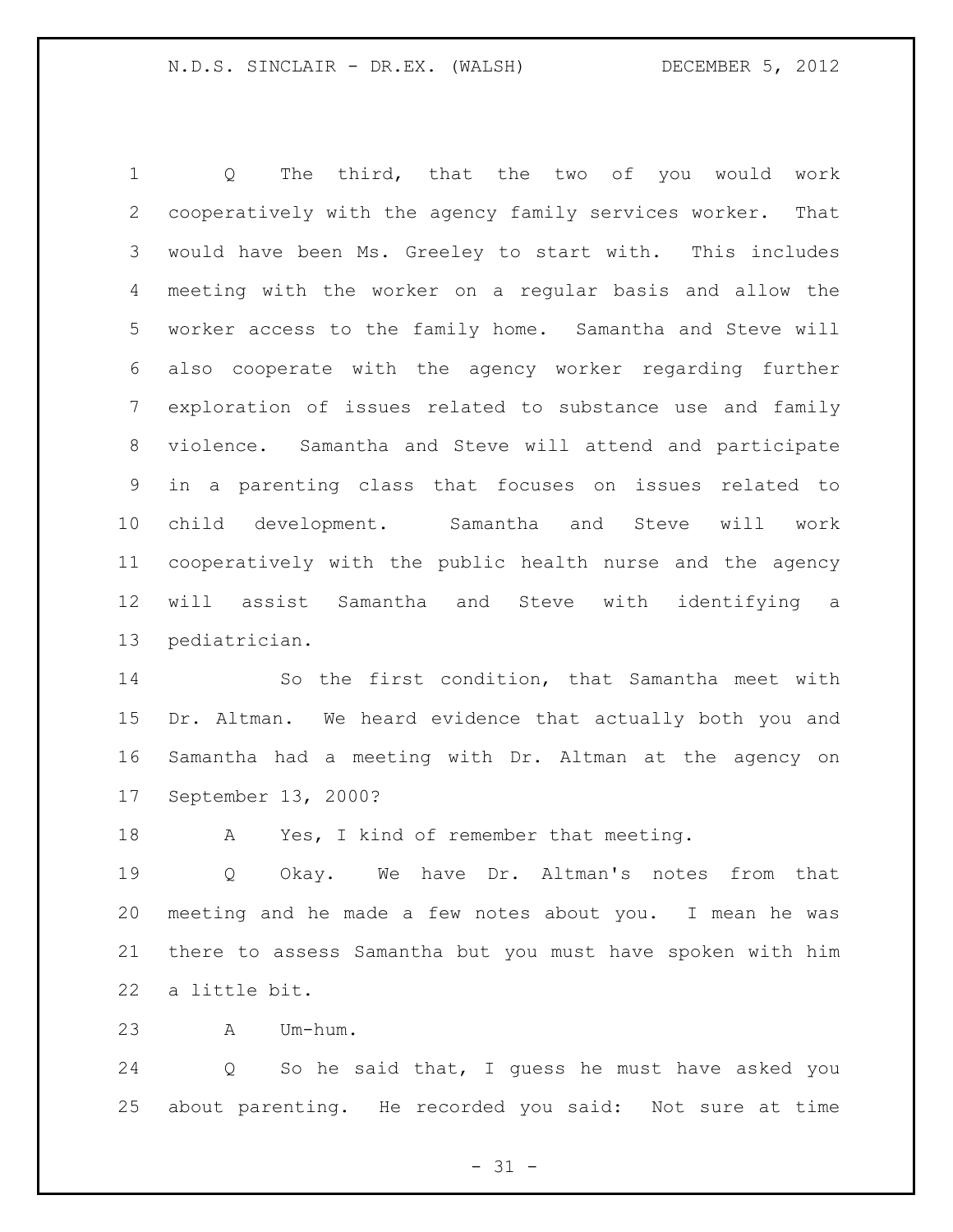Q The third, that the two of you would work cooperatively with the agency family services worker. That would have been Ms. Greeley to start with. This includes meeting with the worker on a regular basis and allow the worker access to the family home. Samantha and Steve will also cooperate with the agency worker regarding further exploration of issues related to substance use and family violence. Samantha and Steve will attend and participate in a parenting class that focuses on issues related to child development. Samantha and Steve will work cooperatively with the public health nurse and the agency will assist Samantha and Steve with identifying a pediatrician.

So the first condition, that Samantha meet with Dr. Altman. We heard evidence that actually both you and Samantha had a meeting with Dr. Altman at the agency on September 13, 2000?

A Yes, I kind of remember that meeting.

Q Okay. We have Dr. Altman's notes from that meeting and he made a few notes about you. I mean he was there to assess Samantha but you must have spoken with him a little bit.

A Um-hum.

Q So he said that, I guess he must have asked you about parenting. He recorded you said: Not sure at time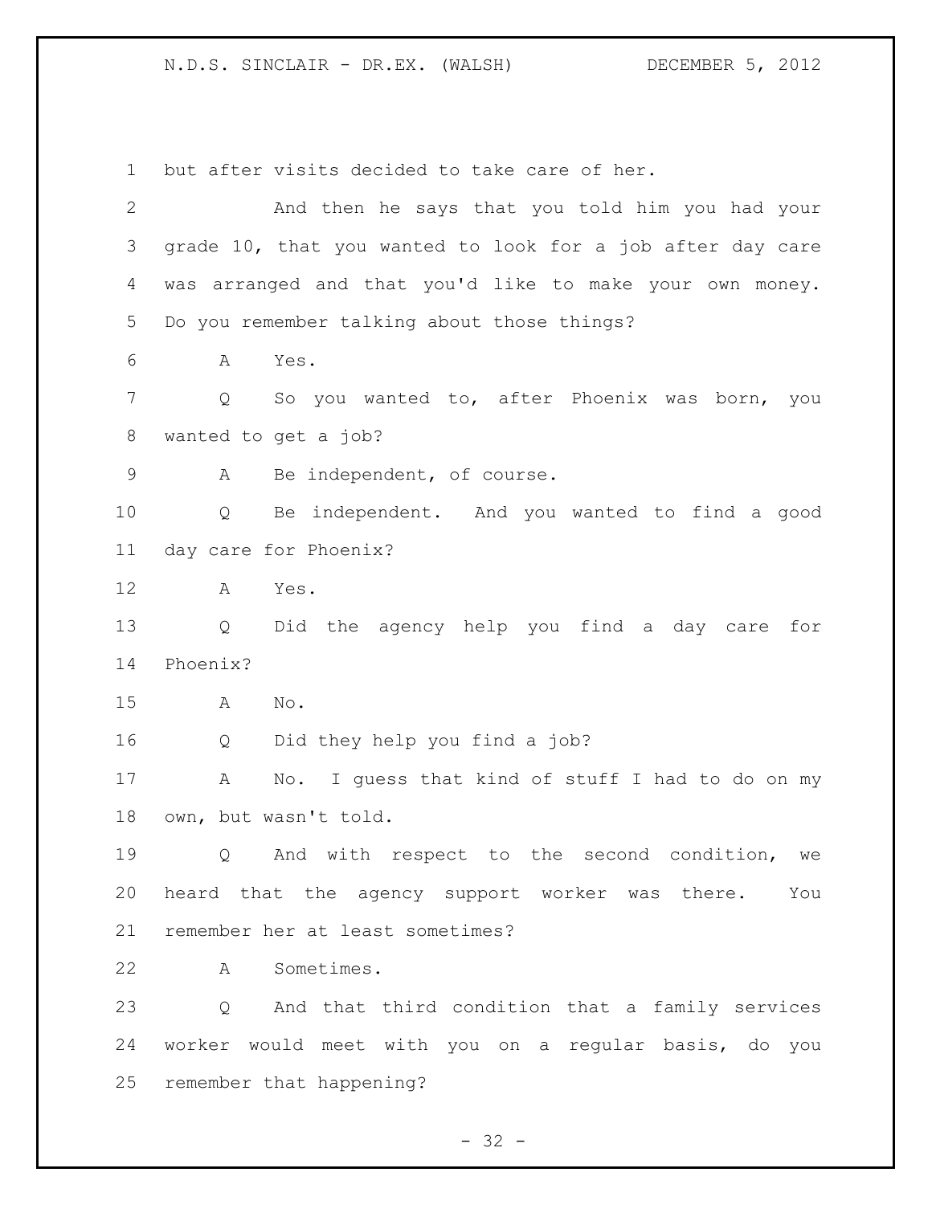but after visits decided to take care of her.

And then he says that you told him you had your grade 10, that you wanted to look for a job after day care was arranged and that you'd like to make your own money. Do you remember talking about those things?

A Yes.

Q So you wanted to, after Phoenix was born, you wanted to get a job?

A Be independent, of course.

Q Be independent. And you wanted to find a good day care for Phoenix?

A Yes.

Q Did the agency help you find a day care for Phoenix?

A No.

Q Did they help you find a job?

A No. I guess that kind of stuff I had to do on my own, but wasn't told.

Q And with respect to the second condition, we heard that the agency support worker was there. You remember her at least sometimes?

A Sometimes.

Q And that third condition that a family services worker would meet with you on a regular basis, do you remember that happening?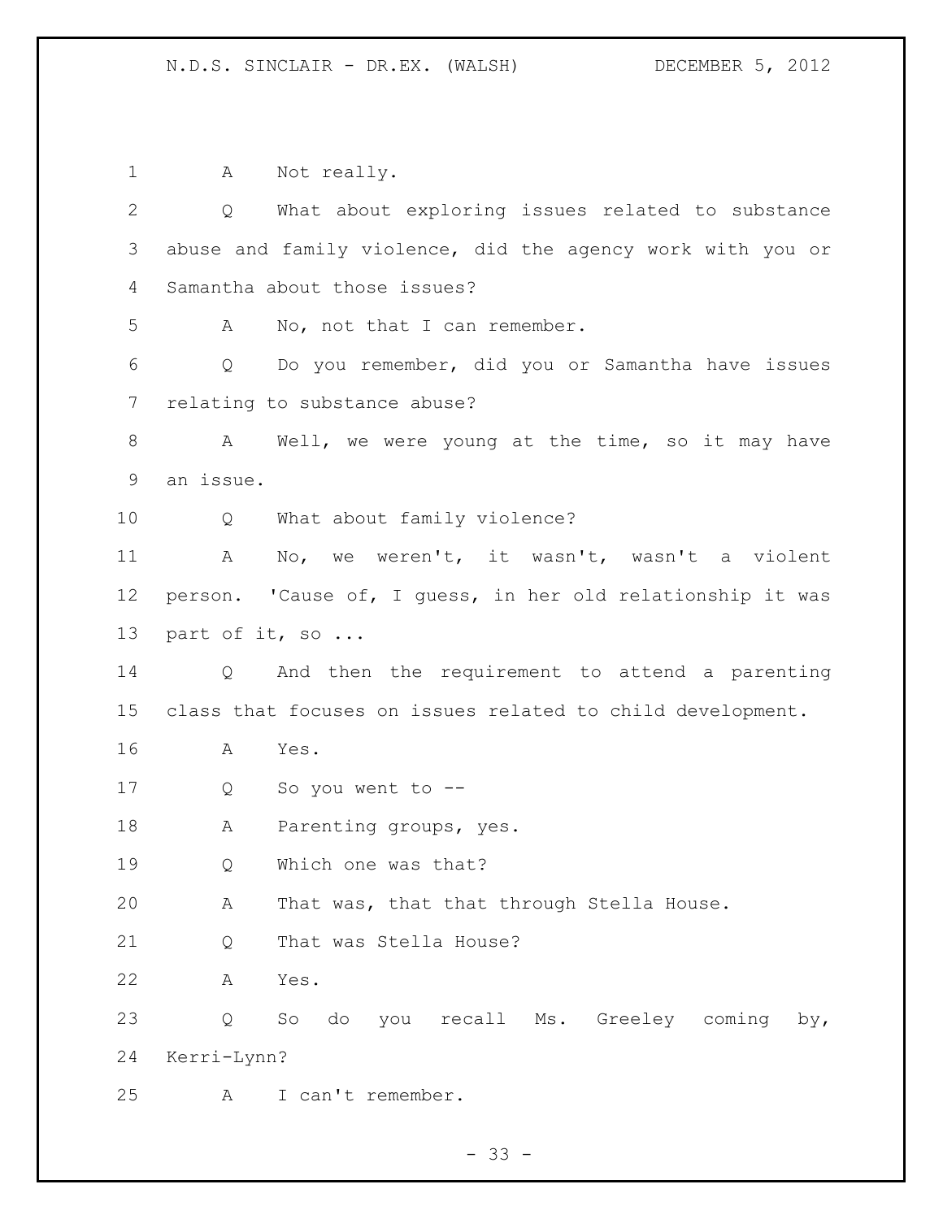A Not really.

Q What about exploring issues related to substance abuse and family violence, did the agency work with you or Samantha about those issues?

A No, not that I can remember.

Q Do you remember, did you or Samantha have issues relating to substance abuse?

A Well, we were young at the time, so it may have an issue.

Q What about family violence?

A No, we weren't, it wasn't, wasn't a violent person. 'Cause of, I guess, in her old relationship it was part of it, so ...

Q And then the requirement to attend a parenting class that focuses on issues related to child development.

A Yes.

Q So you went to --

A Parenting groups, yes.

Q Which one was that?

A That was, that that through Stella House.

Q That was Stella House?

A Yes.

Q So do you recall Ms. Greeley coming by, Kerri-Lynn?

A I can't remember.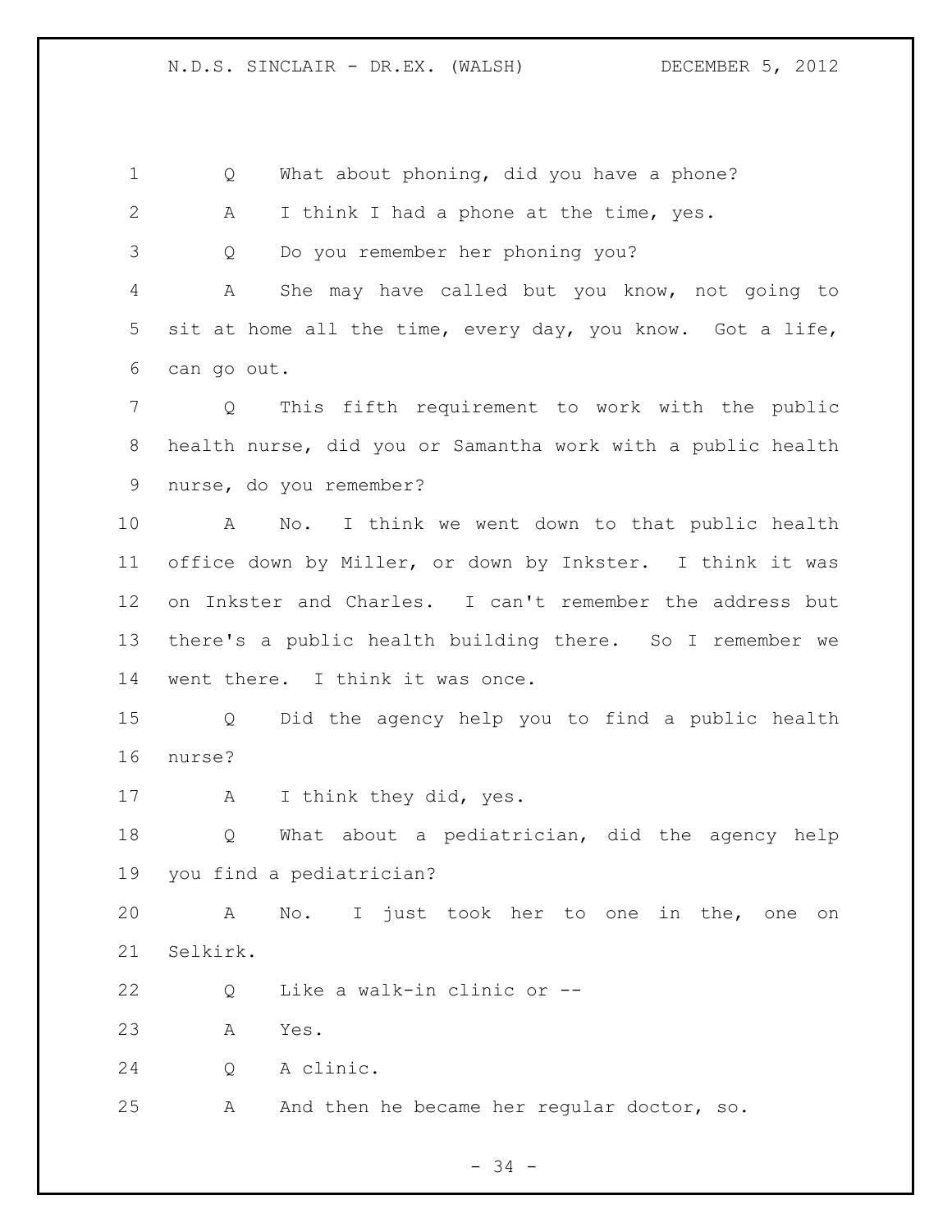Q What about phoning, did you have a phone?

A I think I had a phone at the time, yes.

Q Do you remember her phoning you?

A She may have called but you know, not going to sit at home all the time, every day, you know. Got a life, can go out.

Q This fifth requirement to work with the public health nurse, did you or Samantha work with a public health nurse, do you remember?

A No. I think we went down to that public health office down by Miller, or down by Inkster. I think it was on Inkster and Charles. I can't remember the address but there's a public health building there. So I remember we went there. I think it was once.

Q Did the agency help you to find a public health nurse?

A I think they did, yes.

Q What about a pediatrician, did the agency help you find a pediatrician?

A No. I just took her to one in the, one on Selkirk.

Q Like a walk-in clinic or --

A Yes.

Q A clinic.

A And then he became her regular doctor, so.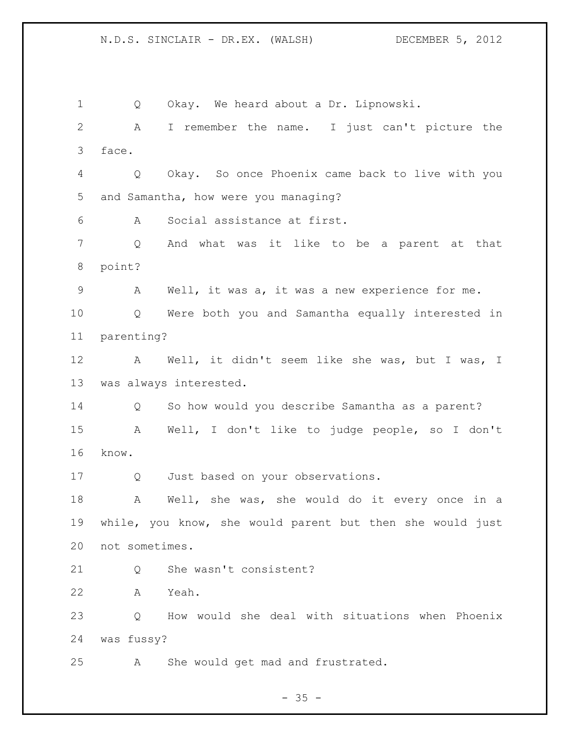Q Okay. We heard about a Dr. Lipnowski.

A I remember the name. I just can't picture the face.

Q Okay. So once Phoenix came back to live with you and Samantha, how were you managing?

A Social assistance at first.

Q And what was it like to be a parent at that point?

A Well, it was a, it was a new experience for me.

Q Were both you and Samantha equally interested in parenting?

A Well, it didn't seem like she was, but I was, I was always interested.

Q So how would you describe Samantha as a parent?

A Well, I don't like to judge people, so I don't know.

Q Just based on your observations.

A Well, she was, she would do it every once in a while, you know, she would parent but then she would just not sometimes.

Q She wasn't consistent?

A Yeah.

Q How would she deal with situations when Phoenix was fussy?

A She would get mad and frustrated.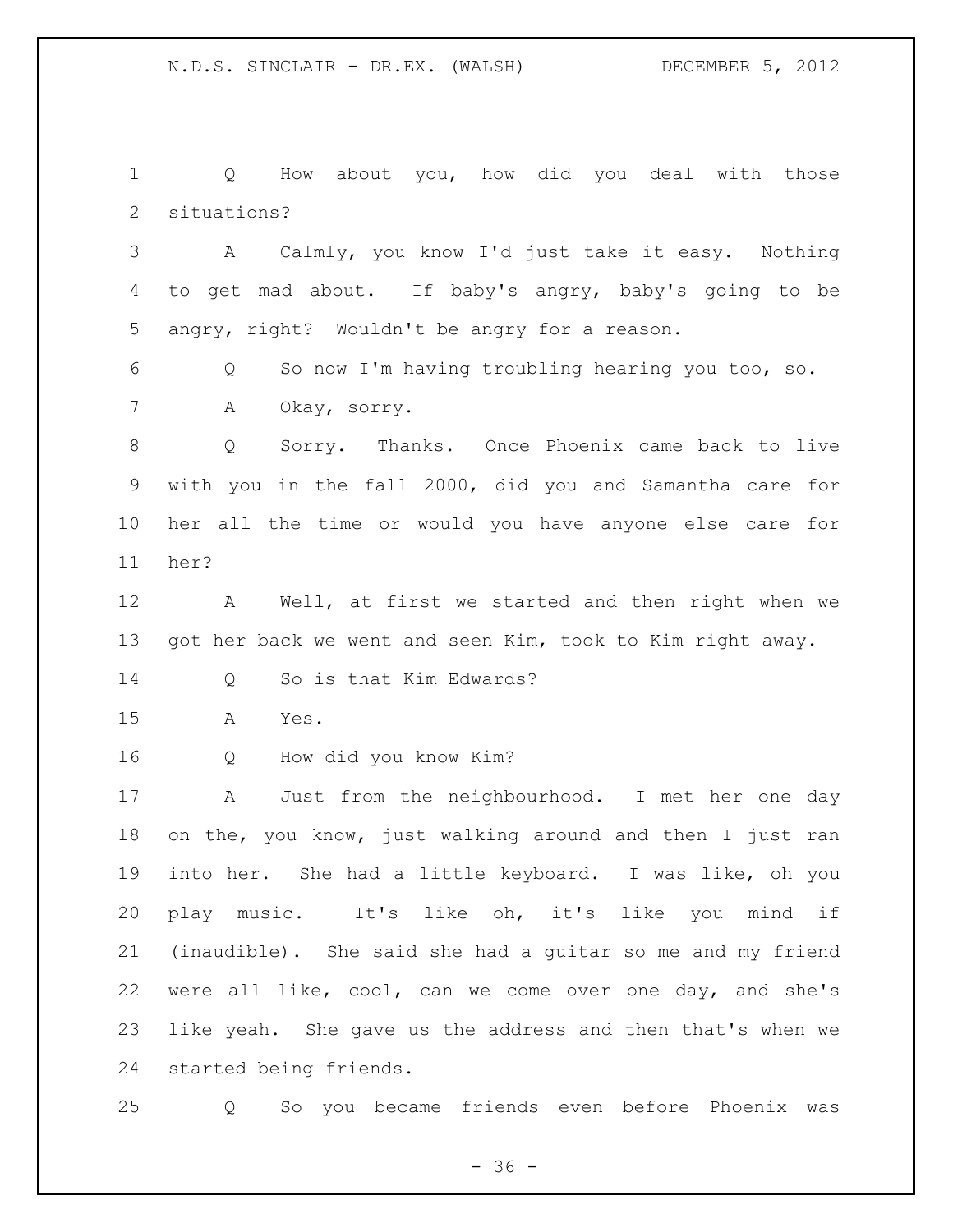Q How about you, how did you deal with those situations?

A Calmly, you know I'd just take it easy. Nothing to get mad about. If baby's angry, baby's going to be angry, right? Wouldn't be angry for a reason.

Q So now I'm having troubling hearing you too, so.

A Okay, sorry.

Q Sorry. Thanks. Once Phoenix came back to live with you in the fall 2000, did you and Samantha care for her all the time or would you have anyone else care for her?

A Well, at first we started and then right when we got her back we went and seen Kim, took to Kim right away.

Q So is that Kim Edwards?

A Yes.

Q How did you know Kim?

A Just from the neighbourhood. I met her one day on the, you know, just walking around and then I just ran into her. She had a little keyboard. I was like, oh you play music. It's like oh, it's like you mind if (inaudible). She said she had a guitar so me and my friend were all like, cool, can we come over one day, and she's like yeah. She gave us the address and then that's when we started being friends.

Q So you became friends even before Phoenix was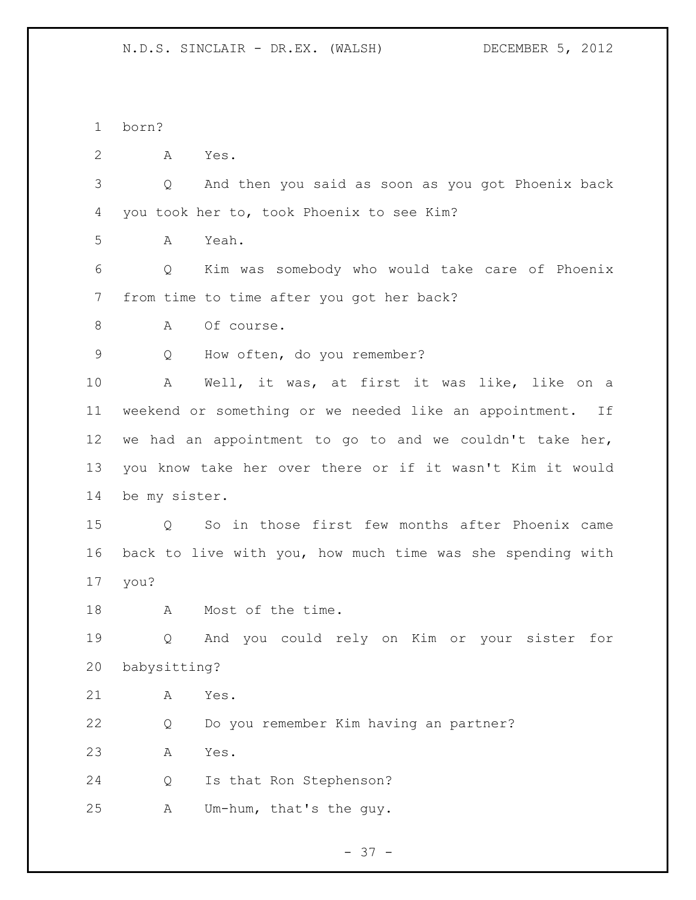born?

A Yes.

Q And then you said as soon as you got Phoenix back you took her to, took Phoenix to see Kim?

A Yeah.

Q Kim was somebody who would take care of Phoenix from time to time after you got her back?

A Of course.

Q How often, do you remember?

A Well, it was, at first it was like, like on a weekend or something or we needed like an appointment. If we had an appointment to go to and we couldn't take her, you know take her over there or if it wasn't Kim it would be my sister.

Q So in those first few months after Phoenix came back to live with you, how much time was she spending with you?

A Most of the time.

Q And you could rely on Kim or your sister for babysitting?

A Yes.

Q Do you remember Kim having an partner?

A Yes.

Q Is that Ron Stephenson?

A Um-hum, that's the guy.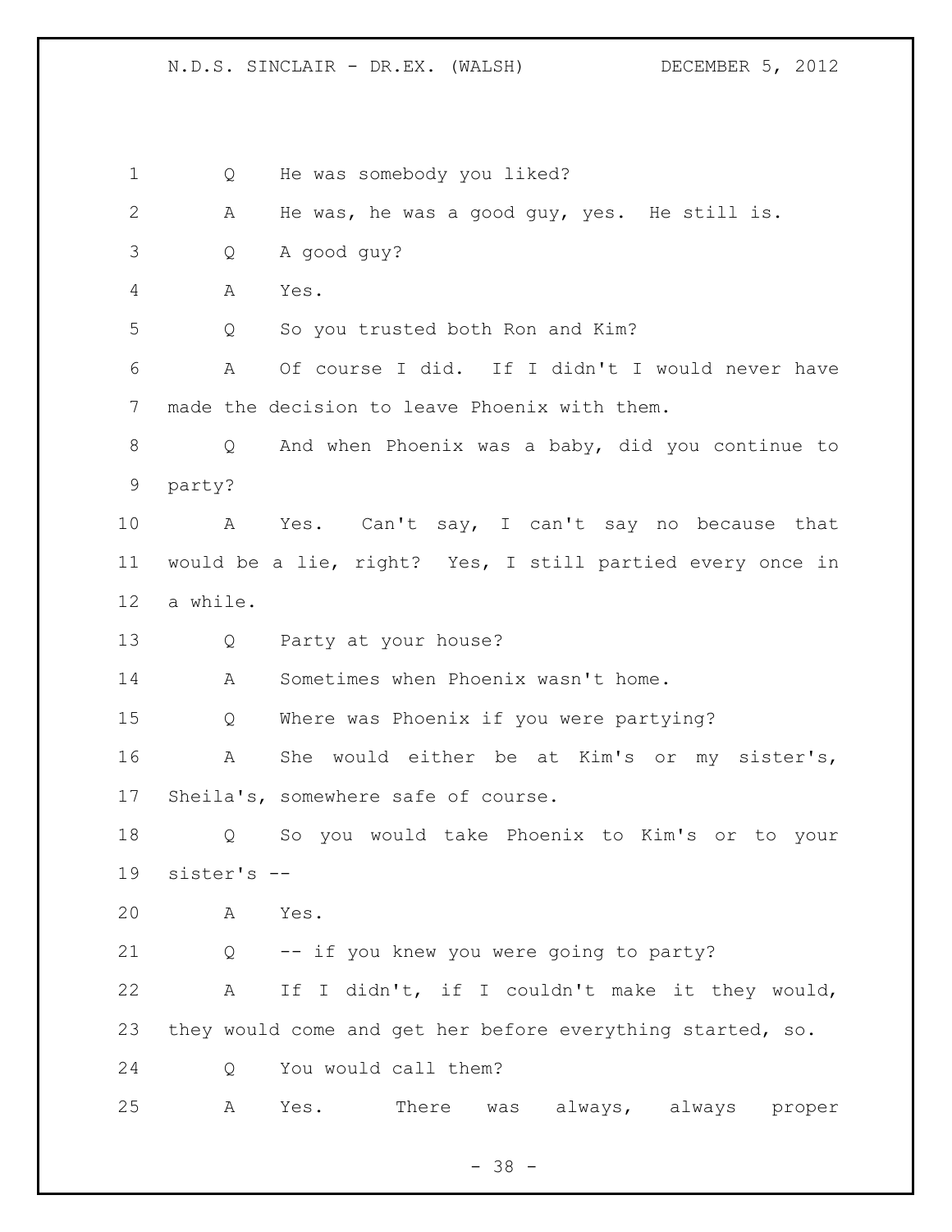Q He was somebody you liked?

A He was, he was a good guy, yes. He still is.

Q A good guy?

A Yes.

Q So you trusted both Ron and Kim?

A Of course I did. If I didn't I would never have made the decision to leave Phoenix with them.

Q And when Phoenix was a baby, did you continue to party?

A Yes. Can't say, I can't say no because that would be a lie, right? Yes, I still partied every once in a while.

Q Party at your house?

A Sometimes when Phoenix wasn't home.

Q Where was Phoenix if you were partying?

A She would either be at Kim's or my sister's, Sheila's, somewhere safe of course.

Q So you would take Phoenix to Kim's or to your sister's --

A Yes.

Q -- if you knew you were going to party?

A If I didn't, if I couldn't make it they would, they would come and get her before everything started, so.

Q You would call them?

A Yes. There was always, always proper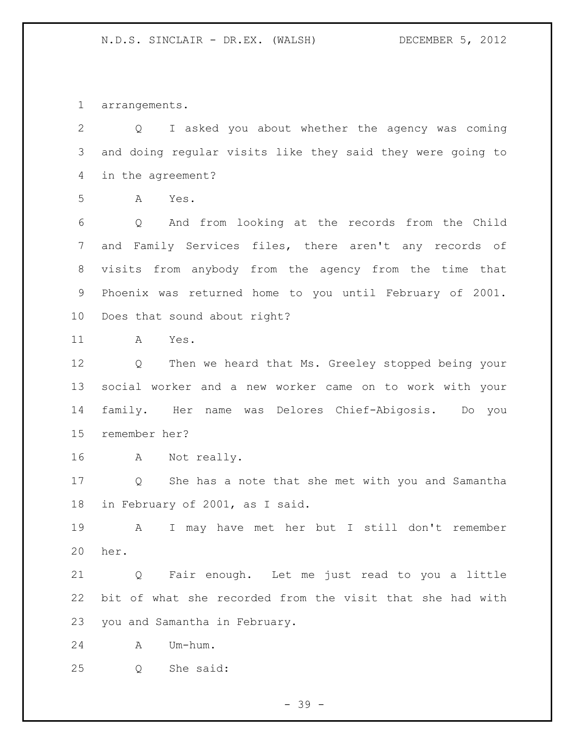arrangements.

Q I asked you about whether the agency was coming and doing regular visits like they said they were going to in the agreement?

A Yes.

Q And from looking at the records from the Child and Family Services files, there aren't any records of visits from anybody from the agency from the time that Phoenix was returned home to you until February of 2001. Does that sound about right?

A Yes.

Q Then we heard that Ms. Greeley stopped being your social worker and a new worker came on to work with your family. Her name was Delores Chief-Abigosis. Do you remember her?

A Not really.

Q She has a note that she met with you and Samantha in February of 2001, as I said.

A I may have met her but I still don't remember her.

Q Fair enough. Let me just read to you a little bit of what she recorded from the visit that she had with you and Samantha in February.

A Um-hum.

Q She said: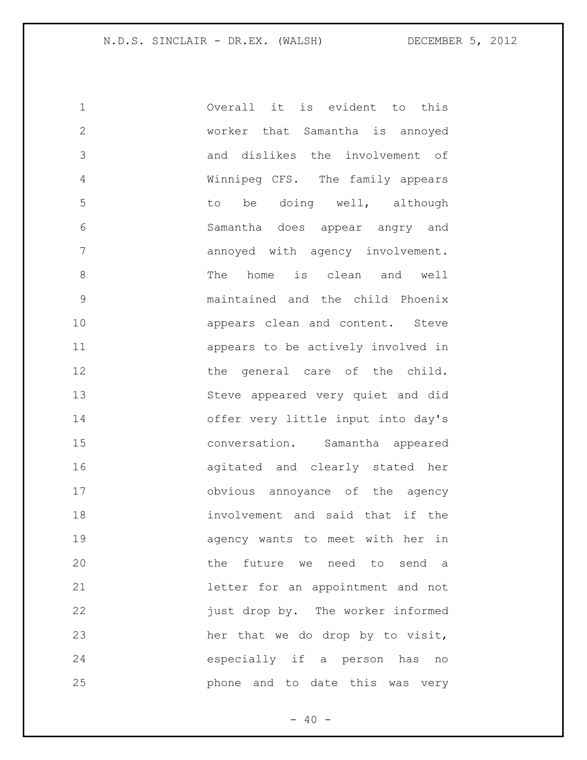Overall it is evident to this worker that Samantha is annoyed and dislikes the involvement of Winnipeg CFS. The family appears to be doing well, although Samantha does appear angry and annoyed with agency involvement. The home is clean and well maintained and the child Phoenix appears clean and content. Steve appears to be actively involved in the general care of the child. Steve appeared very quiet and did offer very little input into day's conversation. Samantha appeared agitated and clearly stated her obvious annoyance of the agency involvement and said that if the agency wants to meet with her in the future we need to send a letter for an appointment and not just drop by. The worker informed her that we do drop by to visit, especially if a person has no phone and to date this was very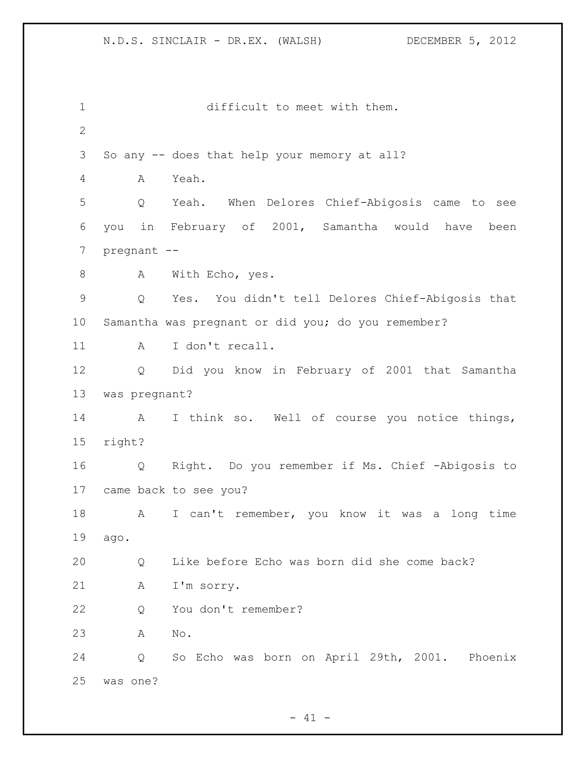difficult to meet with them.

So any -- does that help your memory at all?

A Yeah.

Q Yeah. When Delores Chief-Abigosis came to see you in February of 2001, Samantha would have been pregnant --

A With Echo, yes.

Q Yes. You didn't tell Delores Chief-Abigosis that Samantha was pregnant or did you; do you remember?

A I don't recall.

Q Did you know in February of 2001 that Samantha was pregnant?

A I think so. Well of course you notice things, right?

Q Right. Do you remember if Ms. Chief -Abigosis to came back to see you?

A I can't remember, you know it was a long time ago.

Q Like before Echo was born did she come back?

A I'm sorry.

Q You don't remember?

A No.

Q So Echo was born on April 29th, 2001. Phoenix was one?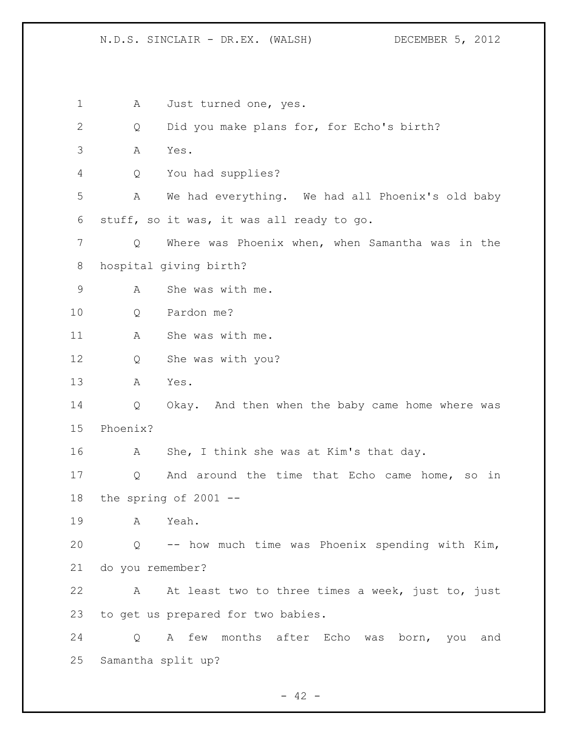A Just turned one, yes.

Q Did you make plans for, for Echo's birth?

A Yes.

Q You had supplies?

A We had everything. We had all Phoenix's old baby stuff, so it was, it was all ready to go.

Q Where was Phoenix when, when Samantha was in the hospital giving birth?

A She was with me.

Q Pardon me?

A She was with me.

Q She was with you?

A Yes.

Q Okay. And then when the baby came home where was Phoenix?

A She, I think she was at Kim's that day.

Q And around the time that Echo came home, so in the spring of 2001 --

A Yeah.

Q -- how much time was Phoenix spending with Kim, do you remember?

A At least two to three times a week, just to, just to get us prepared for two babies.

Q A few months after Echo was born, you and Samantha split up?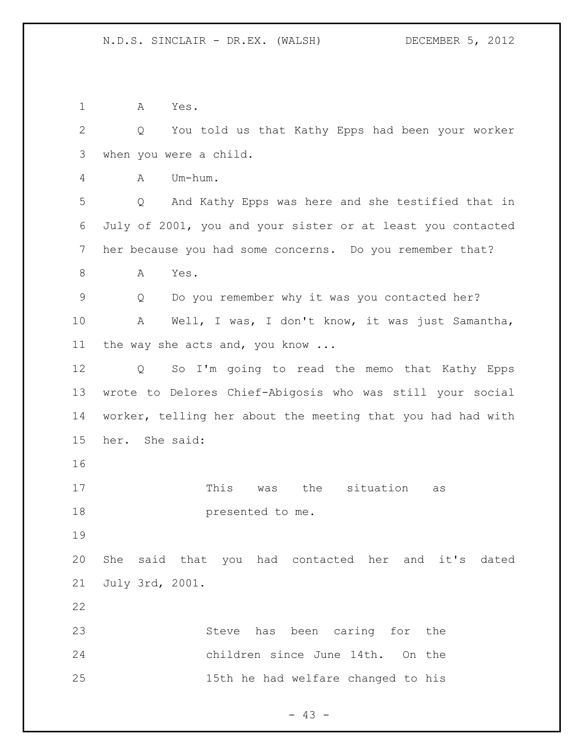A Yes.

Q You told us that Kathy Epps had been your worker when you were a child.

A Um-hum.

Q And Kathy Epps was here and she testified that in July of 2001, you and your sister or at least you contacted her because you had some concerns. Do you remember that?

A Yes.

Q Do you remember why it was you contacted her?

A Well, I was, I don't know, it was just Samantha, the way she acts and, you know ...

Q So I'm going to read the memo that Kathy Epps wrote to Delores Chief-Abigosis who was still your social worker, telling her about the meeting that you had had with her. She said:

> This was the situation as presented to me.

She said that you had contacted her and it's dated July 3rd, 2001.

> Steve has been caring for the children since June 14th. On the 15th he had welfare changed to his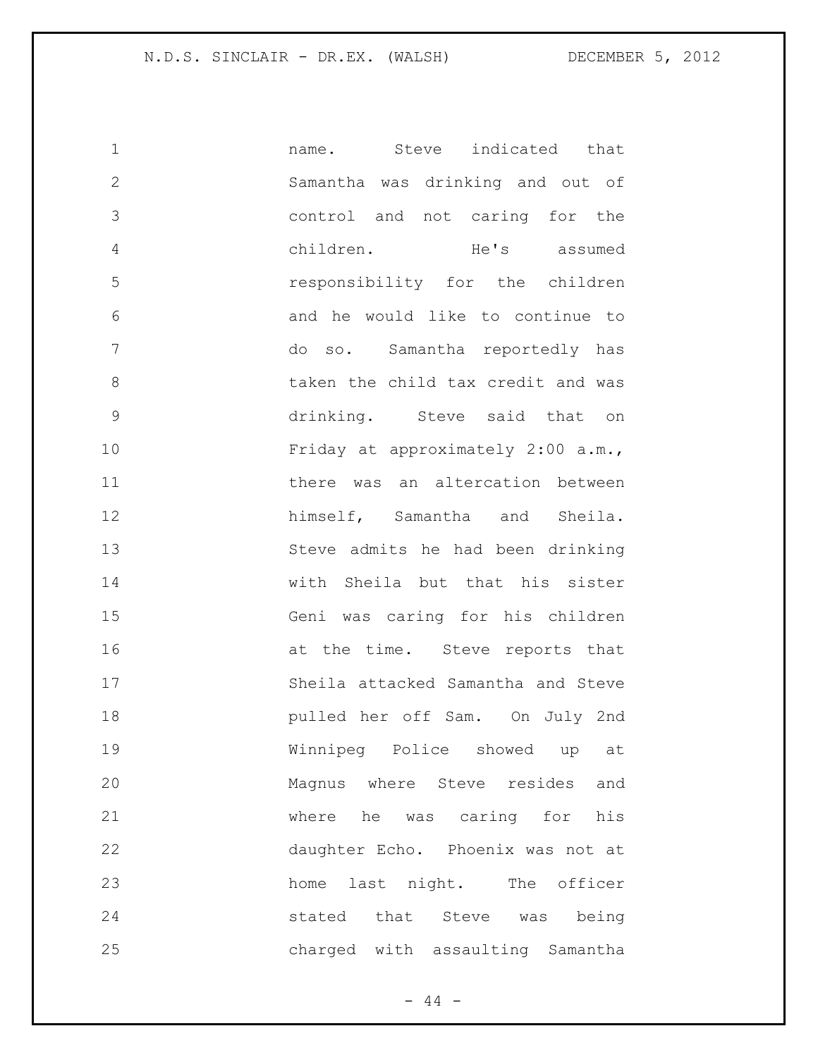name. Steve indicated that Samantha was drinking and out of control and not caring for the children. He's assumed responsibility for the children and he would like to continue to do so. Samantha reportedly has taken the child tax credit and was drinking. Steve said that on Friday at approximately 2:00 a.m., there was an altercation between himself, Samantha and Sheila. Steve admits he had been drinking with Sheila but that his sister Geni was caring for his children at the time. Steve reports that Sheila attacked Samantha and Steve pulled her off Sam. On July 2nd Winnipeg Police showed up at Magnus where Steve resides and where he was caring for his daughter Echo. Phoenix was not at home last night. The officer stated that Steve was being charged with assaulting Samantha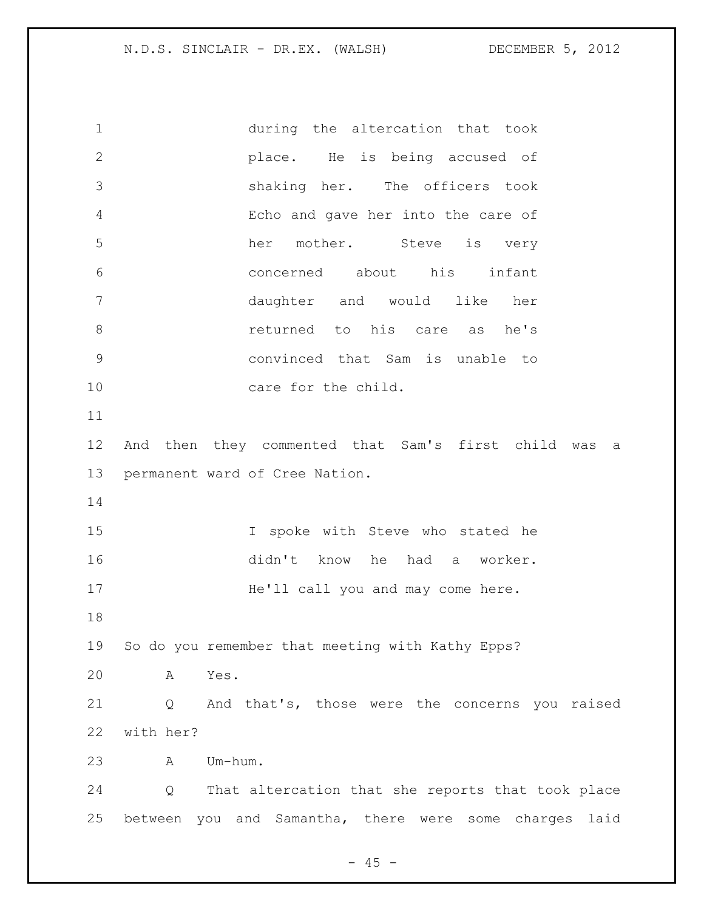during the altercation that took place. He is being accused of shaking her. The officers took Echo and gave her into the care of her mother. Steve is very concerned about his infant daughter and would like her returned to his care as he's convinced that Sam is unable to care for the child.

And then they commented that Sam's first child was a permanent ward of Cree Nation.

I spoke with Steve who stated he didn't know he had a worker. He'll call you and may come here.

So do you remember that meeting with Kathy Epps?

A Yes.

Q And that's, those were the concerns you raised with her?

A Um-hum.

Q That altercation that she reports that took place between you and Samantha, there were some charges laid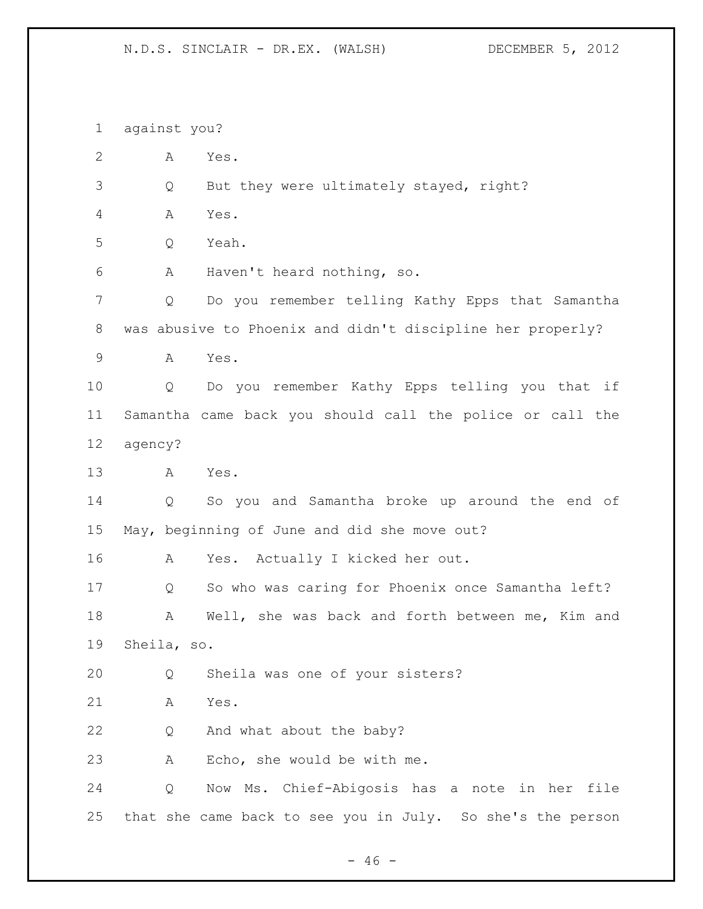against you?

A Yes.

Q But they were ultimately stayed, right?

A Yes.

Q Yeah.

A Haven't heard nothing, so.

Q Do you remember telling Kathy Epps that Samantha was abusive to Phoenix and didn't discipline her properly?

A Yes.

Q Do you remember Kathy Epps telling you that if Samantha came back you should call the police or call the agency?

A Yes.

Q So you and Samantha broke up around the end of May, beginning of June and did she move out?

A Yes. Actually I kicked her out.

Q So who was caring for Phoenix once Samantha left?

A Well, she was back and forth between me, Kim and Sheila, so.

Q Sheila was one of your sisters?

A Yes.

Q And what about the baby?

A Echo, she would be with me.

Q Now Ms. Chief-Abigosis has a note in her file that she came back to see you in July. So she's the person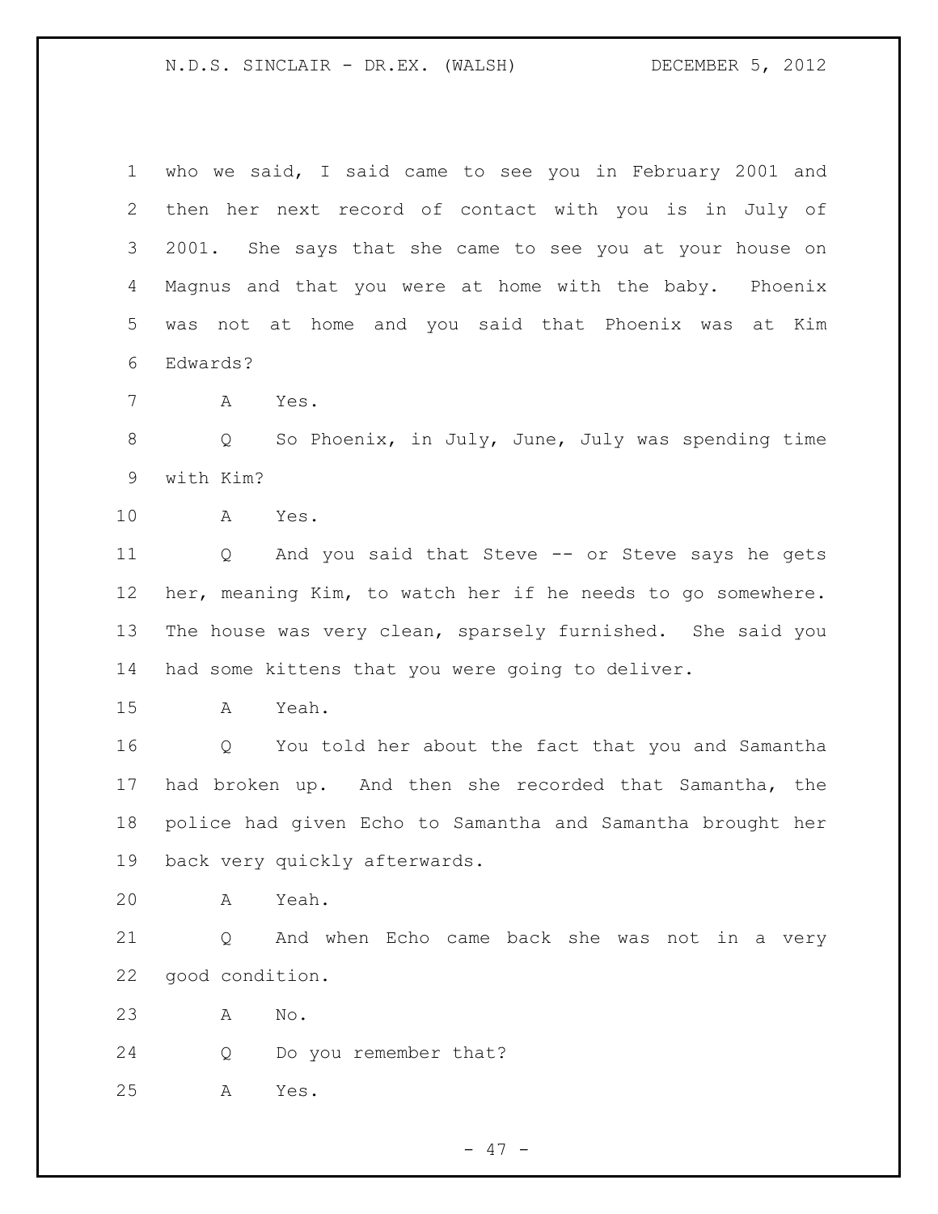who we said, I said came to see you in February 2001 and then her next record of contact with you is in July of 2001. She says that she came to see you at your house on Magnus and that you were at home with the baby. Phoenix was not at home and you said that Phoenix was at Kim Edwards?

A Yes.

Q So Phoenix, in July, June, July was spending time with Kim?

A Yes.

Q And you said that Steve -- or Steve says he gets her, meaning Kim, to watch her if he needs to go somewhere. The house was very clean, sparsely furnished. She said you had some kittens that you were going to deliver.

A Yeah.

Q You told her about the fact that you and Samantha had broken up. And then she recorded that Samantha, the police had given Echo to Samantha and Samantha brought her back very quickly afterwards.

A Yeah.

Q And when Echo came back she was not in a very good condition.

A No.

Q Do you remember that?

A Yes.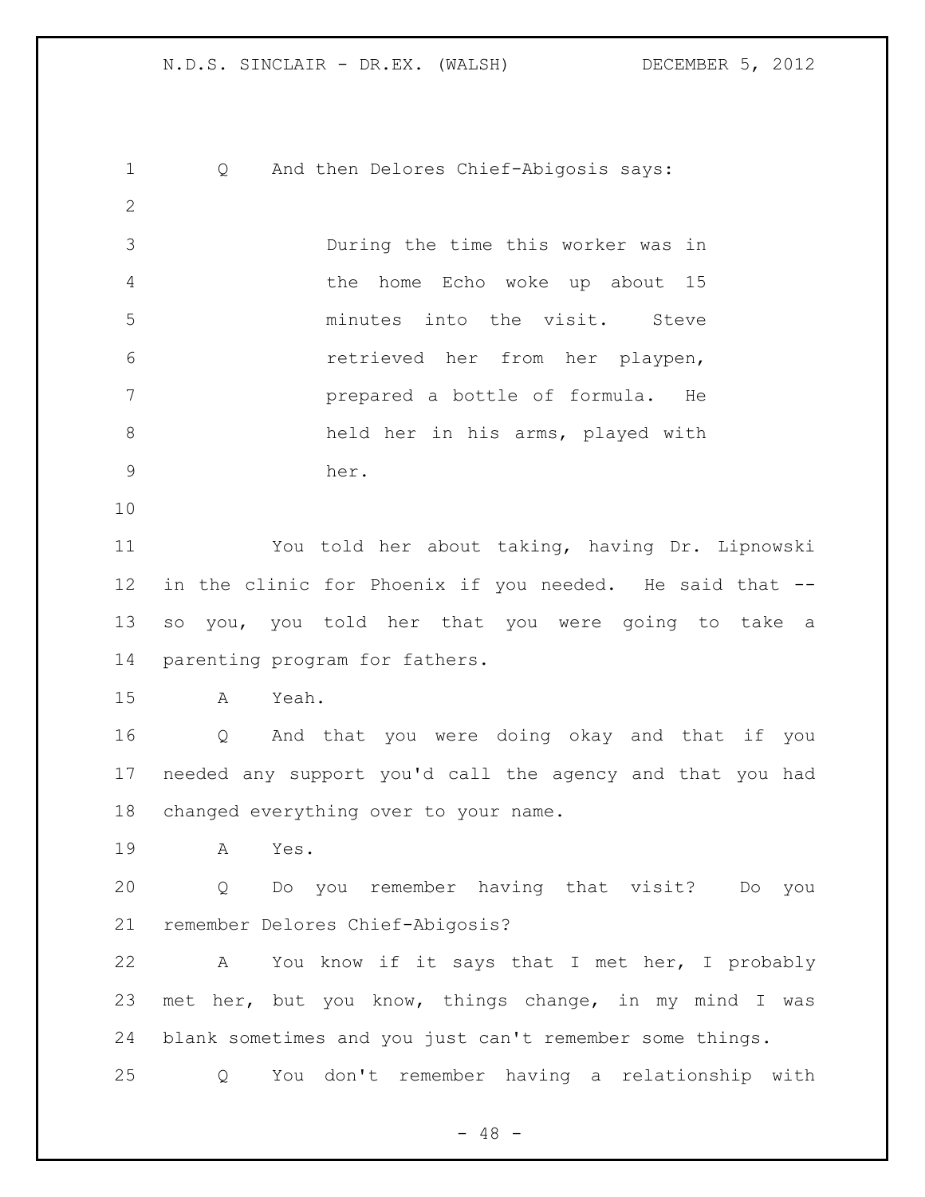Q And then Delores Chief-Abigosis says:

> During the time this worker was in the home Echo woke up about 15 minutes into the visit. Steve retrieved her from her playpen, prepared a bottle of formula. He held her in his arms, played with her.

You told her about taking, having Dr. Lipnowski in the clinic for Phoenix if you needed. He said that -- so you, you told her that you were going to take a parenting program for fathers.

A Yeah.

Q And that you were doing okay and that if you needed any support you'd call the agency and that you had changed everything over to your name.

A Yes.

Q Do you remember having that visit? Do you remember Delores Chief-Abigosis?

A You know if it says that I met her, I probably met her, but you know, things change, in my mind I was blank sometimes and you just can't remember some things.

Q You don't remember having a relationship with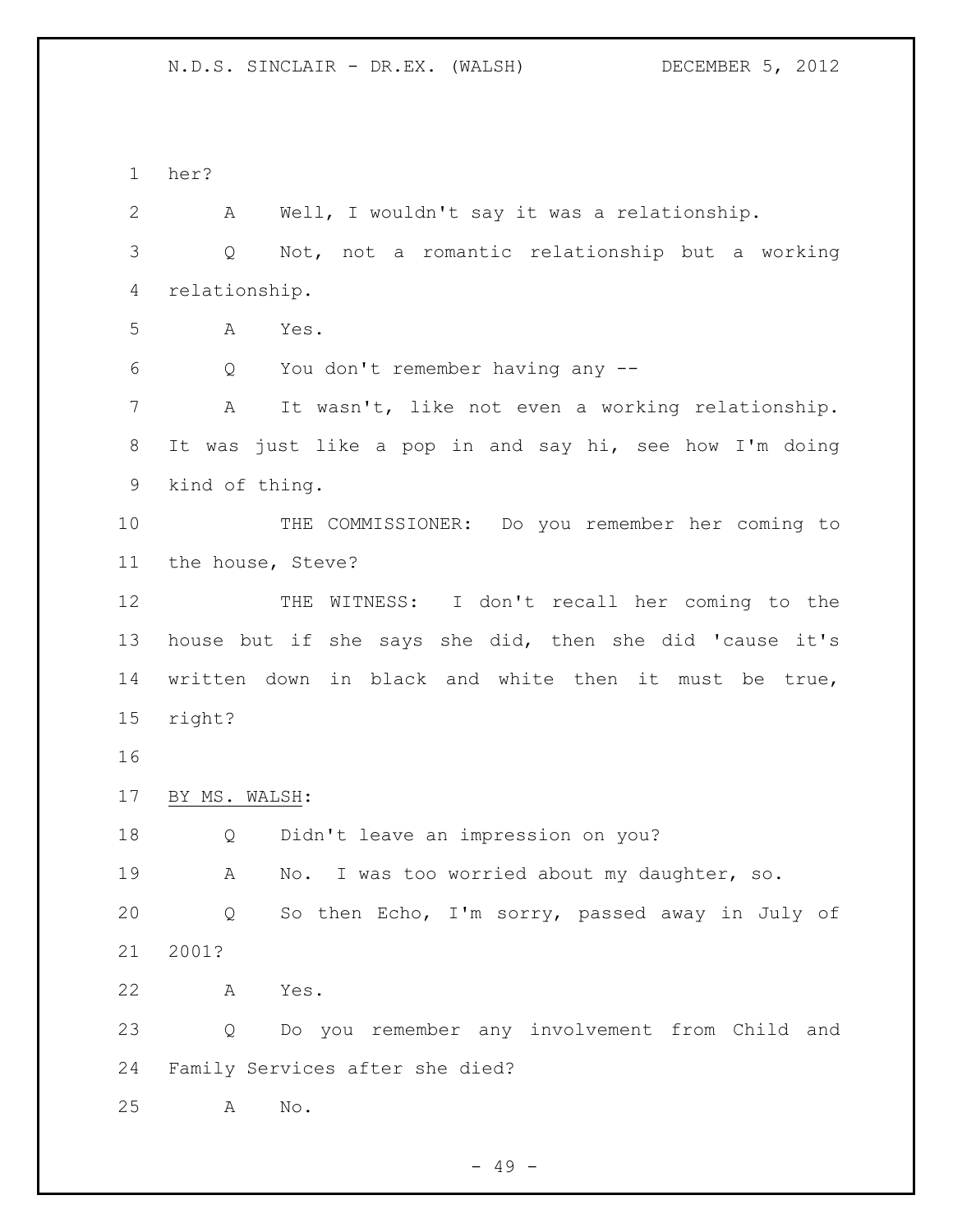her?

A Well, I wouldn't say it was a relationship.

Q Not, not a romantic relationship but a working relationship.

A Yes.

Q You don't remember having any --

A It wasn't, like not even a working relationship. It was just like a pop in and say hi, see how I'm doing kind of thing.

THE COMMISSIONER: Do you remember her coming to the house, Steve?

THE WITNESS: I don't recall her coming to the house but if she says she did, then she did 'cause it's written down in black and white then it must be true, right?

BY MS. WALSH:

Q Didn't leave an impression on you?

A No. I was too worried about my daughter, so.

Q So then Echo, I'm sorry, passed away in July of 2001?

A Yes.

Q Do you remember any involvement from Child and Family Services after she died?

A No.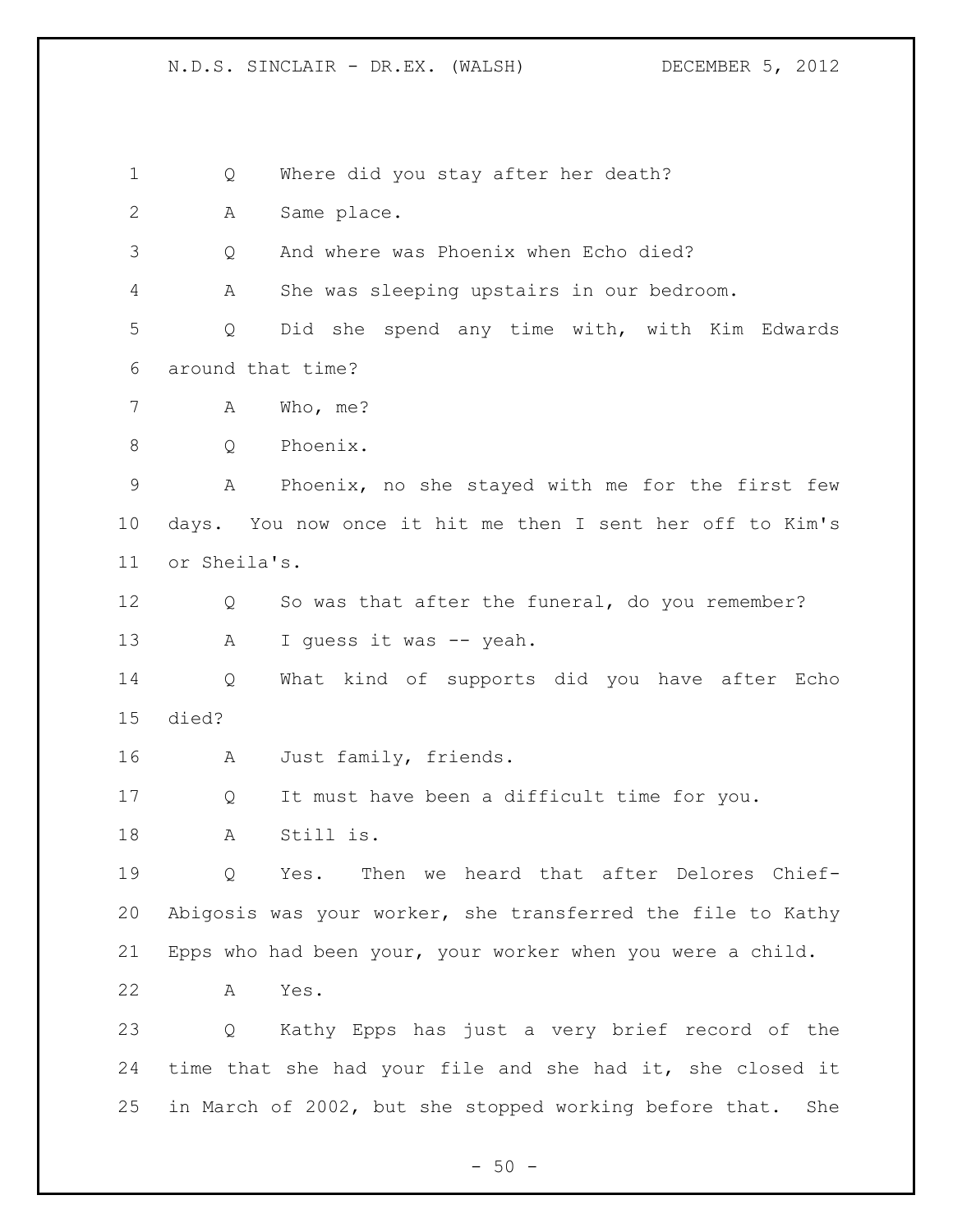Q Where did you stay after her death?

A Same place.

Q And where was Phoenix when Echo died?

A She was sleeping upstairs in our bedroom.

Q Did she spend any time with, with Kim Edwards around that time?

A Who, me?

Q Phoenix.

A Phoenix, no she stayed with me for the first few days. You now once it hit me then I sent her off to Kim's or Sheila's.

Q So was that after the funeral, do you remember?

A I guess it was -- yeah.

Q What kind of supports did you have after Echo died?

A Just family, friends.

Q It must have been a difficult time for you.

A Still is.

Q Yes. Then we heard that after Delores Chief-Abigosis was your worker, she transferred the file to Kathy Epps who had been your, your worker when you were a child.

A Yes.

Q Kathy Epps has just a very brief record of the time that she had your file and she had it, she closed it in March of 2002, but she stopped working before that. She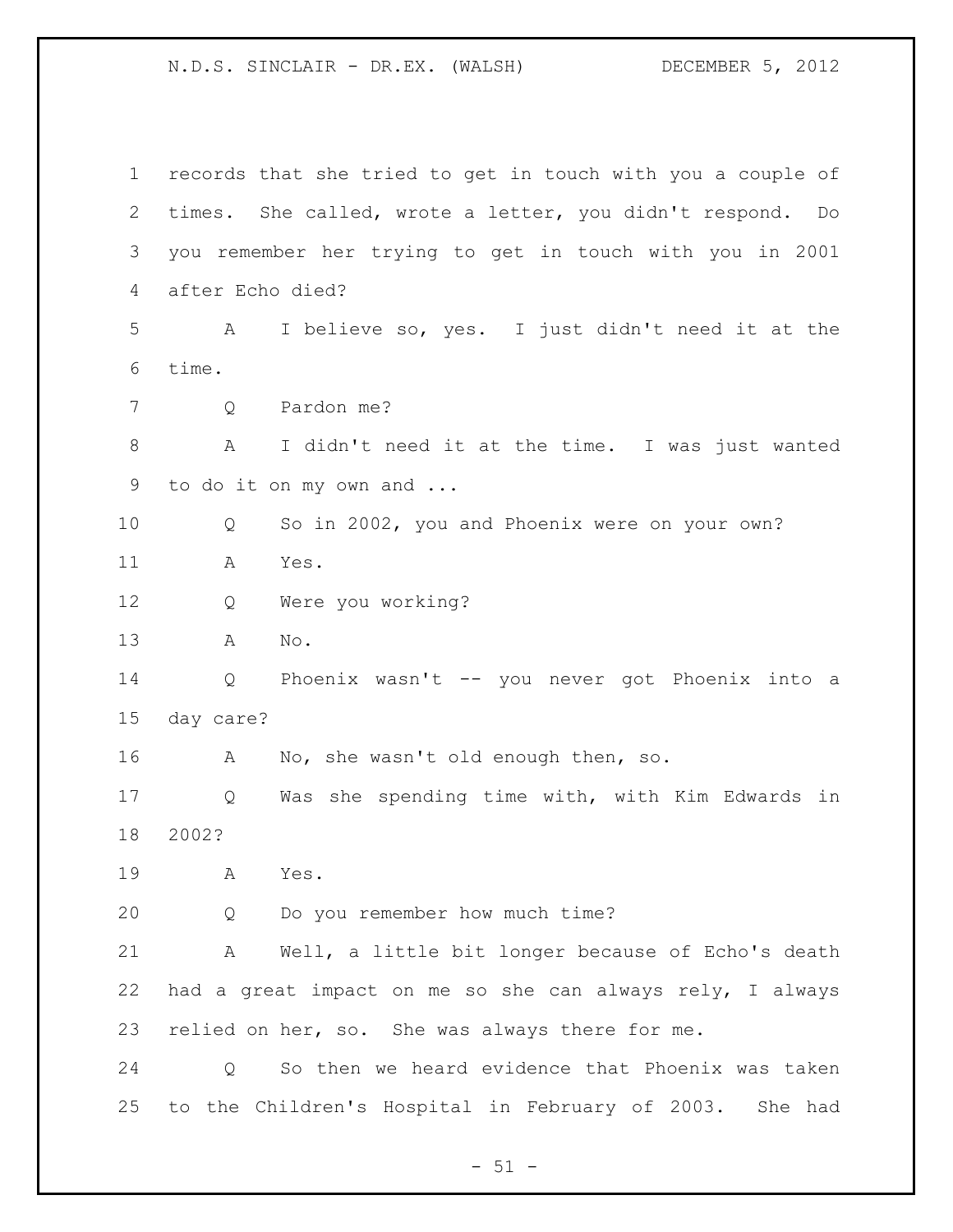records that she tried to get in touch with you a couple of times. She called, wrote a letter, you didn't respond. Do you remember her trying to get in touch with you in 2001 after Echo died?

A I believe so, yes. I just didn't need it at the time.

Q Pardon me?

A I didn't need it at the time. I was just wanted to do it on my own and ...

Q So in 2002, you and Phoenix were on your own?

A Yes.

Q Were you working?

A No.

Q Phoenix wasn't -- you never got Phoenix into a day care?

A No, she wasn't old enough then, so.

Q Was she spending time with, with Kim Edwards in 2002?

A Yes.

Q Do you remember how much time?

A Well, a little bit longer because of Echo's death had a great impact on me so she can always rely, I always relied on her, so. She was always there for me.

Q So then we heard evidence that Phoenix was taken to the Children's Hospital in February of 2003. She had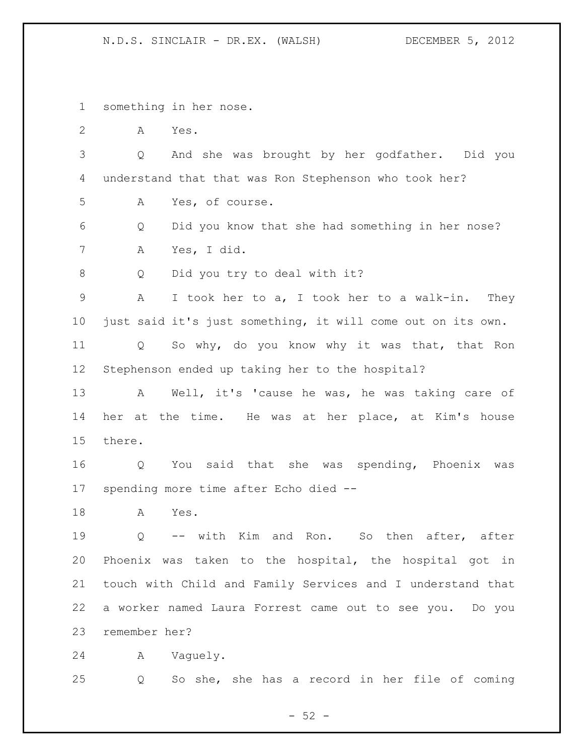something in her nose.

A Yes.

Q And she was brought by her godfather. Did you understand that that was Ron Stephenson who took her?

A Yes, of course.

Q Did you know that she had something in her nose?

A Yes, I did.

Q Did you try to deal with it?

A I took her to a, I took her to a walk-in. They just said it's just something, it will come out on its own.

Q So why, do you know why it was that, that Ron Stephenson ended up taking her to the hospital?

A Well, it's 'cause he was, he was taking care of her at the time. He was at her place, at Kim's house there.

Q You said that she was spending, Phoenix was spending more time after Echo died --

A Yes.

Q -- with Kim and Ron. So then after, after Phoenix was taken to the hospital, the hospital got in touch with Child and Family Services and I understand that a worker named Laura Forrest came out to see you. Do you remember her?

A Vaguely.

Q So she, she has a record in her file of coming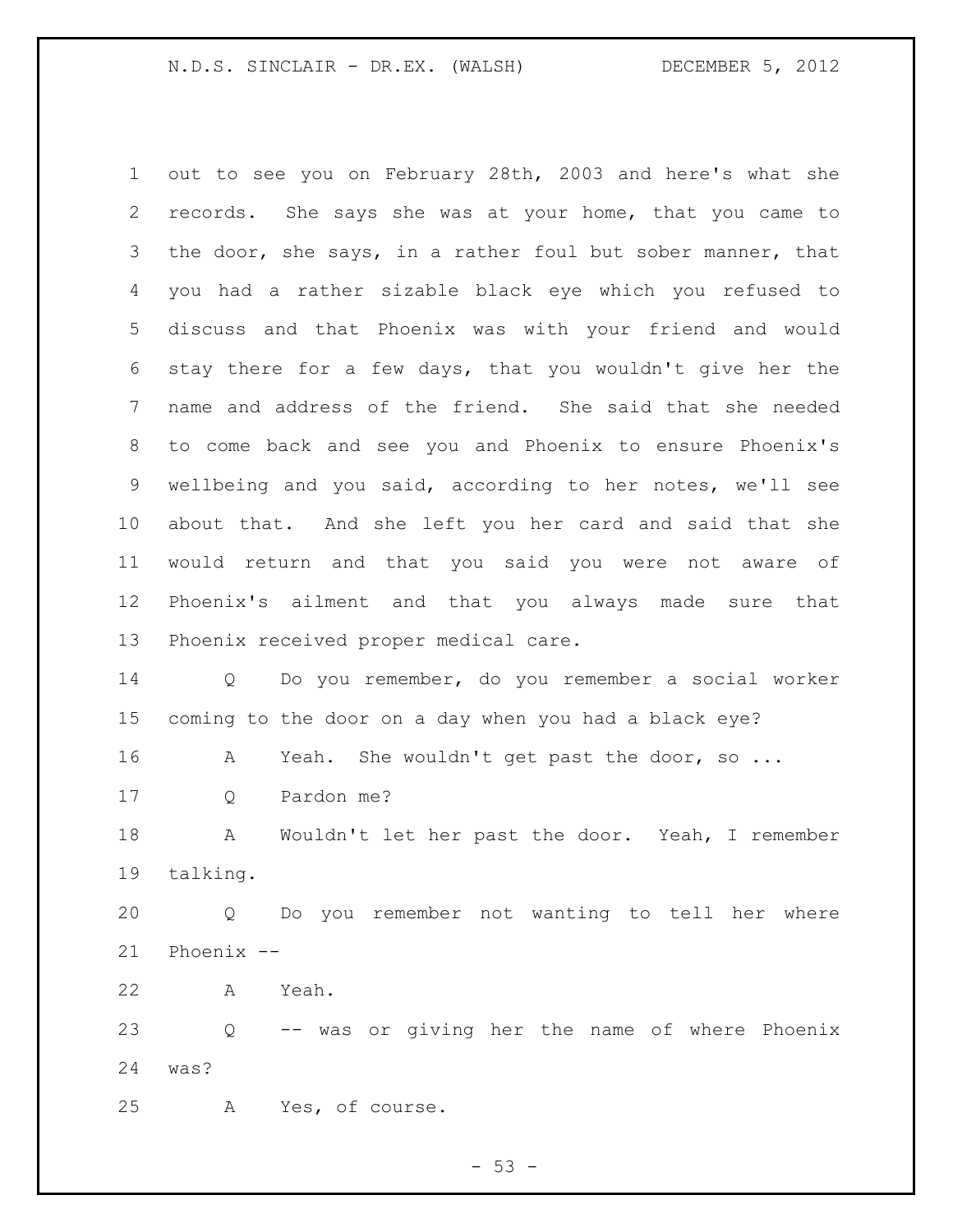out to see you on February 28th, 2003 and here's what she records. She says she was at your home, that you came to the door, she says, in a rather foul but sober manner, that you had a rather sizable black eye which you refused to discuss and that Phoenix was with your friend and would stay there for a few days, that you wouldn't give her the name and address of the friend. She said that she needed to come back and see you and Phoenix to ensure Phoenix's wellbeing and you said, according to her notes, we'll see about that. And she left you her card and said that she would return and that you said you were not aware of Phoenix's ailment and that you always made sure that Phoenix received proper medical care.

Q Do you remember, do you remember a social worker coming to the door on a day when you had a black eye?

A Yeah. She wouldn't get past the door, so ...

Q Pardon me?

A Wouldn't let her past the door. Yeah, I remember talking.

Q Do you remember not wanting to tell her where Phoenix --

A Yeah.

Q -- was or giving her the name of where Phoenix was?

A Yes, of course.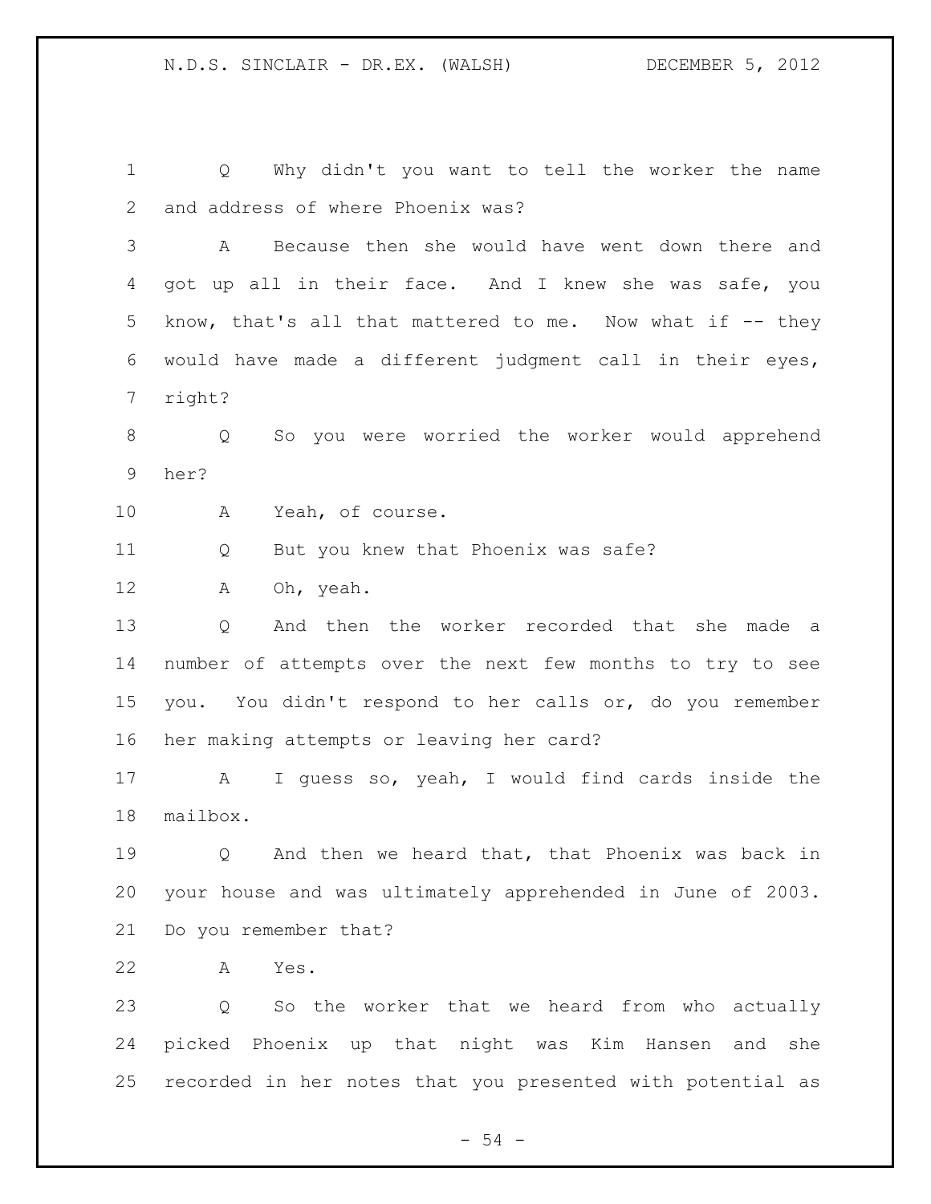Q Why didn't you want to tell the worker the name and address of where Phoenix was?

A Because then she would have went down there and got up all in their face. And I knew she was safe, you know, that's all that mattered to me. Now what if -- they would have made a different judgment call in their eyes, right?

Q So you were worried the worker would apprehend her?

A Yeah, of course.

Q But you knew that Phoenix was safe?

A Oh, yeah.

Q And then the worker recorded that she made a number of attempts over the next few months to try to see you. You didn't respond to her calls or, do you remember her making attempts or leaving her card?

A I guess so, yeah, I would find cards inside the mailbox.

Q And then we heard that, that Phoenix was back in your house and was ultimately apprehended in June of 2003. Do you remember that?

A Yes.

Q So the worker that we heard from who actually picked Phoenix up that night was Kim Hansen and she recorded in her notes that you presented with potential as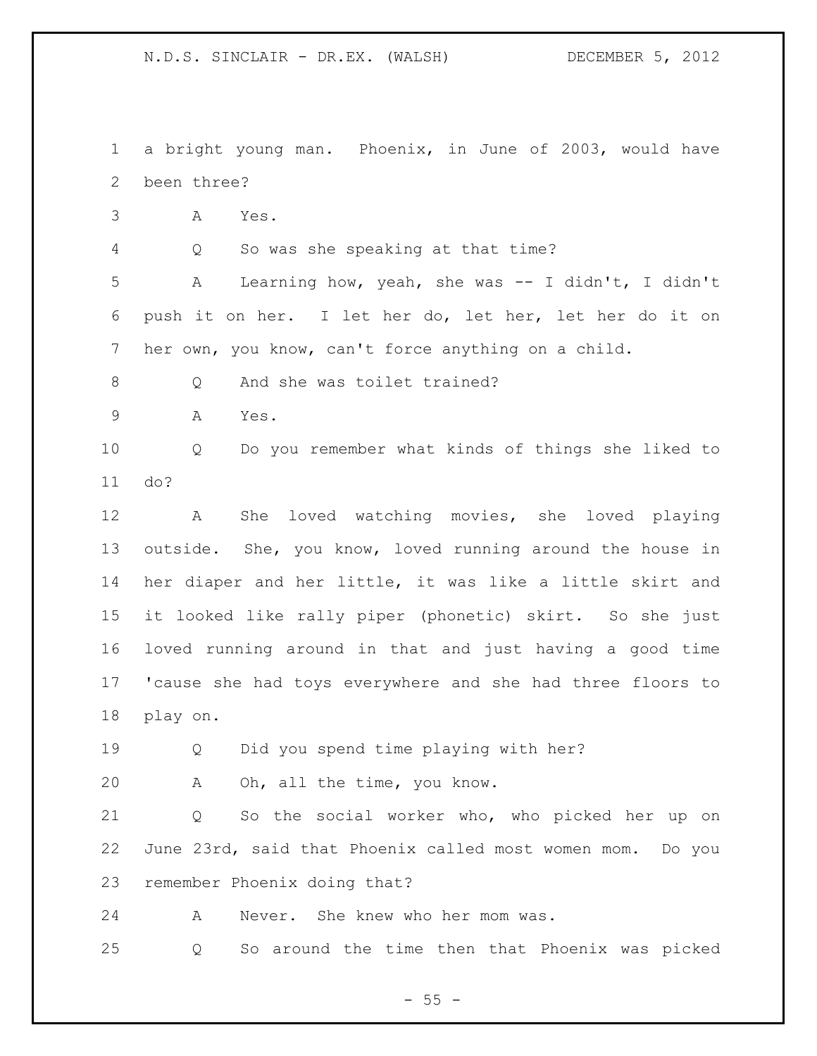a bright young man. Phoenix, in June of 2003, would have been three?

A Yes.

Q So was she speaking at that time?

A Learning how, yeah, she was -- I didn't, I didn't push it on her. I let her do, let her, let her do it on her own, you know, can't force anything on a child.

Q And she was toilet trained?

A Yes.

Q Do you remember what kinds of things she liked to do?

A She loved watching movies, she loved playing outside. She, you know, loved running around the house in her diaper and her little, it was like a little skirt and it looked like rally piper (phonetic) skirt. So she just loved running around in that and just having a good time 'cause she had toys everywhere and she had three floors to play on.

Q Did you spend time playing with her?

A Oh, all the time, you know.

Q So the social worker who, who picked her up on June 23rd, said that Phoenix called most women mom. Do you remember Phoenix doing that?

A Never. She knew who her mom was.

Q So around the time then that Phoenix was picked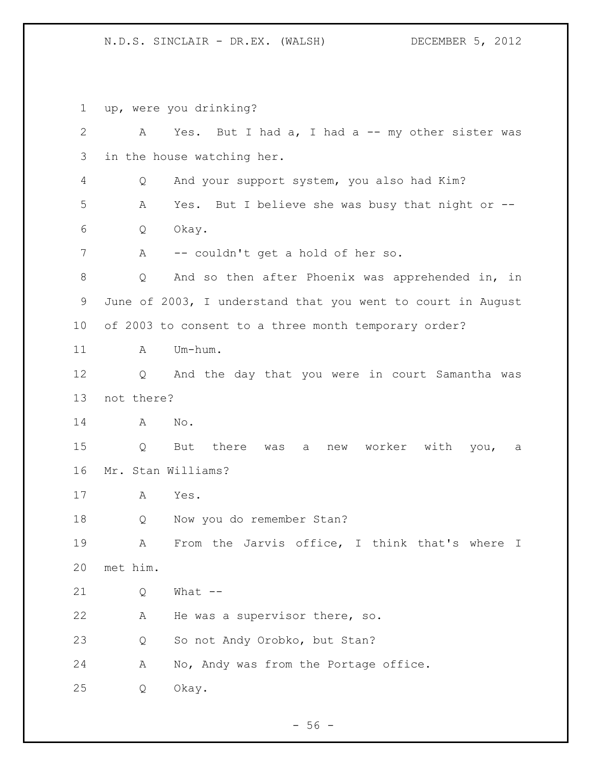up, were you drinking?

A Yes. But I had a, I had a -- my other sister was in the house watching her.

Q And your support system, you also had Kim?

A Yes. But I believe she was busy that night or --

Q Okay.

A -- couldn't get a hold of her so.

Q And so then after Phoenix was apprehended in, in June of 2003, I understand that you went to court in August of 2003 to consent to a three month temporary order?

A Um-hum.

Q And the day that you were in court Samantha was not there?

A No.

Q But there was a new worker with you, a Mr. Stan Williams?

A Yes.

Q Now you do remember Stan?

A From the Jarvis office, I think that's where I met him.

Q What --

A He was a supervisor there, so.

Q So not Andy Orobko, but Stan?

A No, Andy was from the Portage office.

Q Okay.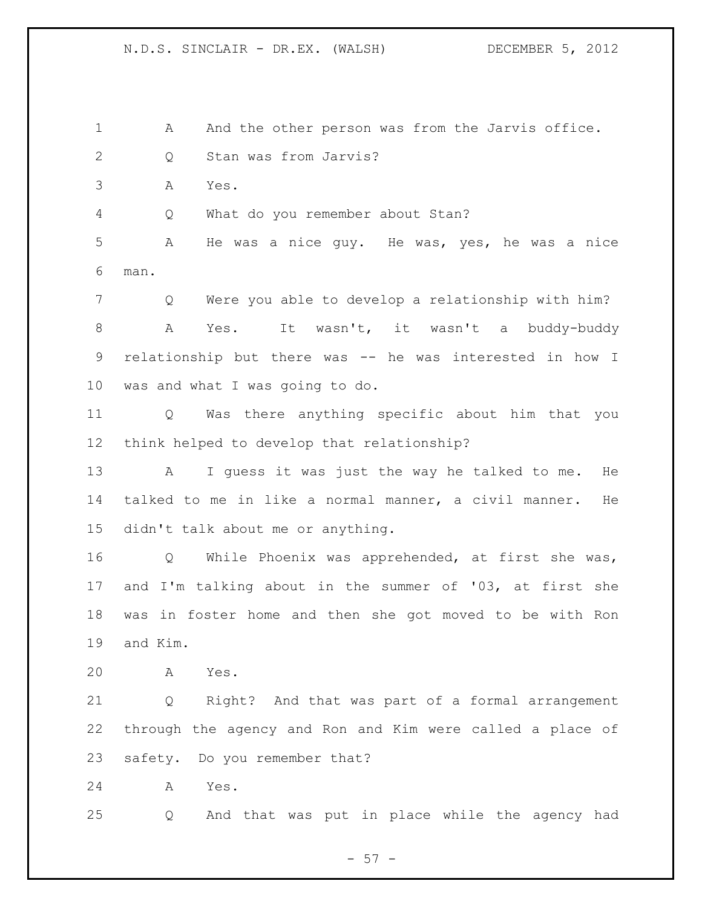A And the other person was from the Jarvis office.

Q Stan was from Jarvis?

A Yes.

Q What do you remember about Stan?

A He was a nice guy. He was, yes, he was a nice man.

Q Were you able to develop a relationship with him?

A Yes. It wasn't, it wasn't a buddy-buddy relationship but there was -- he was interested in how I was and what I was going to do.

Q Was there anything specific about him that you think helped to develop that relationship?

A I guess it was just the way he talked to me. He talked to me in like a normal manner, a civil manner. He didn't talk about me or anything.

Q While Phoenix was apprehended, at first she was, and I'm talking about in the summer of '03, at first she was in foster home and then she got moved to be with Ron and Kim.

A Yes.

Q Right? And that was part of a formal arrangement through the agency and Ron and Kim were called a place of safety. Do you remember that?

A Yes.

Q And that was put in place while the agency had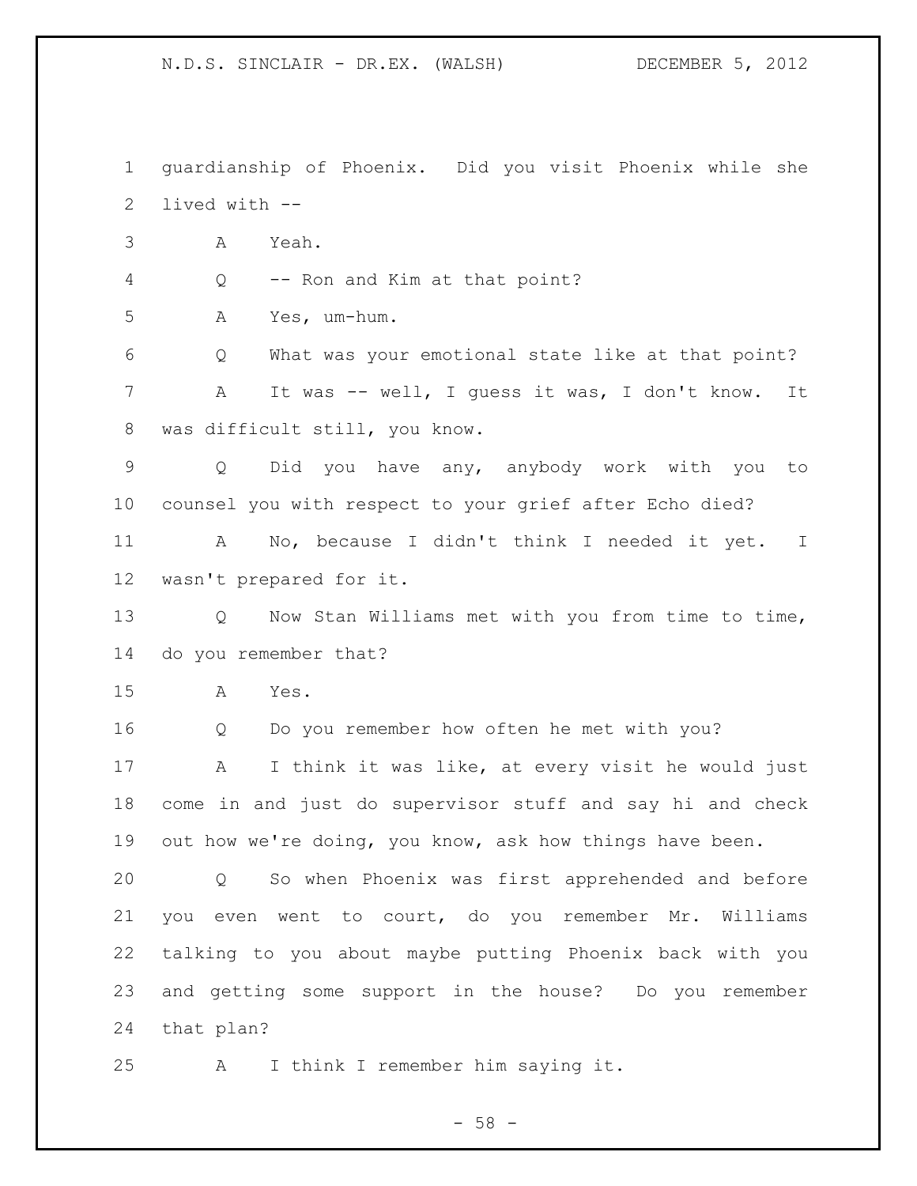guardianship of Phoenix. Did you visit Phoenix while she lived with --

A Yeah.

Q -- Ron and Kim at that point?

A Yes, um-hum.

Q What was your emotional state like at that point?

A It was -- well, I guess it was, I don't know. It was difficult still, you know.

Q Did you have any, anybody work with you to counsel you with respect to your grief after Echo died?

A No, because I didn't think I needed it yet. I wasn't prepared for it.

Q Now Stan Williams met with you from time to time, do you remember that?

A Yes.

Q Do you remember how often he met with you?

A I think it was like, at every visit he would just come in and just do supervisor stuff and say hi and check out how we're doing, you know, ask how things have been.

Q So when Phoenix was first apprehended and before you even went to court, do you remember Mr. Williams talking to you about maybe putting Phoenix back with you and getting some support in the house? Do you remember that plan?

A I think I remember him saying it.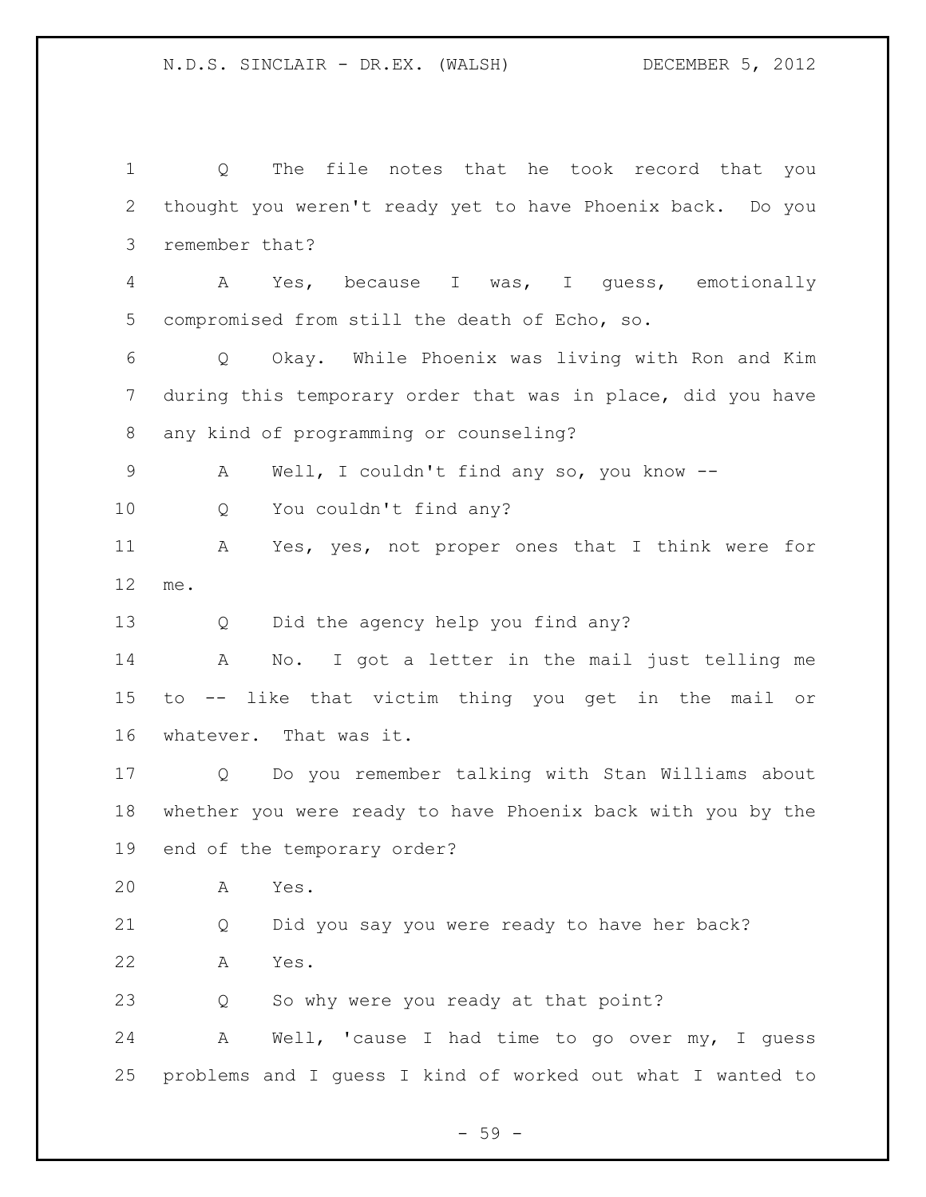Q The file notes that he took record that you thought you weren't ready yet to have Phoenix back. Do you remember that?

A Yes, because I was, I guess, emotionally compromised from still the death of Echo, so.

Q Okay. While Phoenix was living with Ron and Kim during this temporary order that was in place, did you have any kind of programming or counseling?

A Well, I couldn't find any so, you know --

Q You couldn't find any?

A Yes, yes, not proper ones that I think were for me.

Q Did the agency help you find any?

A No. I got a letter in the mail just telling me to -- like that victim thing you get in the mail or whatever. That was it.

Q Do you remember talking with Stan Williams about whether you were ready to have Phoenix back with you by the end of the temporary order?

A Yes.

Q Did you say you were ready to have her back?

A Yes.

Q So why were you ready at that point?

A Well, 'cause I had time to go over my, I guess problems and I guess I kind of worked out what I wanted to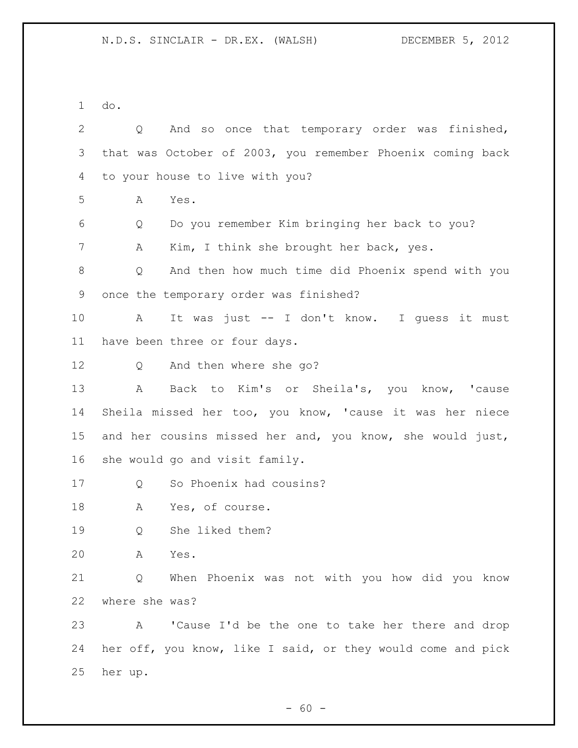do.

Q And so once that temporary order was finished, that was October of 2003, you remember Phoenix coming back to your house to live with you?

A Yes.

Q Do you remember Kim bringing her back to you?

A Kim, I think she brought her back, yes.

Q And then how much time did Phoenix spend with you once the temporary order was finished?

A It was just -- I don't know. I guess it must have been three or four days.

Q And then where she go?

A Back to Kim's or Sheila's, you know, 'cause Sheila missed her too, you know, 'cause it was her niece and her cousins missed her and, you know, she would just, she would go and visit family.

Q So Phoenix had cousins?

A Yes, of course.

Q She liked them?

A Yes.

Q When Phoenix was not with you how did you know where she was?

A 'Cause I'd be the one to take her there and drop her off, you know, like I said, or they would come and pick her up.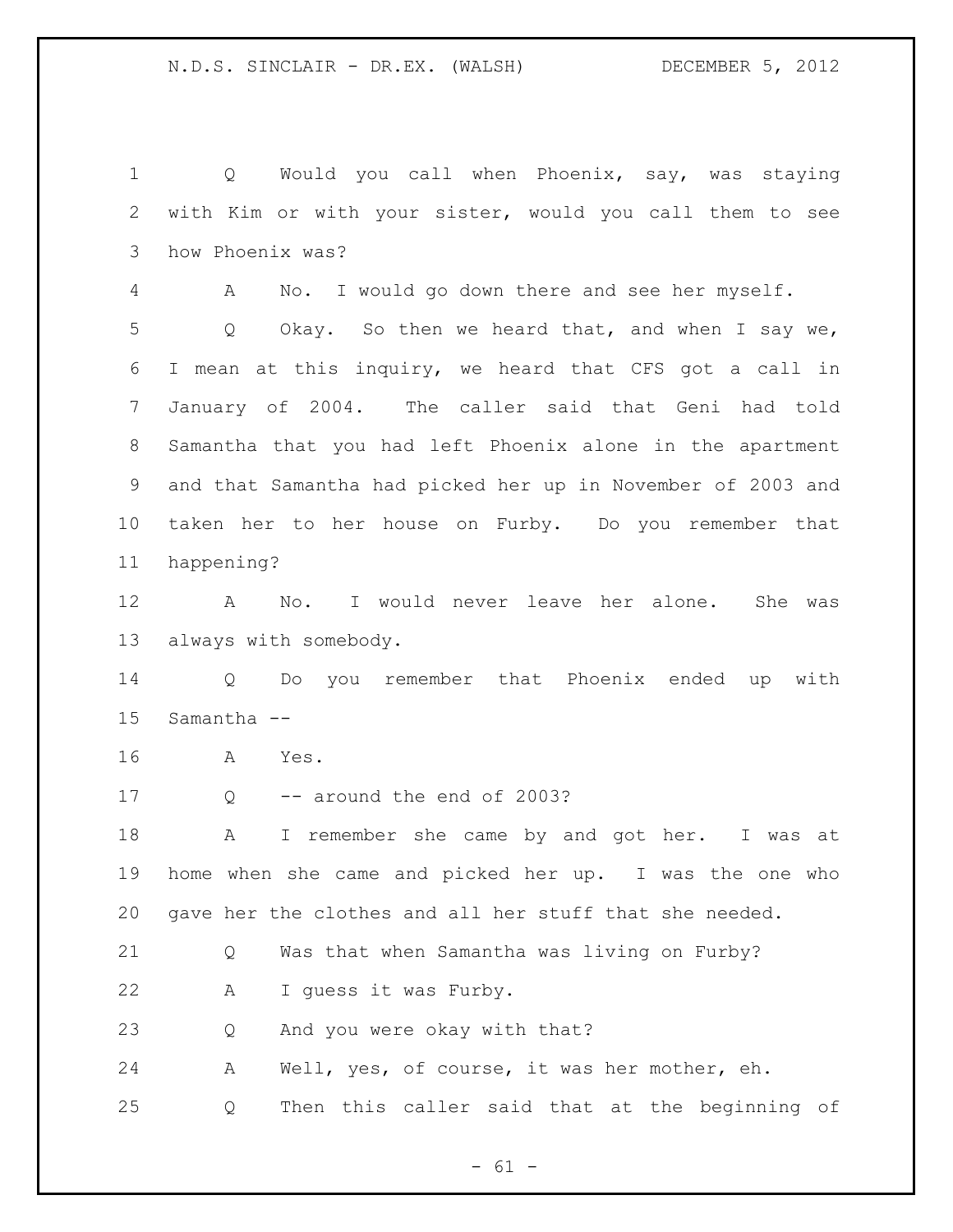Q Would you call when Phoenix, say, was staying with Kim or with your sister, would you call them to see how Phoenix was?

A No. I would go down there and see her myself.

Q Okay. So then we heard that, and when I say we, I mean at this inquiry, we heard that CFS got a call in January of 2004. The caller said that Geni had told Samantha that you had left Phoenix alone in the apartment and that Samantha had picked her up in November of 2003 and taken her to her house on Furby. Do you remember that happening?

A No. I would never leave her alone. She was always with somebody.

Q Do you remember that Phoenix ended up with Samantha --

A Yes.

Q -- around the end of 2003?

A I remember she came by and got her. I was at home when she came and picked her up. I was the one who gave her the clothes and all her stuff that she needed.

Q Was that when Samantha was living on Furby?

A I guess it was Furby.

Q And you were okay with that?

A Well, yes, of course, it was her mother, eh.

Q Then this caller said that at the beginning of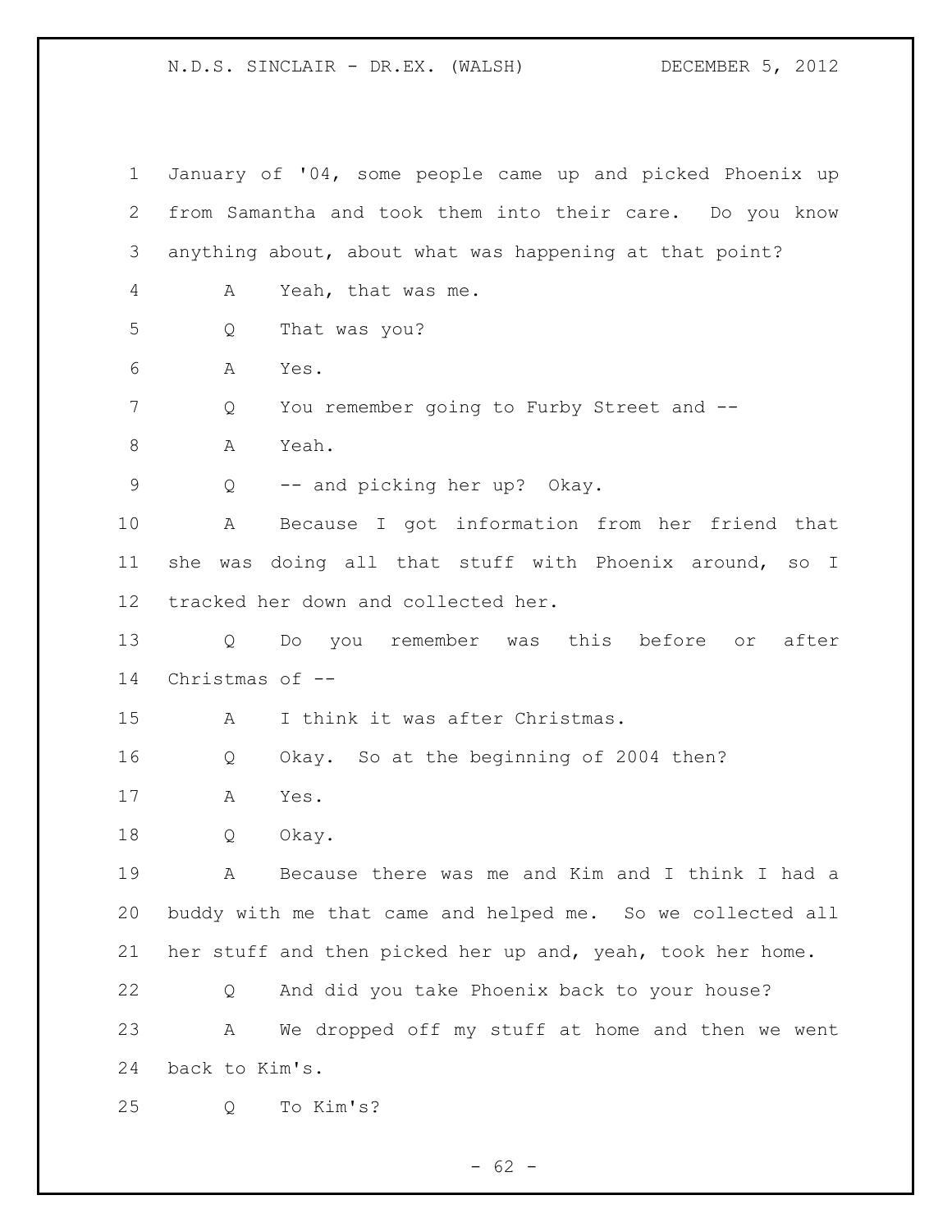January of '04, some people came up and picked Phoenix up from Samantha and took them into their care. Do you know anything about, about what was happening at that point?

A Yeah, that was me.

Q That was you?

A Yes.

Q You remember going to Furby Street and --

A Yeah.

Q -- and picking her up? Okay.

A Because I got information from her friend that she was doing all that stuff with Phoenix around, so I tracked her down and collected her.

Q Do you remember was this before or after Christmas of --

A I think it was after Christmas.

Q Okay. So at the beginning of 2004 then?

A Yes.

Q Okay.

A Because there was me and Kim and I think I had a buddy with me that came and helped me. So we collected all her stuff and then picked her up and, yeah, took her home.

Q And did you take Phoenix back to your house?

A We dropped off my stuff at home and then we went back to Kim's.

Q To Kim's?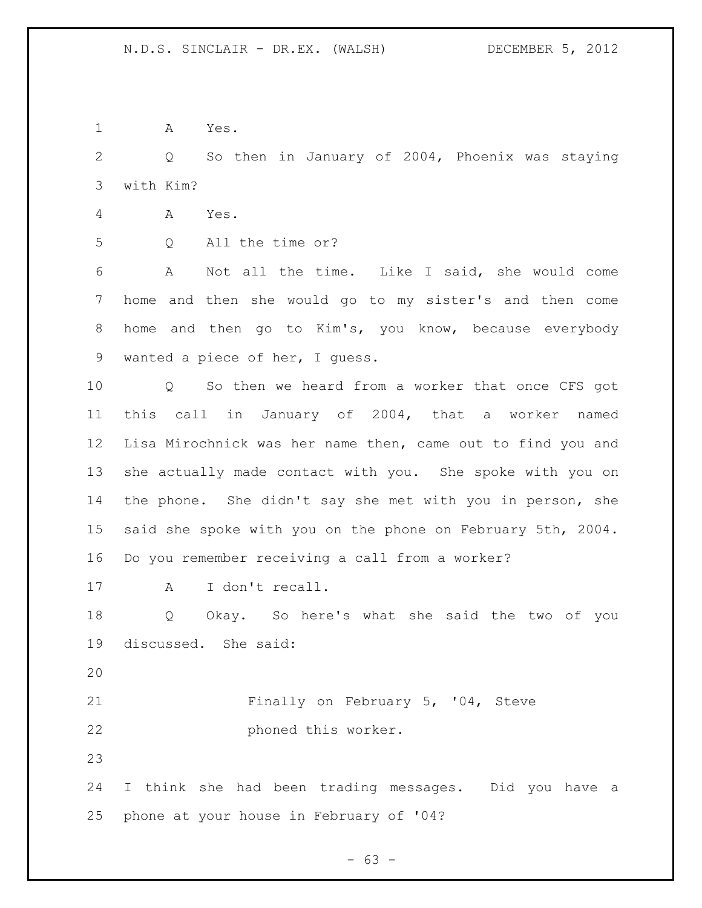A Yes.

Q So then in January of 2004, Phoenix was staying with Kim?

A Yes.

Q All the time or?

A Not all the time. Like I said, she would come home and then she would go to my sister's and then come home and then go to Kim's, you know, because everybody wanted a piece of her, I guess.

Q So then we heard from a worker that once CFS got this call in January of 2004, that a worker named Lisa Mirochnick was her name then, came out to find you and she actually made contact with you. She spoke with you on the phone. She didn't say she met with you in person, she said she spoke with you on the phone on February 5th, 2004. Do you remember receiving a call from a worker?

A I don't recall.

Q Okay. So here's what she said the two of you discussed. She said:

> Finally on February 5, '04, Steve phoned this worker.

I think she had been trading messages. Did you have a phone at your house in February of '04?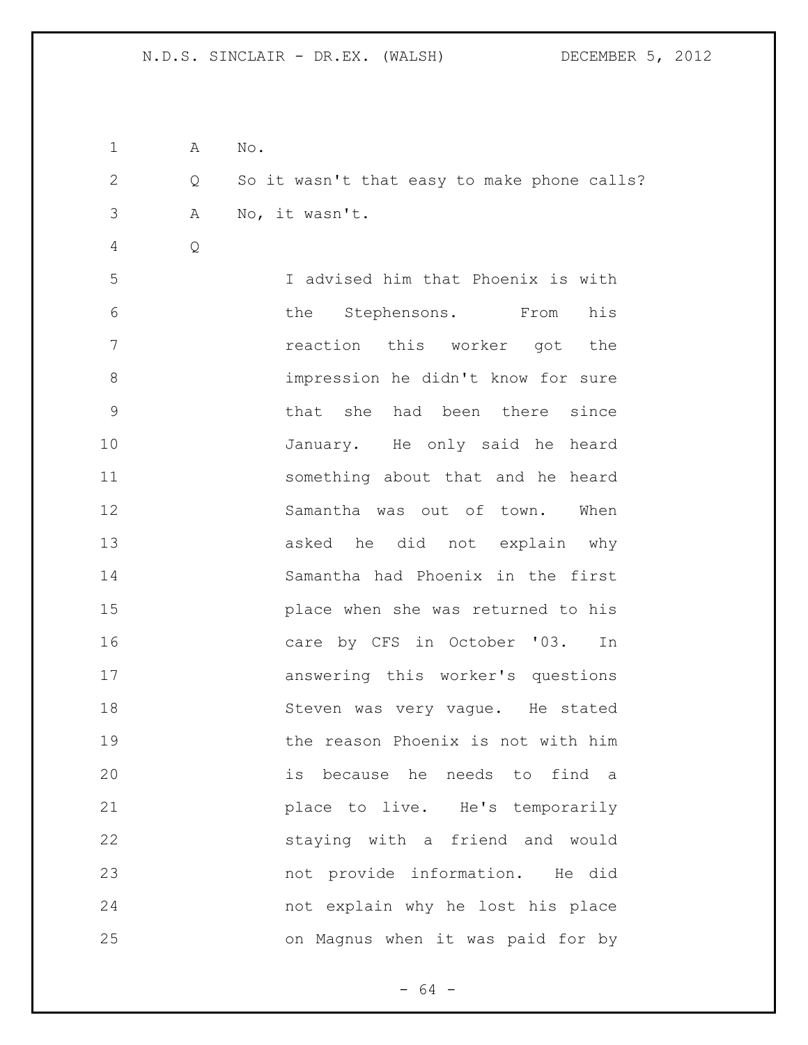A No.

Q So it wasn't that easy to make phone calls?

A No, it wasn't.

Q

> I advised him that Phoenix is with the Stephensons. From his reaction this worker got the impression he didn't know for sure that she had been there since January. He only said he heard something about that and he heard Samantha was out of town. When asked he did not explain why Samantha had Phoenix in the first place when she was returned to his care by CFS in October '03. In answering this worker's questions Steven was very vague. He stated the reason Phoenix is not with him is because he needs to find a place to live. He's temporarily staying with a friend and would not provide information. He did not explain why he lost his place on Magnus when it was paid for by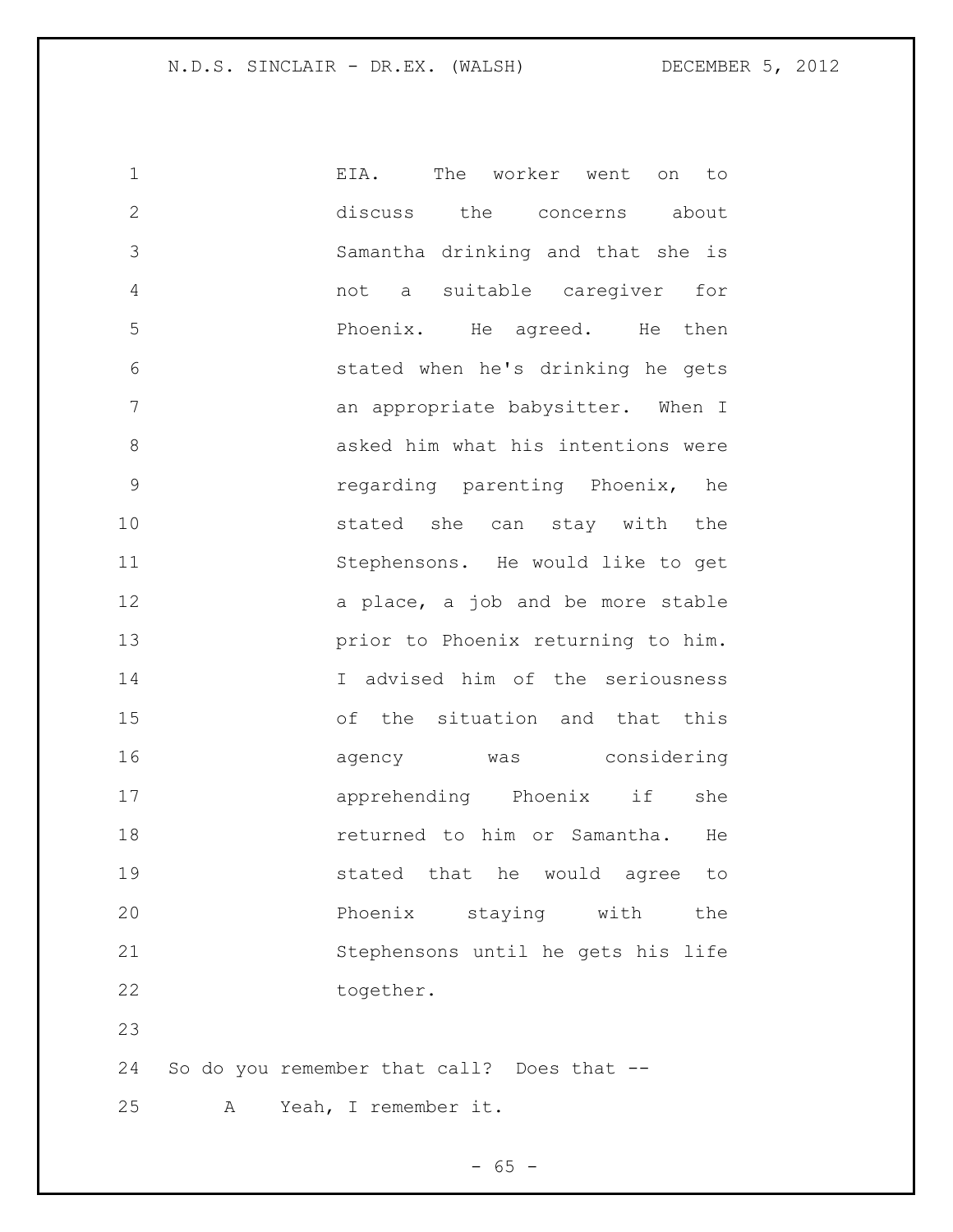EIA. The worker went on to discuss the concerns about Samantha drinking and that she is not a suitable caregiver for Phoenix. He agreed. He then stated when he's drinking he gets an appropriate babysitter. When I asked him what his intentions were regarding parenting Phoenix, he stated she can stay with the Stephensons. He would like to get a place, a job and be more stable prior to Phoenix returning to him. I advised him of the seriousness of the situation and that this agency was considering apprehending Phoenix if she returned to him or Samantha. He stated that he would agree to Phoenix staying with the Stephensons until he gets his life together.

So do you remember that call? Does that --

A Yeah, I remember it.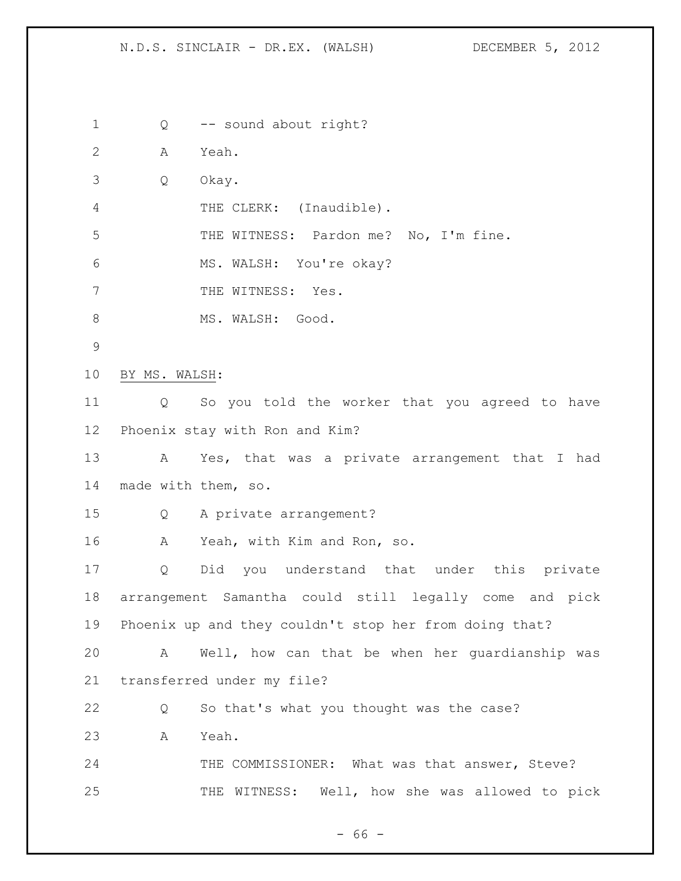Q -- sound about right?

A Yeah.

Q Okay.

THE CLERK: (Inaudible).

THE WITNESS: Pardon me? No, I'm fine.

MS. WALSH: You're okay?

THE WITNESS: Yes.

MS. WALSH: Good.

BY MS. WALSH:

Q So you told the worker that you agreed to have Phoenix stay with Ron and Kim?

A Yes, that was a private arrangement that I had made with them, so.

Q A private arrangement?

A Yeah, with Kim and Ron, so.

Q Did you understand that under this private arrangement Samantha could still legally come and pick Phoenix up and they couldn't stop her from doing that?

A Well, how can that be when her guardianship was transferred under my file?

Q So that's what you thought was the case?

A Yeah.

THE COMMISSIONER: What was that answer, Steve?

THE WITNESS: Well, how she was allowed to pick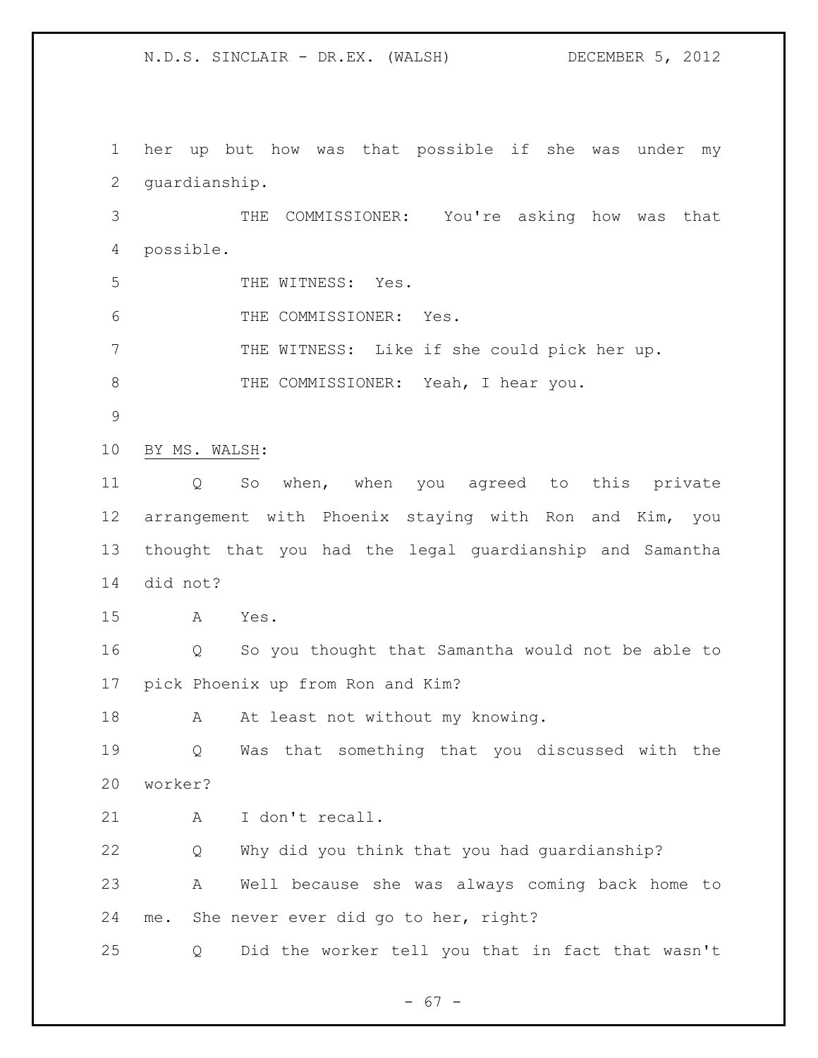her up but how was that possible if she was under my guardianship.

THE COMMISSIONER: You're asking how was that possible.

THE WITNESS: Yes.

THE COMMISSIONER: Yes.

THE WITNESS: Like if she could pick her up.

THE COMMISSIONER: Yeah, I hear you.

BY MS. WALSH:

Q So when, when you agreed to this private arrangement with Phoenix staying with Ron and Kim, you thought that you had the legal guardianship and Samantha did not?

A Yes.

Q So you thought that Samantha would not be able to pick Phoenix up from Ron and Kim?

A At least not without my knowing.

Q Was that something that you discussed with the worker?

A I don't recall.

Q Why did you think that you had guardianship?

A Well because she was always coming back home to me. She never ever did go to her, right?

Q Did the worker tell you that in fact that wasn't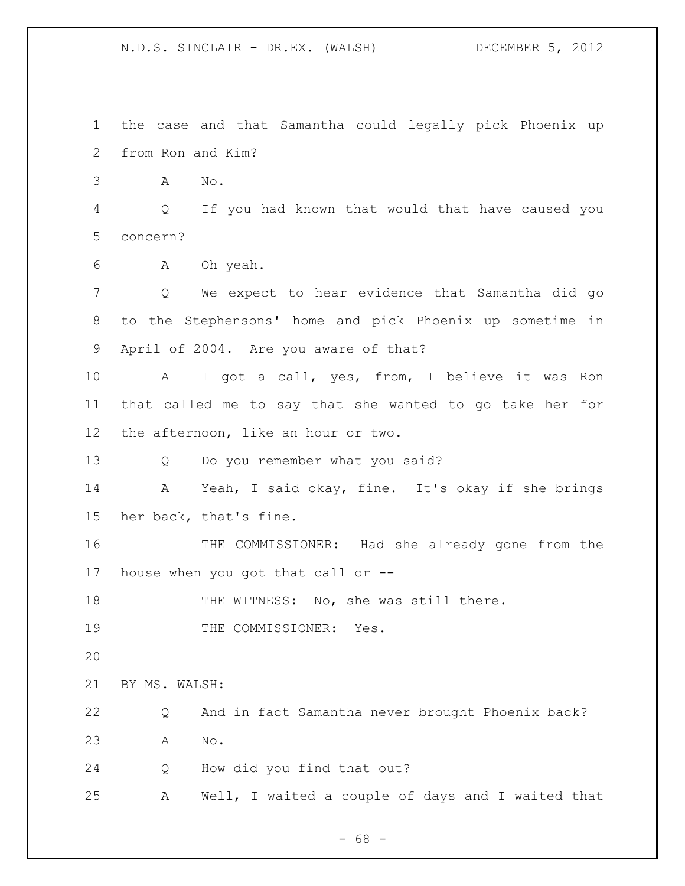the case and that Samantha could legally pick Phoenix up from Ron and Kim?

A No.

Q If you had known that would that have caused you concern?

A Oh yeah.

Q We expect to hear evidence that Samantha did go to the Stephensons' home and pick Phoenix up sometime in April of 2004. Are you aware of that?

A I got a call, yes, from, I believe it was Ron that called me to say that she wanted to go take her for the afternoon, like an hour or two.

Q Do you remember what you said?

A Yeah, I said okay, fine. It's okay if she brings her back, that's fine.

THE COMMISSIONER: Had she already gone from the house when you got that call or --

THE WITNESS: No, she was still there.

THE COMMISSIONER: Yes.

BY MS. WALSH:

Q And in fact Samantha never brought Phoenix back?

A No.

Q How did you find that out?

A Well, I waited a couple of days and I waited that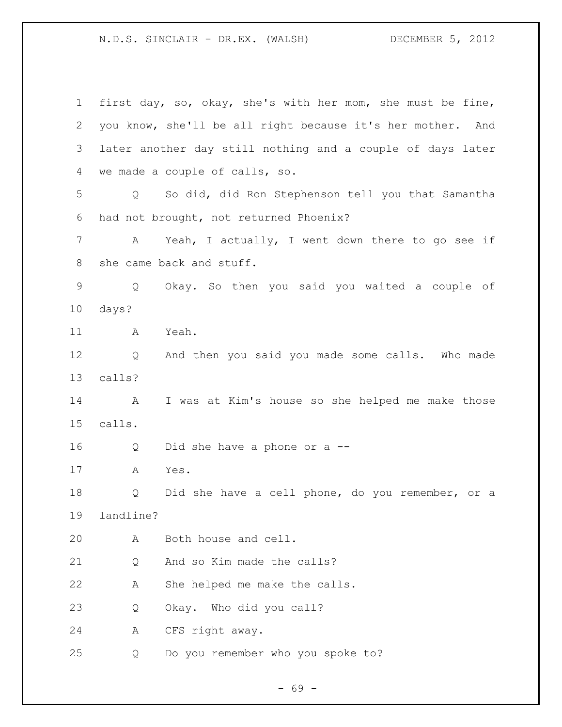first day, so, okay, she's with her mom, she must be fine, you know, she'll be all right because it's her mother. And later another day still nothing and a couple of days later we made a couple of calls, so.

Q So did, did Ron Stephenson tell you that Samantha had not brought, not returned Phoenix?

A Yeah, I actually, I went down there to go see if she came back and stuff.

Q Okay. So then you said you waited a couple of days?

A Yeah.

Q And then you said you made some calls. Who made calls?

A I was at Kim's house so she helped me make those calls.

Q Did she have a phone or a --

A Yes.

Q Did she have a cell phone, do you remember, or a landline?

A Both house and cell.

Q And so Kim made the calls?

A She helped me make the calls.

Q Okay. Who did you call?

A CFS right away.

Q Do you remember who you spoke to?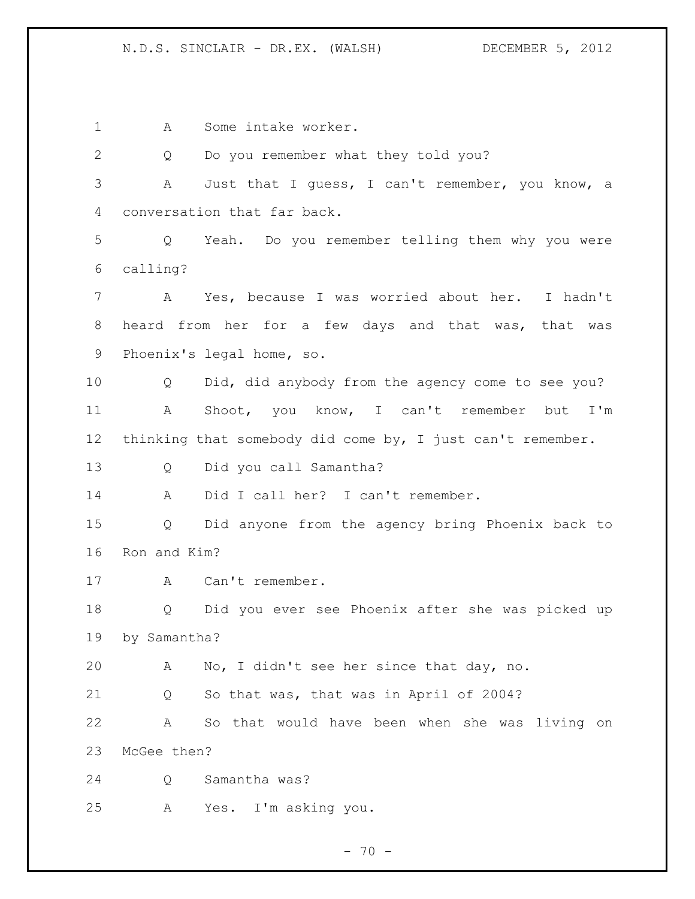A Some intake worker.

Q Do you remember what they told you?

A Just that I guess, I can't remember, you know, a conversation that far back.

Q Yeah. Do you remember telling them why you were calling?

A Yes, because I was worried about her. I hadn't heard from her for a few days and that was, that was Phoenix's legal home, so.

Q Did, did anybody from the agency come to see you?

A Shoot, you know, I can't remember but I'm thinking that somebody did come by, I just can't remember.

Q Did you call Samantha?

A Did I call her? I can't remember.

Q Did anyone from the agency bring Phoenix back to Ron and Kim?

A Can't remember.

Q Did you ever see Phoenix after she was picked up by Samantha?

A No, I didn't see her since that day, no.

Q So that was, that was in April of 2004?

A So that would have been when she was living on McGee then?

Q Samantha was?

A Yes. I'm asking you.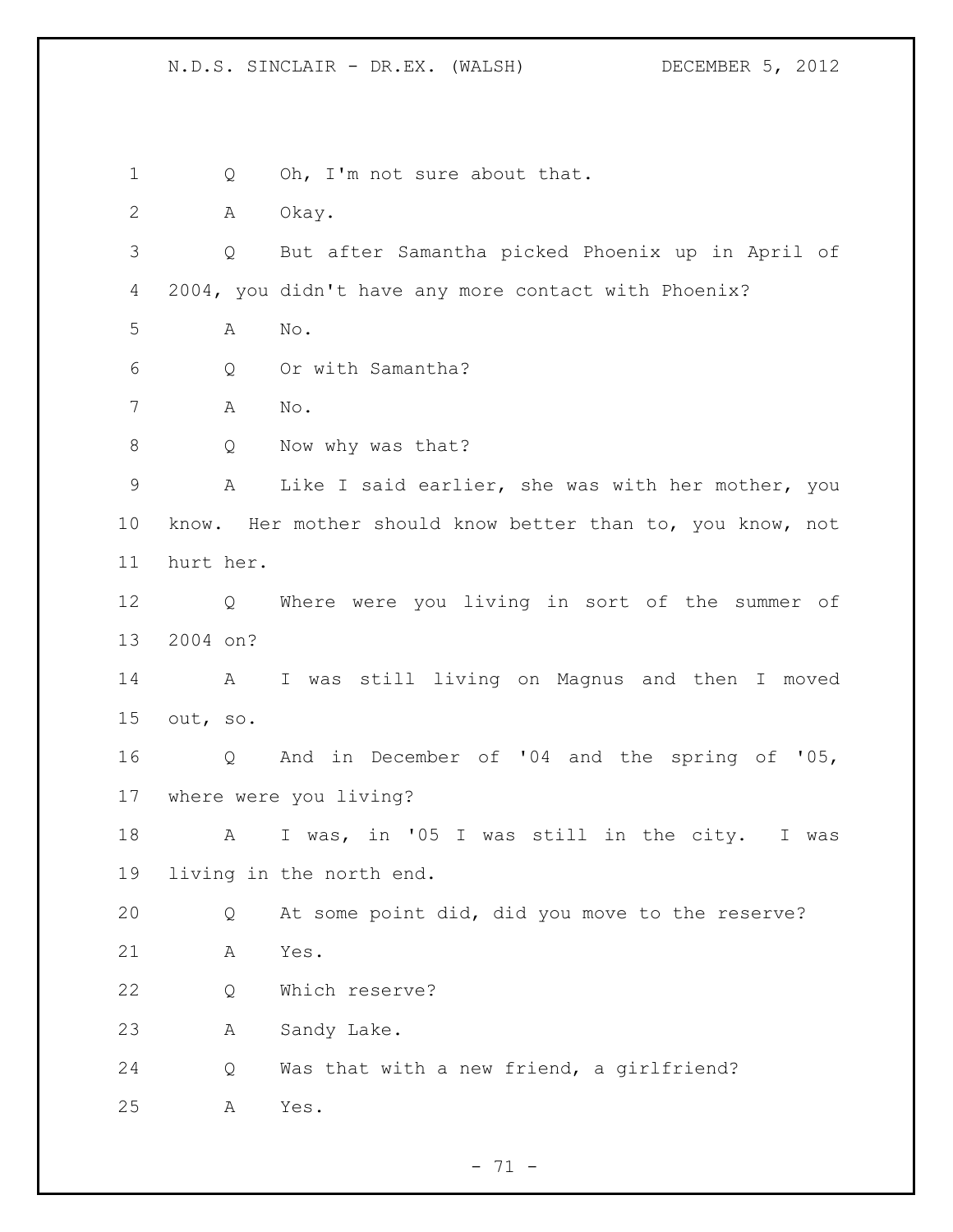1 Q Oh, I'm not sure about that.

2 A Okay.

3 Q But after Samantha picked Phoenix up in April of
4 2004, you didn't have any more contact with Phoenix?

5 A No.

6 Q Or with Samantha?

7 A No.

8 Q Now why was that?

9 A Like I said earlier, she was with her mother, you
10 know. Her mother should know better than to, you know, not
11 hurt her.

12 Q Where were you living in sort of the summer of
13 2004 on?

14 A I was still living on Magnus and then I moved
15 out, so.

16 Q And in December of '04 and the spring of '05,
17 where were you living?

18 A I was, in '05 I was still in the city. I was
19 living in the north end.

20 Q At some point did, did you move to the reserve?

21 A Yes.

22 Q Which reserve?

23 A Sandy Lake.

24 Q Was that with a new friend, a girlfriend?

25 A Yes.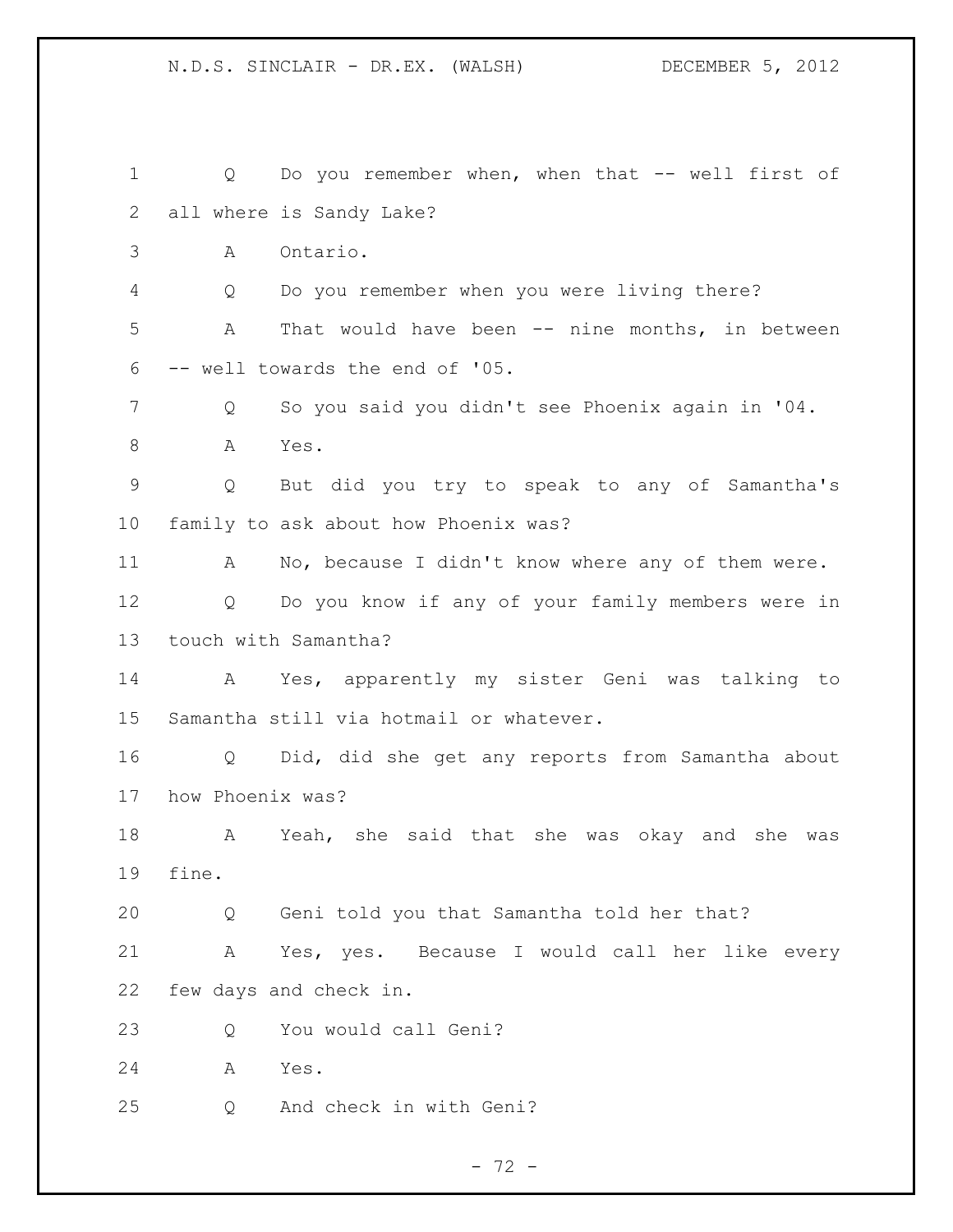Q Do you remember when, when that -- well first of all where is Sandy Lake?

A Ontario.

Q Do you remember when you were living there?

A That would have been -- nine months, in between -- well towards the end of '05.

Q So you said you didn't see Phoenix again in '04.

A Yes.

Q But did you try to speak to any of Samantha's family to ask about how Phoenix was?

A No, because I didn't know where any of them were.

Q Do you know if any of your family members were in touch with Samantha?

A Yes, apparently my sister Geni was talking to Samantha still via hotmail or whatever.

Q Did, did she get any reports from Samantha about how Phoenix was?

A Yeah, she said that she was okay and she was fine.

Q Geni told you that Samantha told her that?

A Yes, yes. Because I would call her like every few days and check in.

Q You would call Geni?

A Yes.

Q And check in with Geni?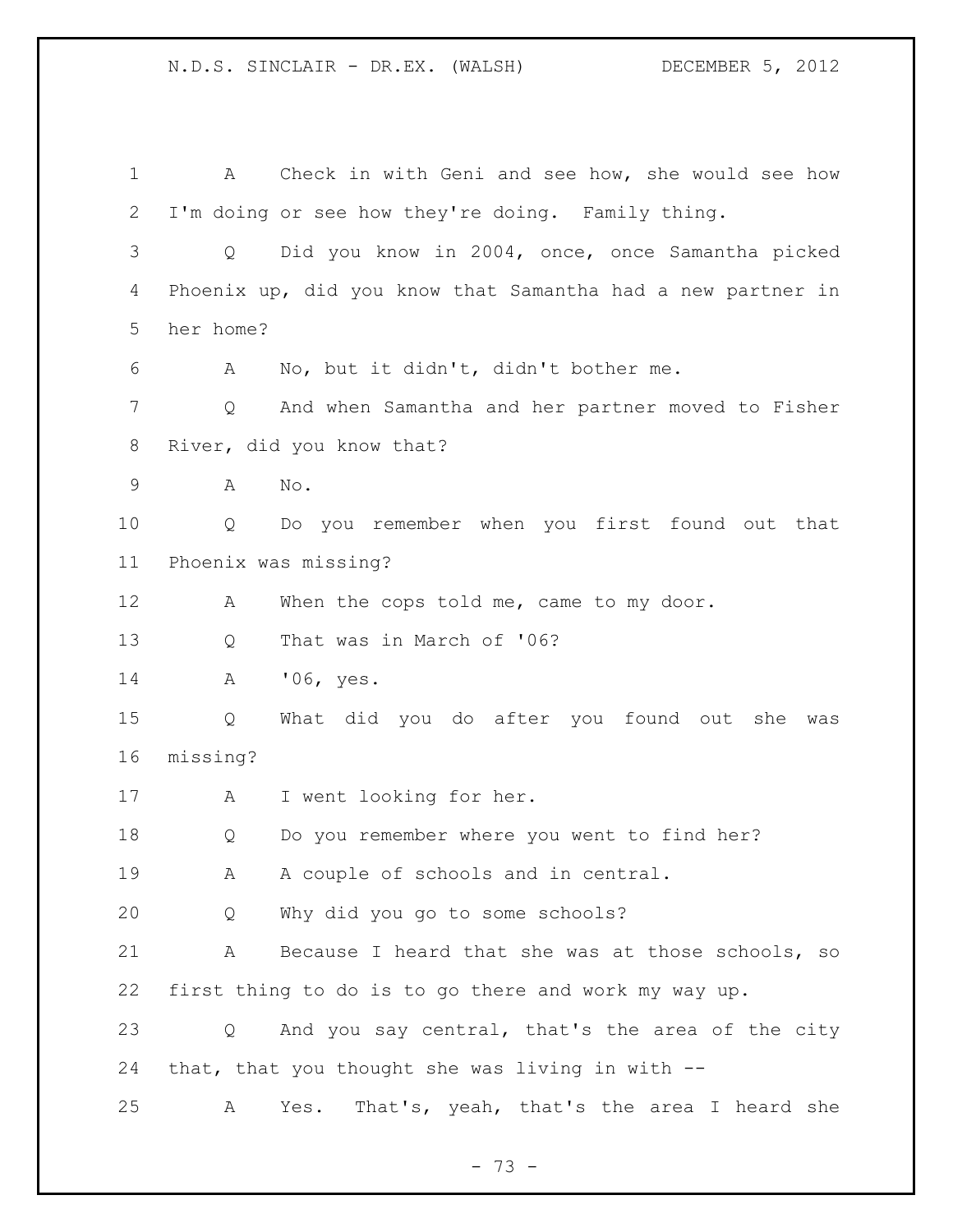A Check in with Geni and see how, she would see how I'm doing or see how they're doing. Family thing.

Q Did you know in 2004, once, once Samantha picked Phoenix up, did you know that Samantha had a new partner in her home?

A No, but it didn't, didn't bother me.

Q And when Samantha and her partner moved to Fisher River, did you know that?

A No.

Q Do you remember when you first found out that Phoenix was missing?

A When the cops told me, came to my door.

Q That was in March of '06?

A '06, yes.

Q What did you do after you found out she was missing?

A I went looking for her.

Q Do you remember where you went to find her?

A A couple of schools and in central.

Q Why did you go to some schools?

A Because I heard that she was at those schools, so first thing to do is to go there and work my way up.

Q And you say central, that's the area of the city that, that you thought she was living in with --

A Yes. That's, yeah, that's the area I heard she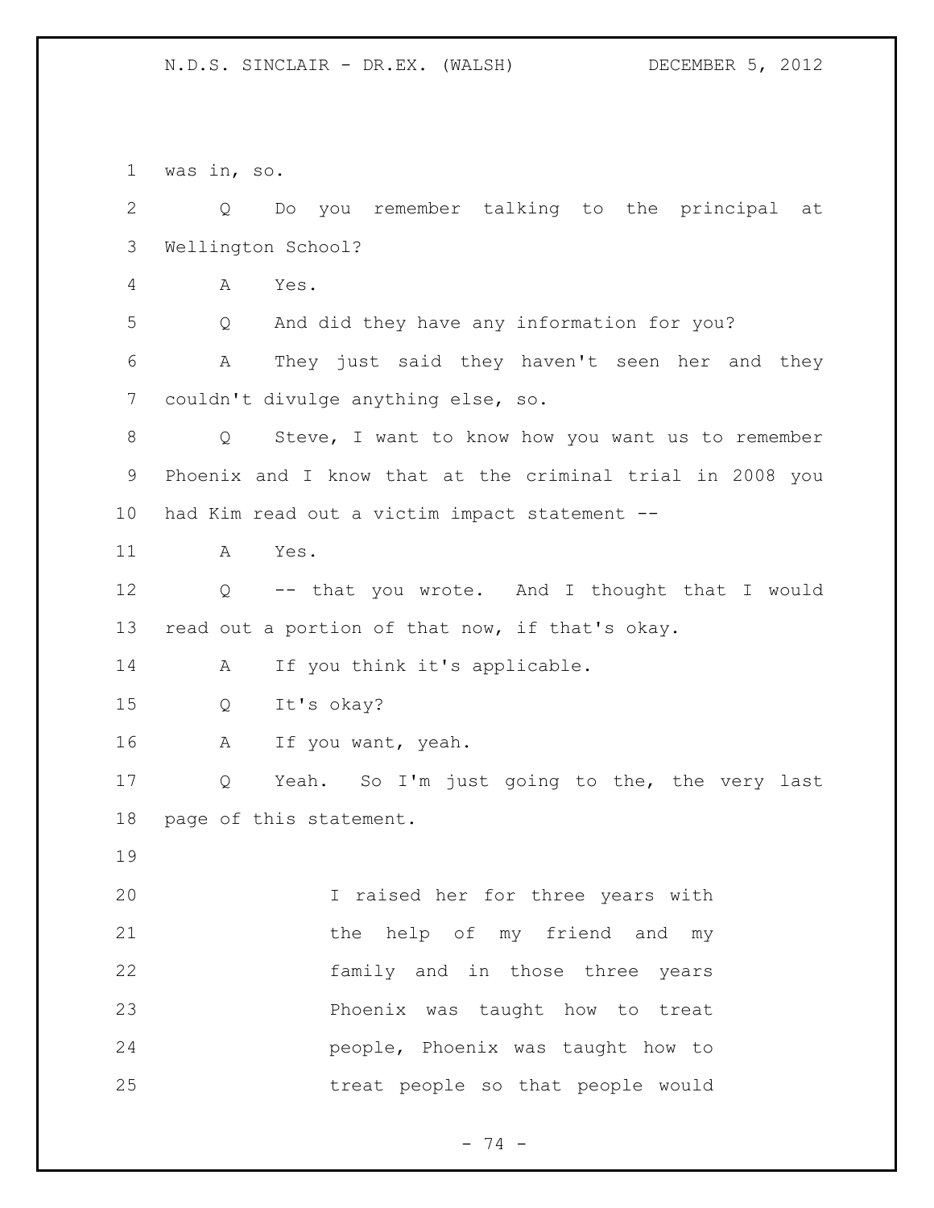was in, so.

Q Do you remember talking to the principal at Wellington School?

A Yes.

Q And did they have any information for you?

A They just said they haven't seen her and they couldn't divulge anything else, so.

Q Steve, I want to know how you want us to remember Phoenix and I know that at the criminal trial in 2008 you had Kim read out a victim impact statement --

A Yes.

Q -- that you wrote. And I thought that I would read out a portion of that now, if that's okay.

A If you think it's applicable.

Q It's okay?

A If you want, yeah.

Q Yeah. So I'm just going to the, the very last page of this statement.

> I raised her for three years with the help of my friend and my family and in those three years Phoenix was taught how to treat people, Phoenix was taught how to treat people so that people would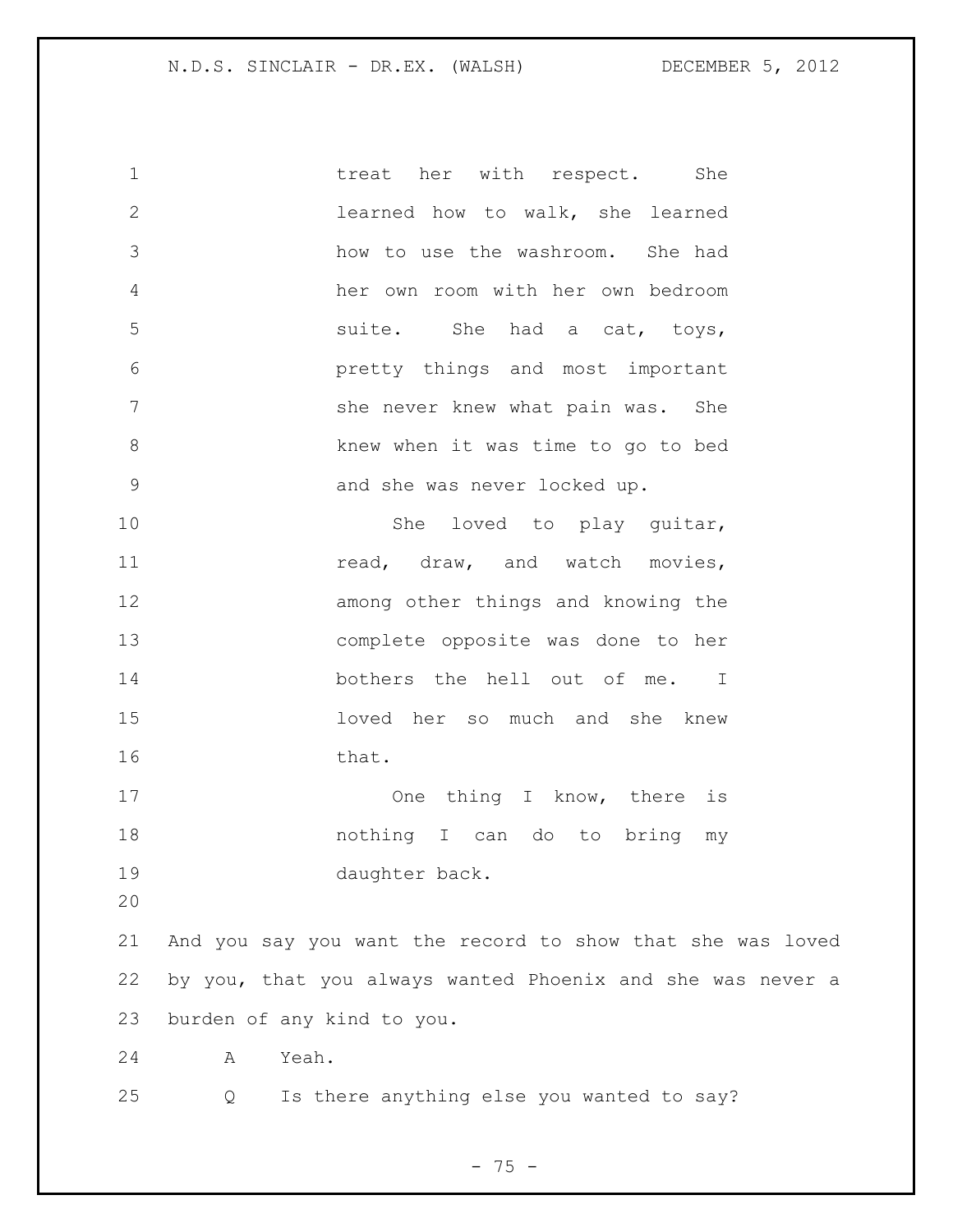treat her with respect. She learned how to walk, she learned how to use the washroom. She had her own room with her own bedroom suite. She had a cat, toys, pretty things and most important she never knew what pain was. She knew when it was time to go to bed and she was never locked up.

She loved to play guitar, read, draw, and watch movies, among other things and knowing the complete opposite was done to her bothers the hell out of me. I loved her so much and she knew that.

One thing I know, there is nothing I can do to bring my daughter back.

And you say you want the record to show that she was loved by you, that you always wanted Phoenix and she was never a burden of any kind to you.

A Yeah.

Q Is there anything else you wanted to say?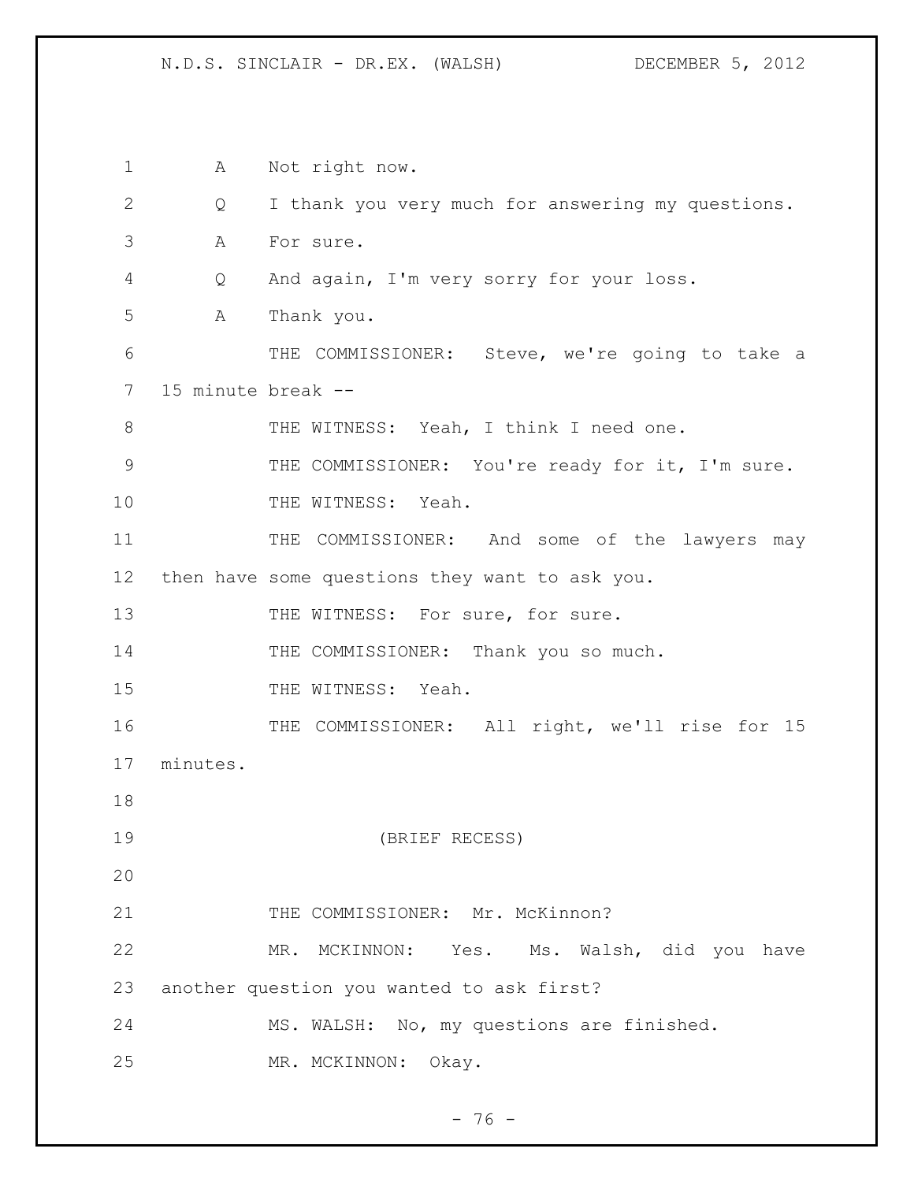A Not right now.

Q I thank you very much for answering my questions.

A For sure.

Q And again, I'm very sorry for your loss.

A Thank you.

THE COMMISSIONER: Steve, we're going to take a 15 minute break --

THE WITNESS: Yeah, I think I need one.

THE COMMISSIONER: You're ready for it, I'm sure.

THE WITNESS: Yeah.

THE COMMISSIONER: And some of the lawyers may then have some questions they want to ask you.

THE WITNESS: For sure, for sure.

THE COMMISSIONER: Thank you so much.

THE WITNESS: Yeah.

THE COMMISSIONER: All right, we'll rise for 15 minutes.

(BRIEF RECESS)

THE COMMISSIONER: Mr. McKinnon?

MR. MCKINNON: Yes. Ms. Walsh, did you have another question you wanted to ask first?

MS. WALSH: No, my questions are finished.

MR. MCKINNON: Okay.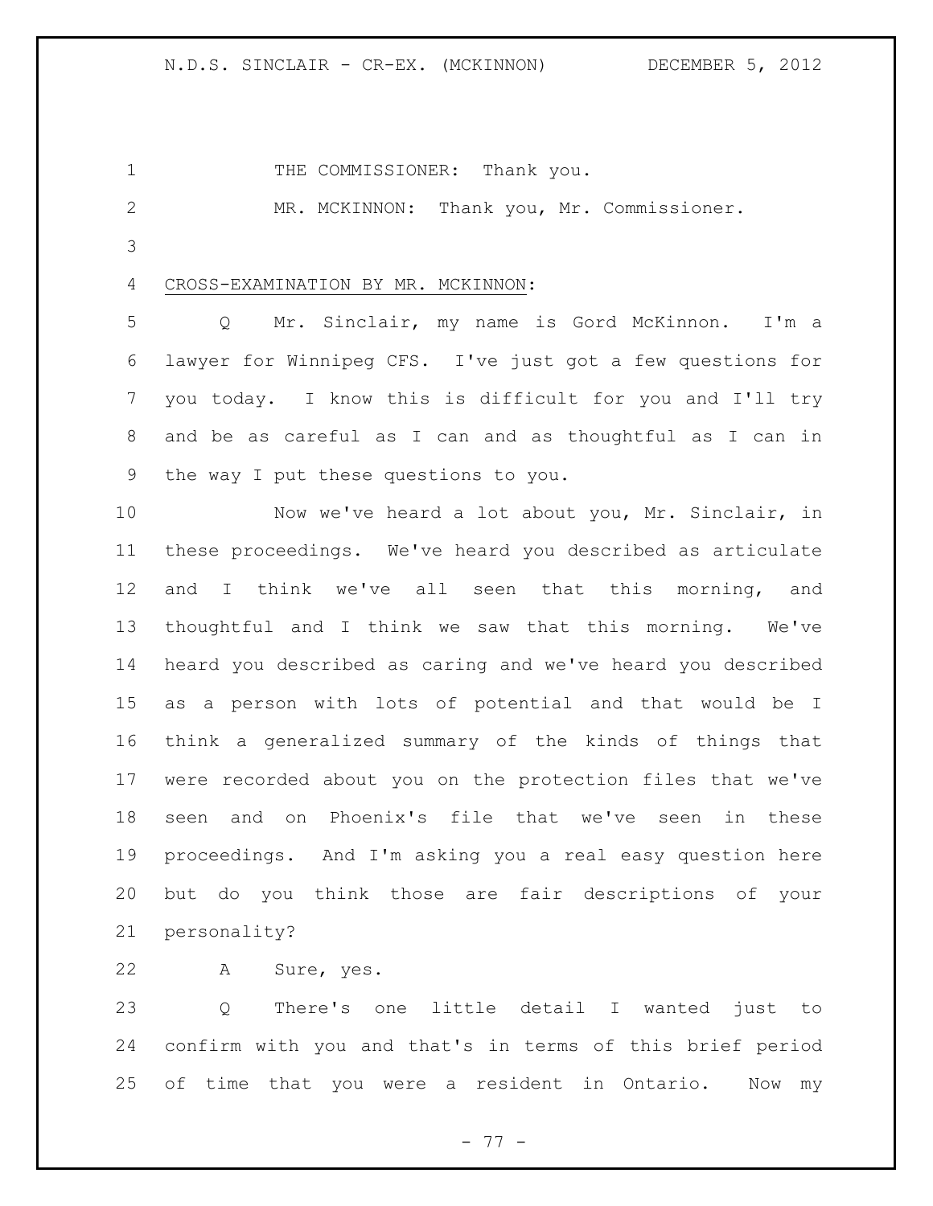THE COMMISSIONER: Thank you.

MR. MCKINNON: Thank you, Mr. Commissioner.

CROSS-EXAMINATION BY MR. MCKINNON:

Q Mr. Sinclair, my name is Gord McKinnon. I'm a lawyer for Winnipeg CFS. I've just got a few questions for you today. I know this is difficult for you and I'll try and be as careful as I can and as thoughtful as I can in the way I put these questions to you.

Now we've heard a lot about you, Mr. Sinclair, in these proceedings. We've heard you described as articulate and I think we've all seen that this morning, and thoughtful and I think we saw that this morning. We've heard you described as caring and we've heard you described as a person with lots of potential and that would be I think a generalized summary of the kinds of things that were recorded about you on the protection files that we've seen and on Phoenix's file that we've seen in these proceedings. And I'm asking you a real easy question here but do you think those are fair descriptions of your personality?

A Sure, yes.

Q There's one little detail I wanted just to confirm with you and that's in terms of this brief period of time that you were a resident in Ontario. Now my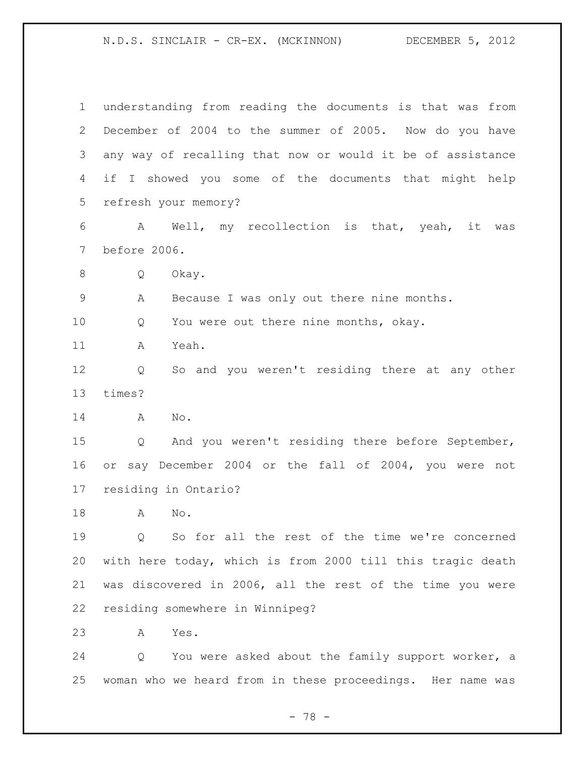understanding from reading the documents is that was from December of 2004 to the summer of 2005. Now do you have any way of recalling that now or would it be of assistance if I showed you some of the documents that might help refresh your memory?

A Well, my recollection is that, yeah, it was before 2006.

Q Okay.

A Because I was only out there nine months.

Q You were out there nine months, okay.

A Yeah.

Q So and you weren't residing there at any other times?

A No.

Q And you weren't residing there before September, or say December 2004 or the fall of 2004, you were not residing in Ontario?

A No.

Q So for all the rest of the time we're concerned with here today, which is from 2000 till this tragic death was discovered in 2006, all the rest of the time you were residing somewhere in Winnipeg?

A Yes.

Q You were asked about the family support worker, a woman who we heard from in these proceedings. Her name was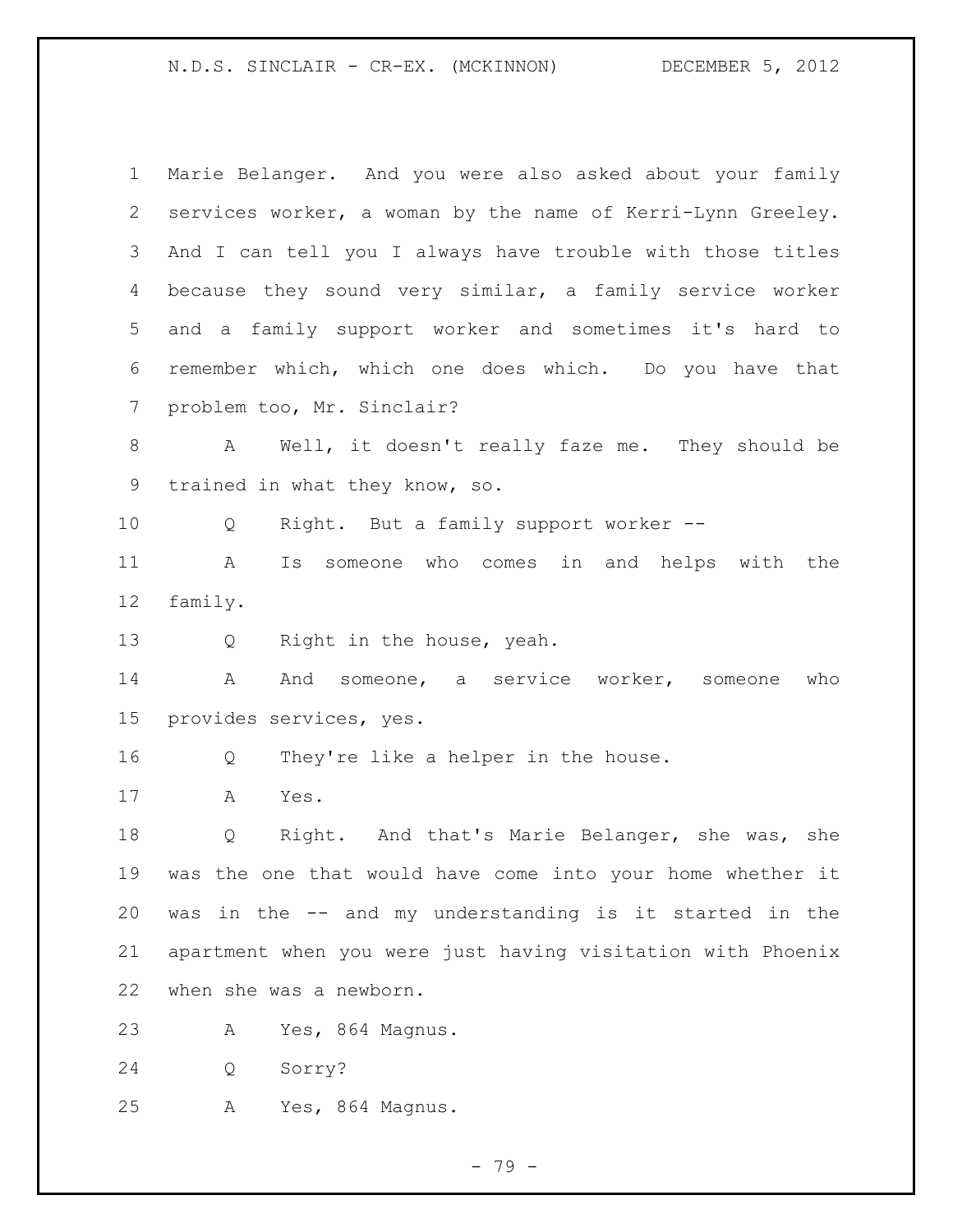Marie Belanger. And you were also asked about your family services worker, a woman by the name of Kerri-Lynn Greeley. And I can tell you I always have trouble with those titles because they sound very similar, a family service worker and a family support worker and sometimes it's hard to remember which, which one does which. Do you have that problem too, Mr. Sinclair?

A Well, it doesn't really faze me. They should be trained in what they know, so.

Q Right. But a family support worker --

A Is someone who comes in and helps with the family.

Q Right in the house, yeah.

A And someone, a service worker, someone who provides services, yes.

Q They're like a helper in the house.

A Yes.

Q Right. And that's Marie Belanger, she was, she was the one that would have come into your home whether it was in the -- and my understanding is it started in the apartment when you were just having visitation with Phoenix when she was a newborn.

A Yes, 864 Magnus.

Q Sorry?

A Yes, 864 Magnus.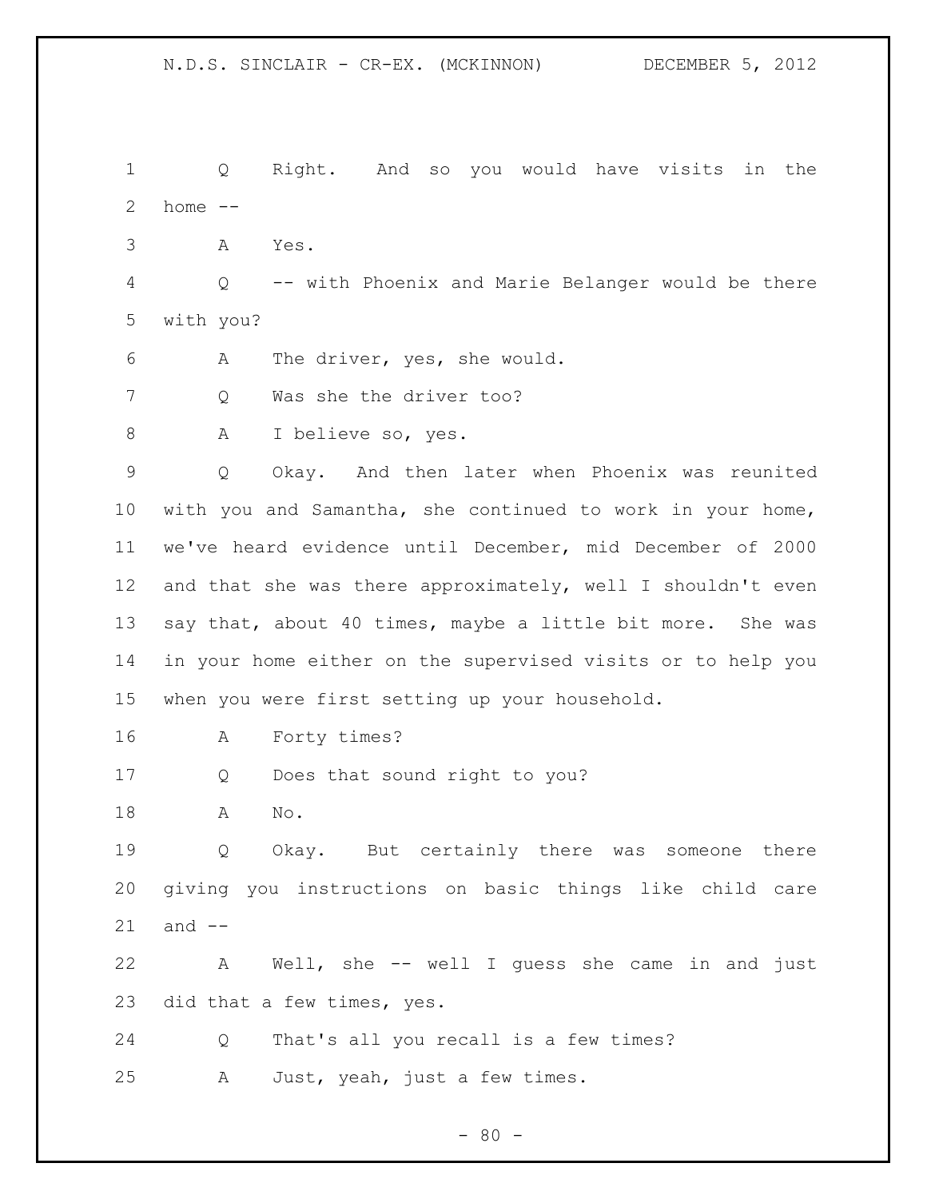Q Right. And so you would have visits in the home --

A Yes.

Q -- with Phoenix and Marie Belanger would be there with you?

A The driver, yes, she would.

Q Was she the driver too?

A I believe so, yes.

Q Okay. And then later when Phoenix was reunited with you and Samantha, she continued to work in your home, we've heard evidence until December, mid December of 2000 and that she was there approximately, well I shouldn't even say that, about 40 times, maybe a little bit more. She was in your home either on the supervised visits or to help you when you were first setting up your household.

A Forty times?

Q Does that sound right to you?

A No.

Q Okay. But certainly there was someone there giving you instructions on basic things like child care and --

A Well, she -- well I guess she came in and just did that a few times, yes.

Q That's all you recall is a few times?

A Just, yeah, just a few times.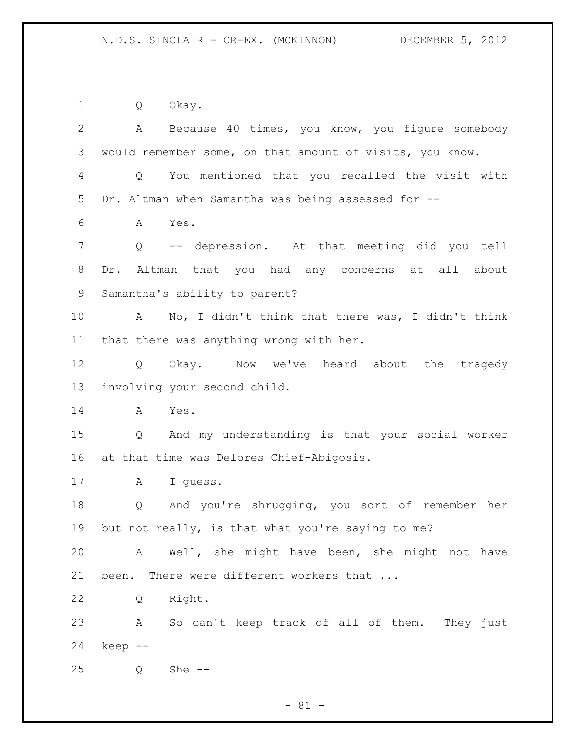Q Okay.

A Because 40 times, you know, you figure somebody would remember some, on that amount of visits, you know.

Q You mentioned that you recalled the visit with Dr. Altman when Samantha was being assessed for --

A Yes.

Q -- depression. At that meeting did you tell Dr. Altman that you had any concerns at all about Samantha's ability to parent?

A No, I didn't think that there was, I didn't think that there was anything wrong with her.

Q Okay. Now we've heard about the tragedy involving your second child.

A Yes.

Q And my understanding is that your social worker at that time was Delores Chief-Abigosis.

A I guess.

Q And you're shrugging, you sort of remember her but not really, is that what you're saying to me?

A Well, she might have been, she might not have been. There were different workers that ...

Q Right.

A So can't keep track of all of them. They just keep --

Q She --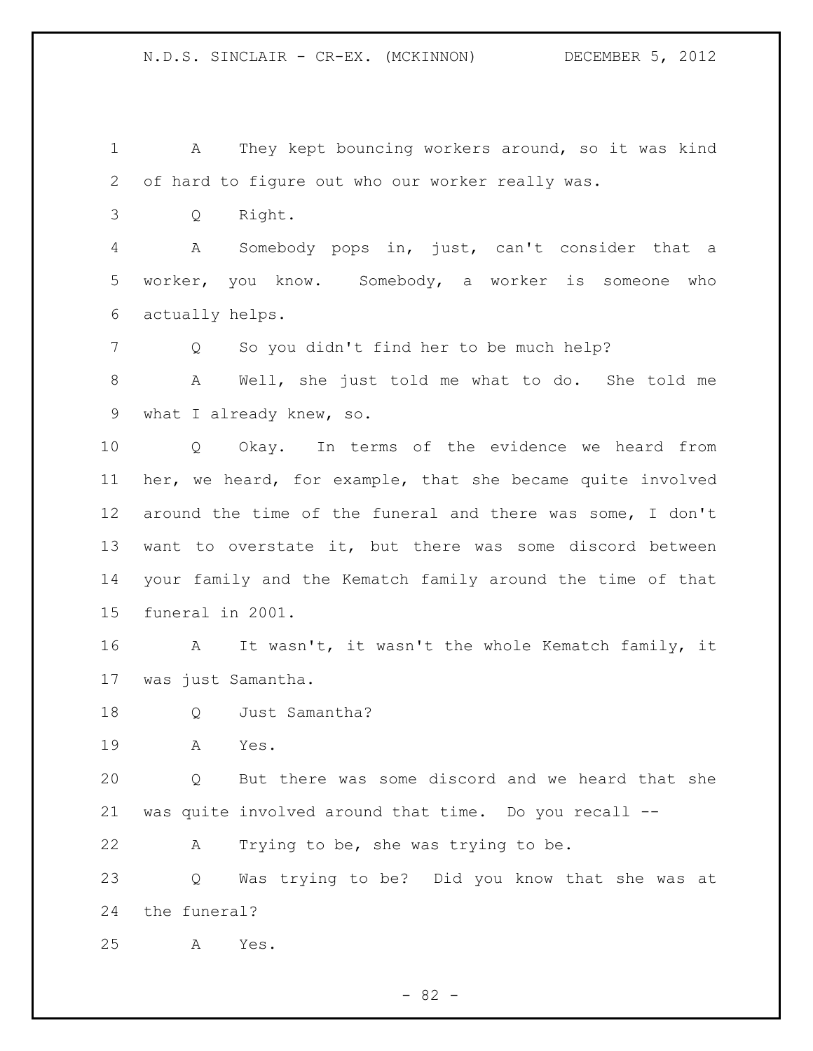A They kept bouncing workers around, so it was kind of hard to figure out who our worker really was.

Q Right.

A Somebody pops in, just, can't consider that a worker, you know. Somebody, a worker is someone who actually helps.

Q So you didn't find her to be much help?

A Well, she just told me what to do. She told me what I already knew, so.

Q Okay. In terms of the evidence we heard from her, we heard, for example, that she became quite involved around the time of the funeral and there was some, I don't want to overstate it, but there was some discord between your family and the Kematch family around the time of that funeral in 2001.

A It wasn't, it wasn't the whole Kematch family, it was just Samantha.

Q Just Samantha?

A Yes.

Q But there was some discord and we heard that she was quite involved around that time. Do you recall --

A Trying to be, she was trying to be.

Q Was trying to be? Did you know that she was at the funeral?

A Yes.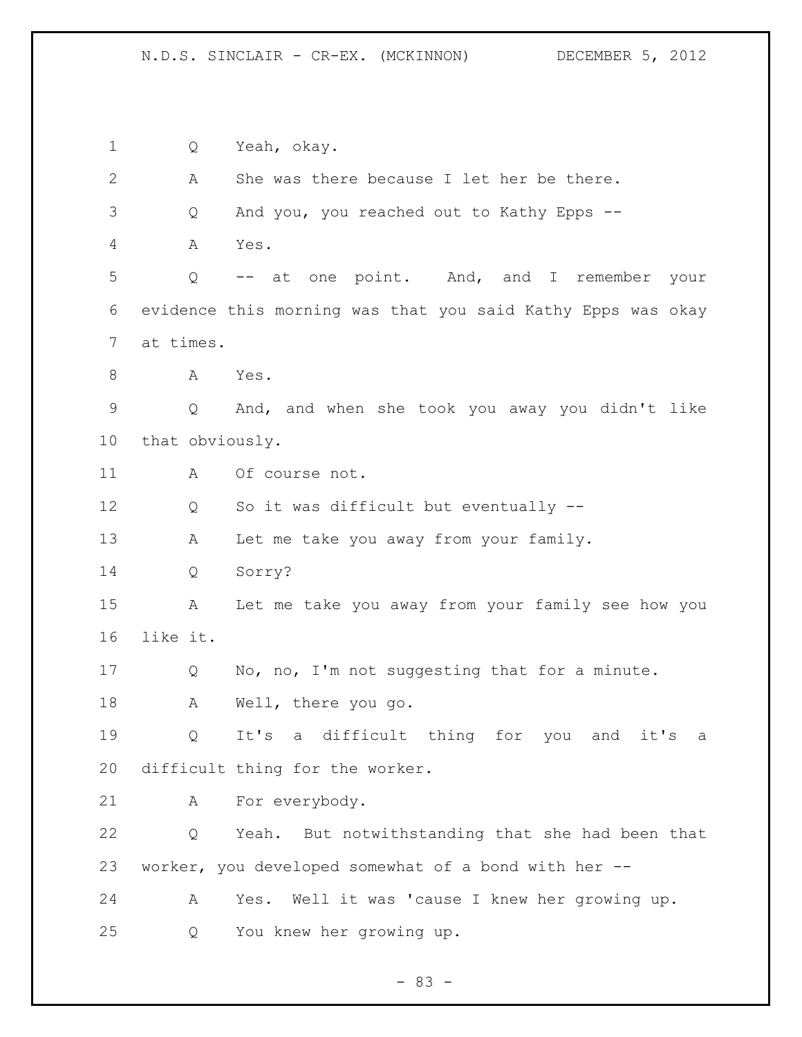1 Q Yeah, okay.

2 A She was there because I let her be there.

3 Q And you, you reached out to Kathy Epps --

4 A Yes.

5 Q -- at one point. And, and I remember your
6 evidence this morning was that you said Kathy Epps was okay
7 at times.

8 A Yes.

9 Q And, and when she took you away you didn't like
10 that obviously.

11 A Of course not.

12 Q So it was difficult but eventually --

13 A Let me take you away from your family.

14 Q Sorry?

15 A Let me take you away from your family see how you
16 like it.

17 Q No, no, I'm not suggesting that for a minute.

18 A Well, there you go.

19 Q It's a difficult thing for you and it's a
20 difficult thing for the worker.

21 A For everybody.

22 Q Yeah. But notwithstanding that she had been that
23 worker, you developed somewhat of a bond with her --

24 A Yes. Well it was 'cause I knew her growing up.

25 Q You knew her growing up.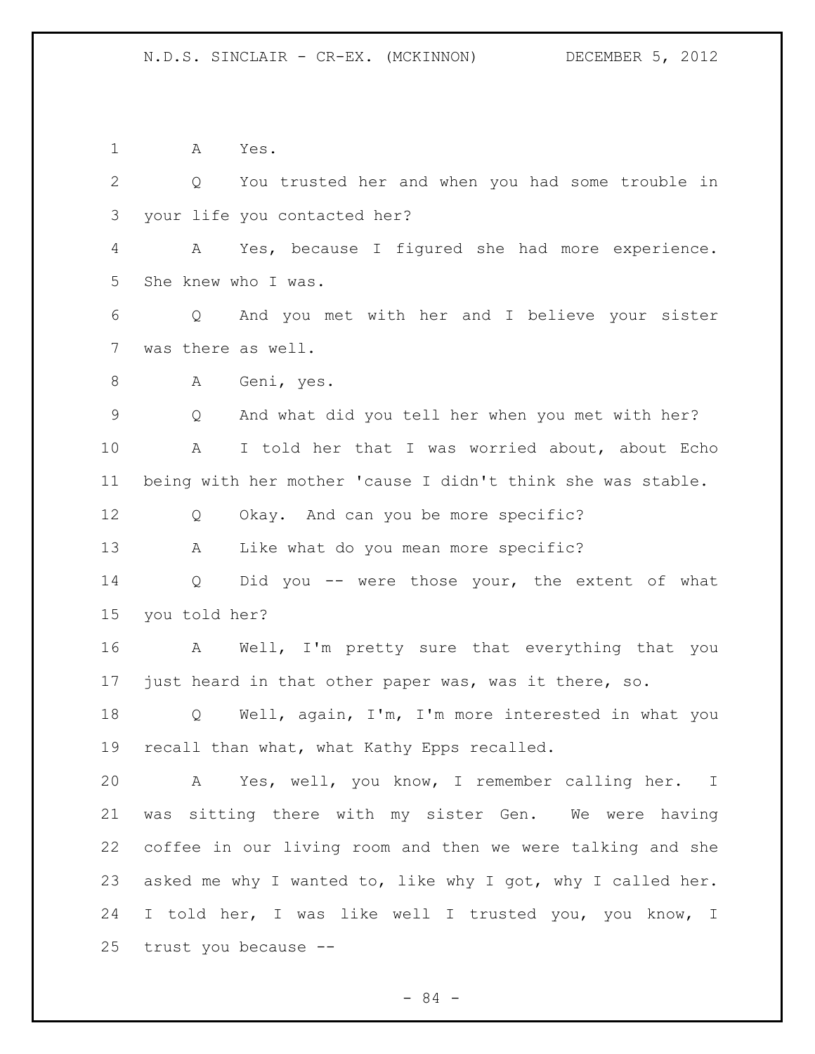A Yes.

Q You trusted her and when you had some trouble in your life you contacted her?

A Yes, because I figured she had more experience. She knew who I was.

Q And you met with her and I believe your sister was there as well.

A Geni, yes.

Q And what did you tell her when you met with her?

A I told her that I was worried about, about Echo being with her mother 'cause I didn't think she was stable.

Q Okay. And can you be more specific?

A Like what do you mean more specific?

Q Did you -- were those your, the extent of what you told her?

A Well, I'm pretty sure that everything that you just heard in that other paper was, was it there, so.

Q Well, again, I'm, I'm more interested in what you recall than what, what Kathy Epps recalled.

A Yes, well, you know, I remember calling her. I was sitting there with my sister Gen. We were having coffee in our living room and then we were talking and she asked me why I wanted to, like why I got, why I called her. I told her, I was like well I trusted you, you know, I trust you because --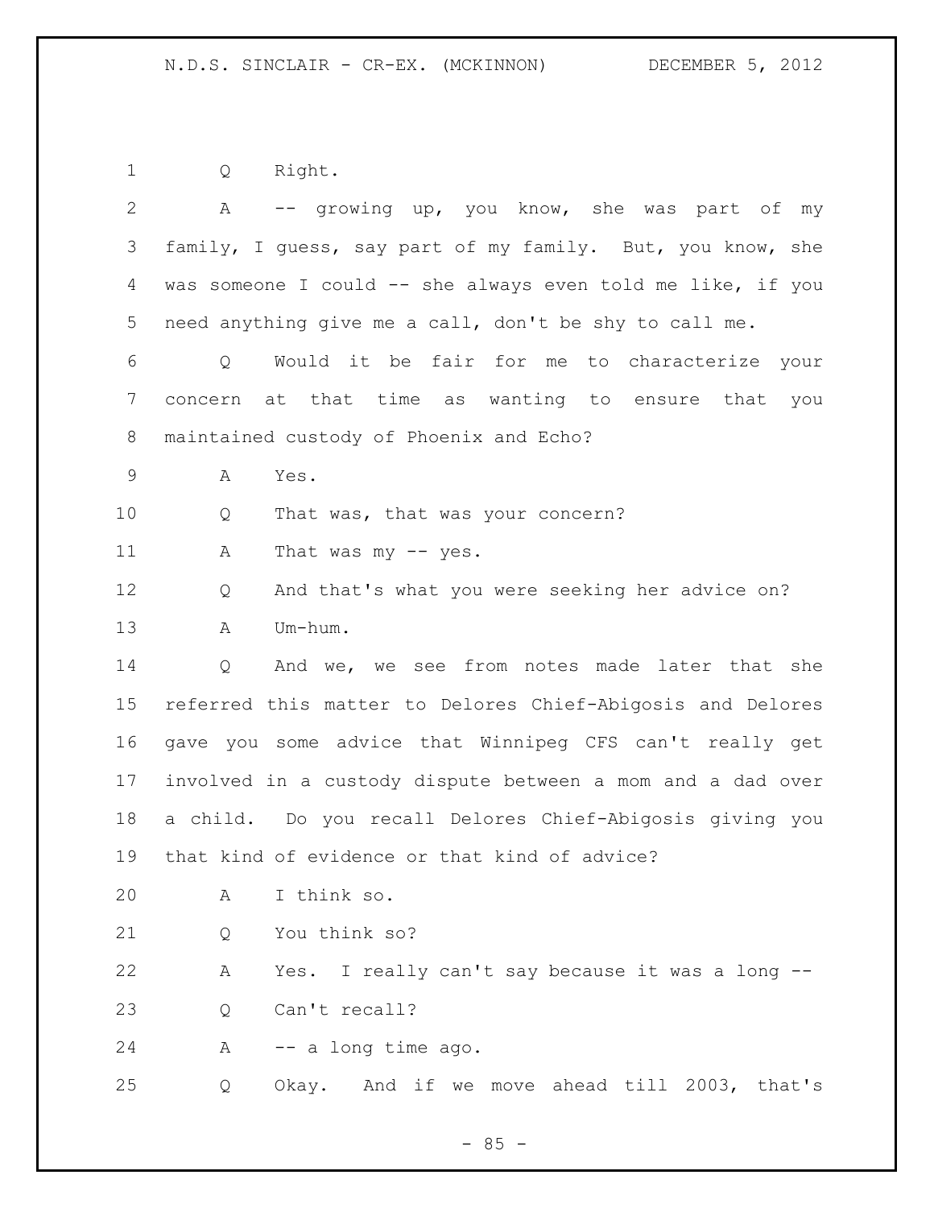Q Right.

A -- growing up, you know, she was part of my family, I guess, say part of my family. But, you know, she was someone I could -- she always even told me like, if you need anything give me a call, don't be shy to call me.

Q Would it be fair for me to characterize your concern at that time as wanting to ensure that you maintained custody of Phoenix and Echo?

A Yes.

Q That was, that was your concern?

A That was my -- yes.

Q And that's what you were seeking her advice on?

A Um-hum.

Q And we, we see from notes made later that she referred this matter to Delores Chief-Abigosis and Delores gave you some advice that Winnipeg CFS can't really get involved in a custody dispute between a mom and a dad over a child. Do you recall Delores Chief-Abigosis giving you that kind of evidence or that kind of advice?

A I think so.

Q You think so?

A Yes. I really can't say because it was a long --

Q Can't recall?

A -- a long time ago.

Q Okay. And if we move ahead till 2003, that's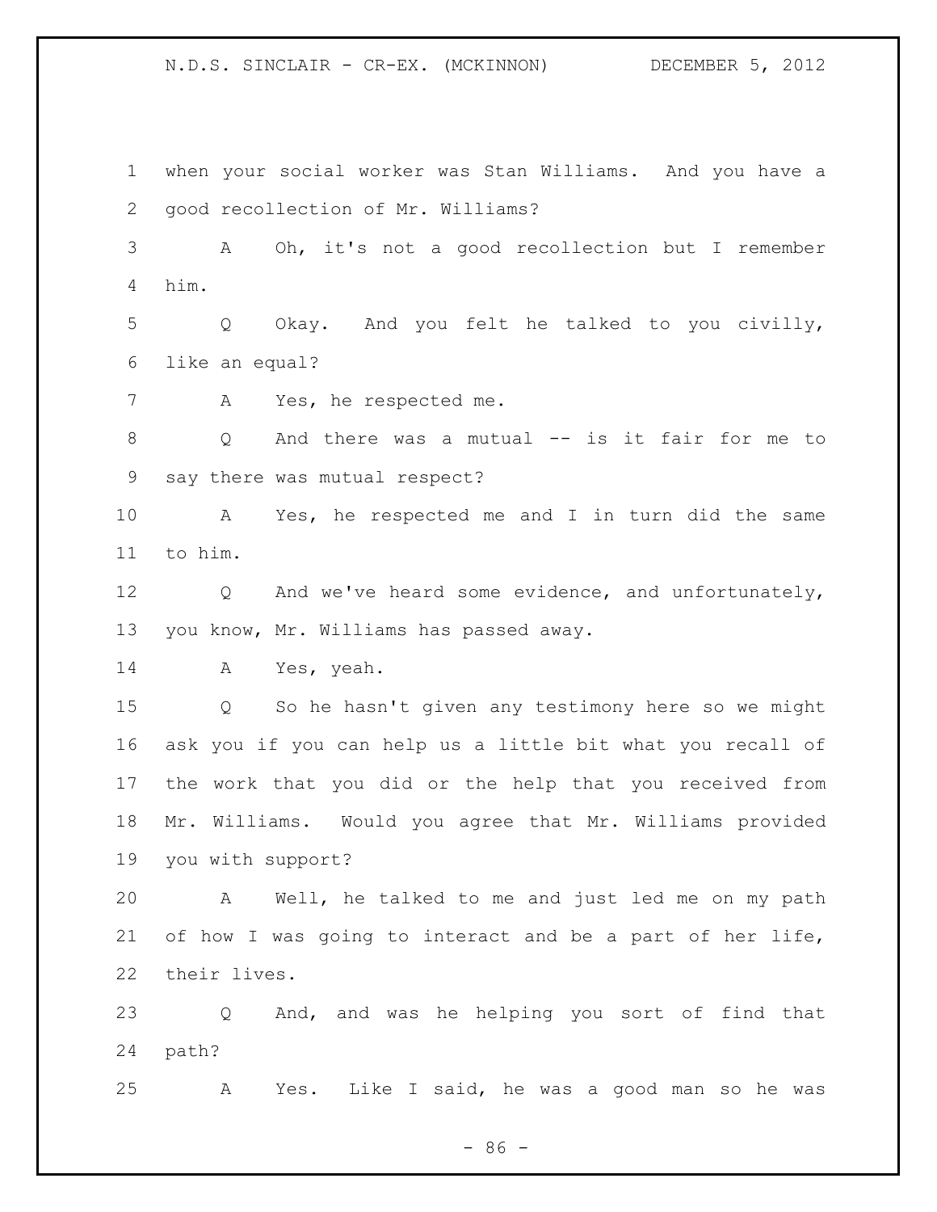when your social worker was Stan Williams. And you have a good recollection of Mr. Williams?

A Oh, it's not a good recollection but I remember him.

Q Okay. And you felt he talked to you civilly, like an equal?

A Yes, he respected me.

Q And there was a mutual -- is it fair for me to say there was mutual respect?

A Yes, he respected me and I in turn did the same to him.

Q And we've heard some evidence, and unfortunately, you know, Mr. Williams has passed away.

A Yes, yeah.

Q So he hasn't given any testimony here so we might ask you if you can help us a little bit what you recall of the work that you did or the help that you received from Mr. Williams. Would you agree that Mr. Williams provided you with support?

A Well, he talked to me and just led me on my path of how I was going to interact and be a part of her life, their lives.

Q And, and was he helping you sort of find that path?

A Yes. Like I said, he was a good man so he was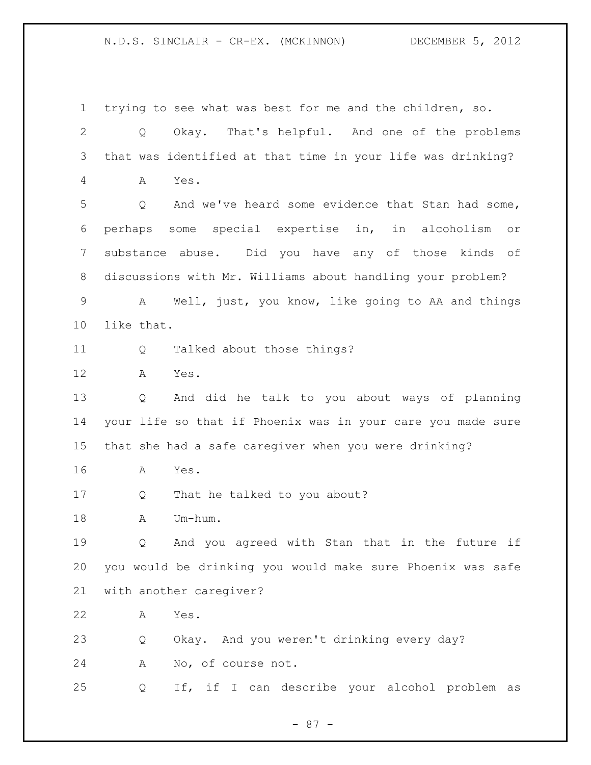trying to see what was best for me and the children, so.

Q Okay. That's helpful. And one of the problems that was identified at that time in your life was drinking?

A Yes.

Q And we've heard some evidence that Stan had some, perhaps some special expertise in, in alcoholism or substance abuse. Did you have any of those kinds of discussions with Mr. Williams about handling your problem?

A Well, just, you know, like going to AA and things like that.

Q Talked about those things?

A Yes.

Q And did he talk to you about ways of planning your life so that if Phoenix was in your care you made sure that she had a safe caregiver when you were drinking?

A Yes.

Q That he talked to you about?

A Um-hum.

Q And you agreed with Stan that in the future if you would be drinking you would make sure Phoenix was safe with another caregiver?

A Yes.

Q Okay. And you weren't drinking every day?

A No, of course not.

Q If, if I can describe your alcohol problem as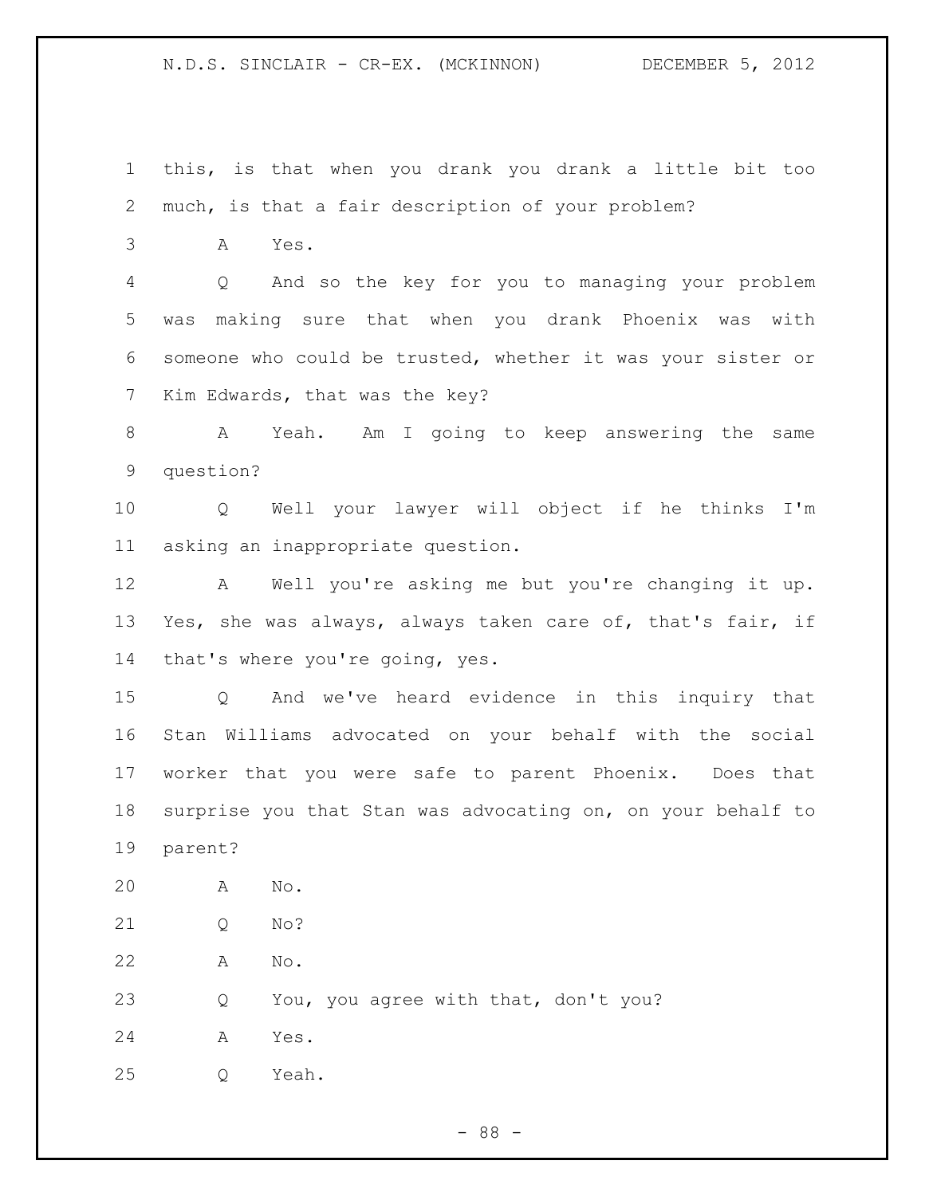1 this, is that when you drank you drank a little bit too
2 much, is that a fair description of your problem?
3 A Yes.
4 Q And so the key for you to managing your problem
5 was making sure that when you drank Phoenix was with
6 someone who could be trusted, whether it was your sister or
7 Kim Edwards, that was the key?
8 A Yeah. Am I going to keep answering the same
9 question?
10 Q Well your lawyer will object if he thinks I'm
11 asking an inappropriate question.
12 A Well you're asking me but you're changing it up.
13 Yes, she was always, always taken care of, that's fair, if
14 that's where you're going, yes.
15 Q And we've heard evidence in this inquiry that
16 Stan Williams advocated on your behalf with the social
17 worker that you were safe to parent Phoenix. Does that
18 surprise you that Stan was advocating on, on your behalf to
19 parent?
20 A No.
21 Q No?
22 A No.
23 Q You, you agree with that, don't you?
24 A Yes.
25 Q Yeah.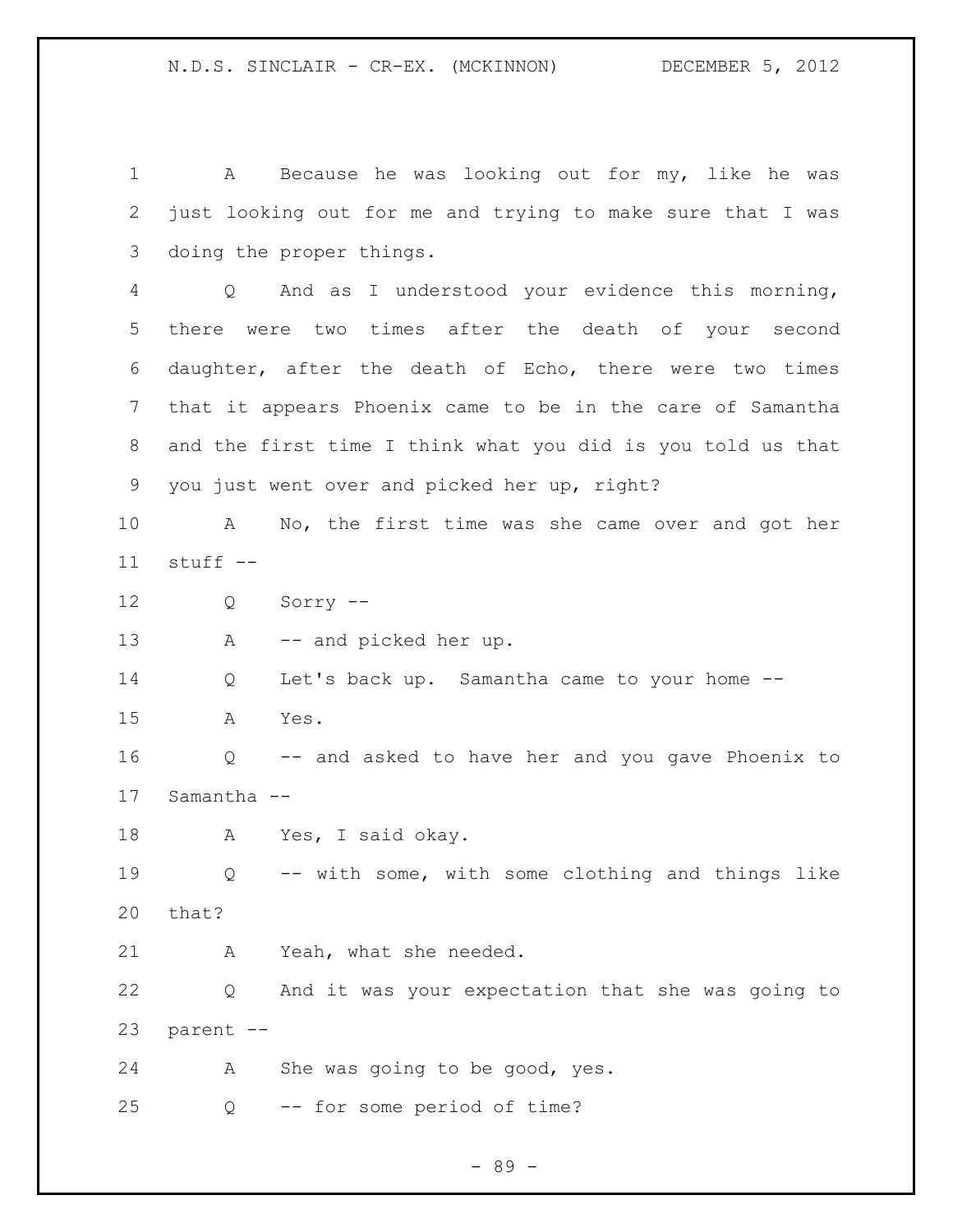A Because he was looking out for my, like he was just looking out for me and trying to make sure that I was doing the proper things.

Q And as I understood your evidence this morning, there were two times after the death of your second daughter, after the death of Echo, there were two times that it appears Phoenix came to be in the care of Samantha and the first time I think what you did is you told us that you just went over and picked her up, right?

A No, the first time was she came over and got her stuff --

Q Sorry --

A -- and picked her up.

Q Let's back up. Samantha came to your home --

A Yes.

Q -- and asked to have her and you gave Phoenix to Samantha --

A Yes, I said okay.

Q -- with some, with some clothing and things like that?

A Yeah, what she needed.

Q And it was your expectation that she was going to parent --

A She was going to be good, yes.

Q -- for some period of time?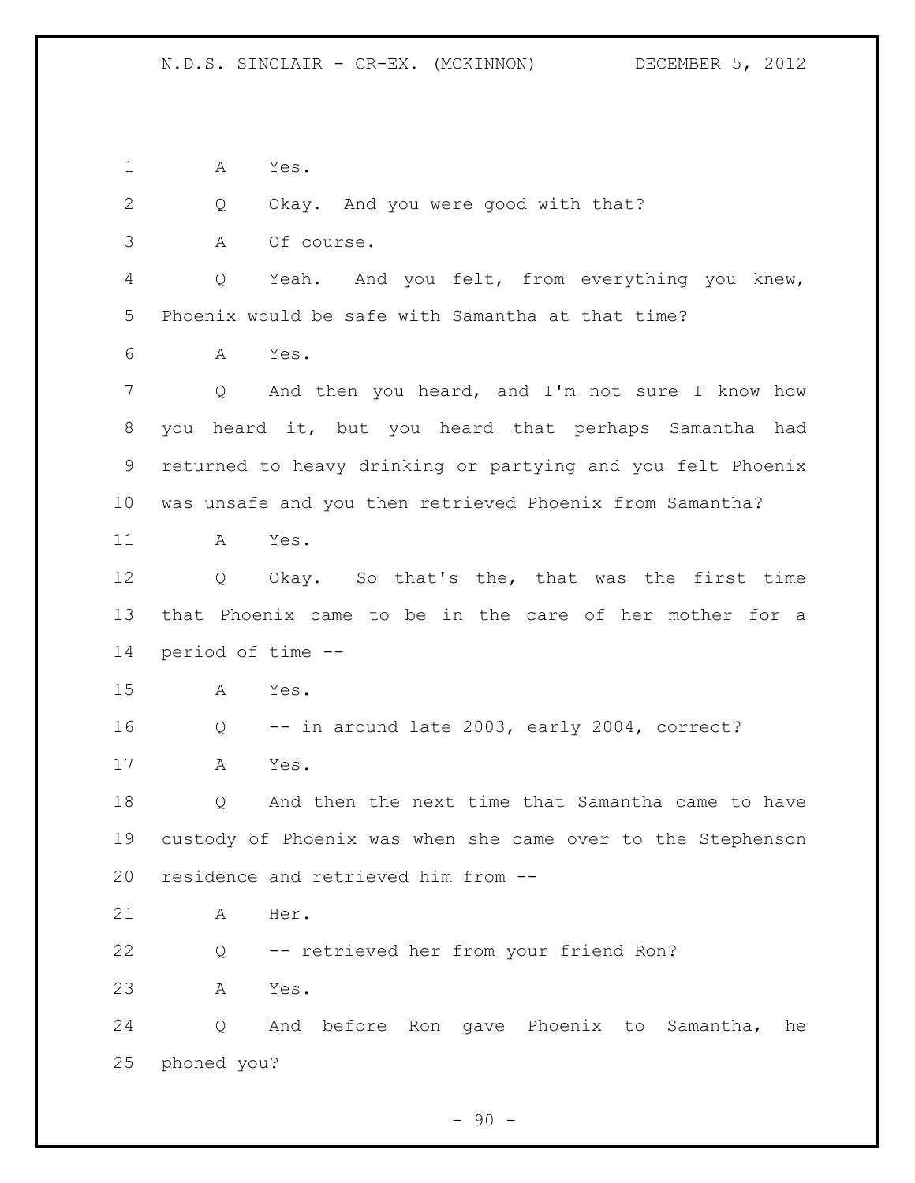1 A Yes.

2 Q Okay. And you were good with that?

3 A Of course.

4 Q Yeah. And you felt, from everything you knew,

5 Phoenix would be safe with Samantha at that time?

6 A Yes.

7 Q And then you heard, and I'm not sure I know how

8 you heard it, but you heard that perhaps Samantha had

9 returned to heavy drinking or partying and you felt Phoenix

10 was unsafe and you then retrieved Phoenix from Samantha?

11 A Yes.

12 Q Okay. So that's the, that was the first time

13 that Phoenix came to be in the care of her mother for a

14 period of time --

15 A Yes.

16 Q -- in around late 2003, early 2004, correct?

17 A Yes.

18 Q And then the next time that Samantha came to have

19 custody of Phoenix was when she came over to the Stephenson

20 residence and retrieved him from --

21 A Her.

22 Q -- retrieved her from your friend Ron?

23 A Yes.

24 Q And before Ron gave Phoenix to Samantha, he

25 phoned you?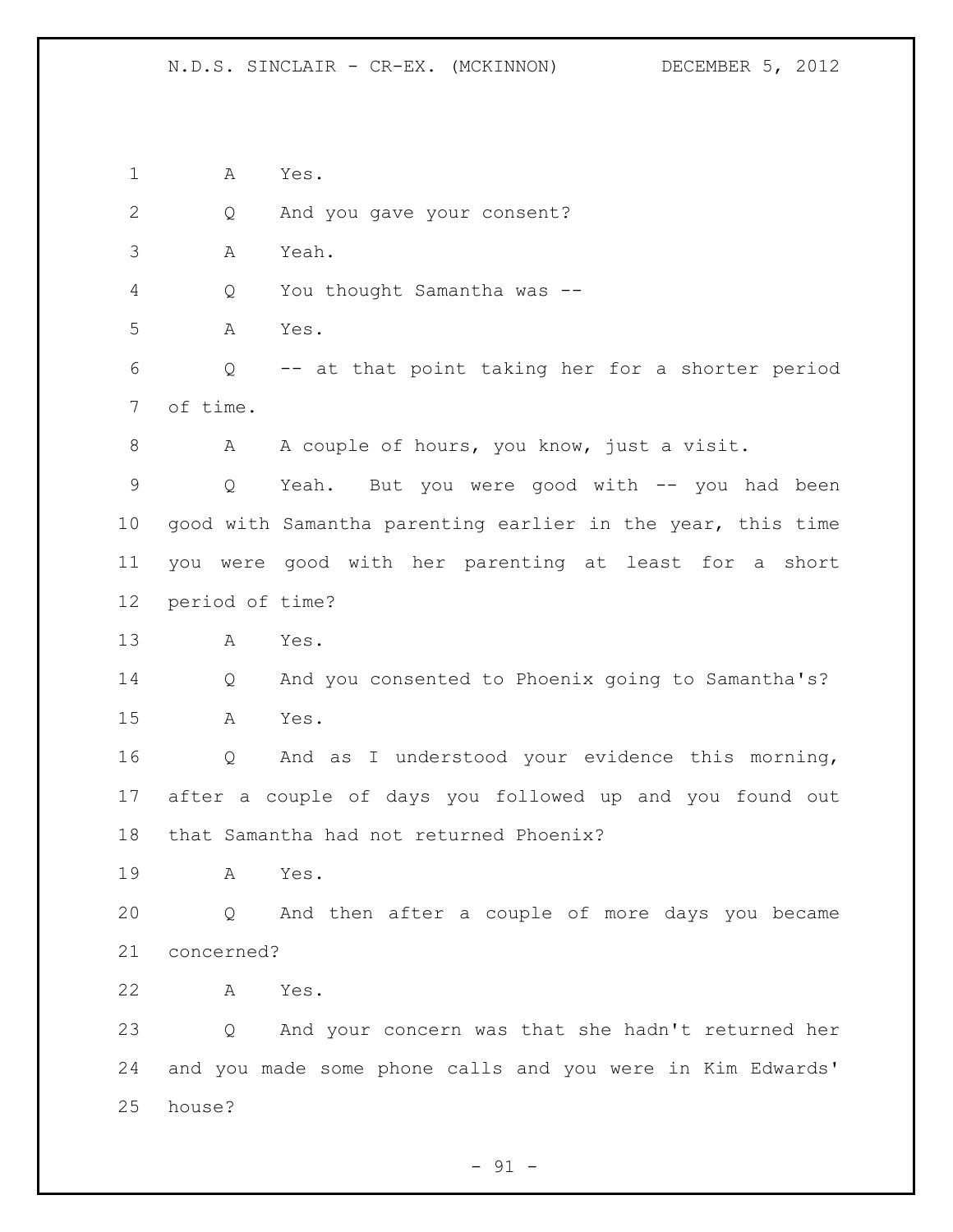A Yes.

Q And you gave your consent?

A Yeah.

Q You thought Samantha was --

A Yes.

Q -- at that point taking her for a shorter period of time.

A A couple of hours, you know, just a visit.

Q Yeah. But you were good with -- you had been good with Samantha parenting earlier in the year, this time you were good with her parenting at least for a short period of time?

A Yes.

Q And you consented to Phoenix going to Samantha's?

A Yes.

Q And as I understood your evidence this morning, after a couple of days you followed up and you found out that Samantha had not returned Phoenix?

A Yes.

Q And then after a couple of more days you became concerned?

A Yes.

Q And your concern was that she hadn't returned her and you made some phone calls and you were in Kim Edwards' house?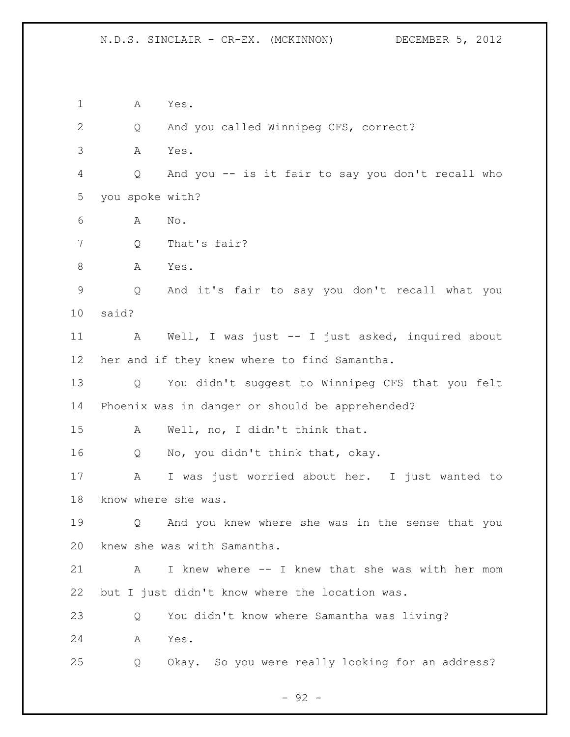1 A Yes.

2 Q And you called Winnipeg CFS, correct?

3 A Yes.

4 Q And you -- is it fair to say you don't recall who

5 you spoke with?

6 A No.

7 Q That's fair?

8 A Yes.

9 Q And it's fair to say you don't recall what you

10 said?

11 A Well, I was just -- I just asked, inquired about

12 her and if they knew where to find Samantha.

13 Q You didn't suggest to Winnipeg CFS that you felt

14 Phoenix was in danger or should be apprehended?

15 A Well, no, I didn't think that.

16 Q No, you didn't think that, okay.

17 A I was just worried about her. I just wanted to

18 know where she was.

19 Q And you knew where she was in the sense that you

20 knew she was with Samantha.

21 A I knew where -- I knew that she was with her mom

22 but I just didn't know where the location was.

23 Q You didn't know where Samantha was living?

24 A Yes.

25 Q Okay. So you were really looking for an address?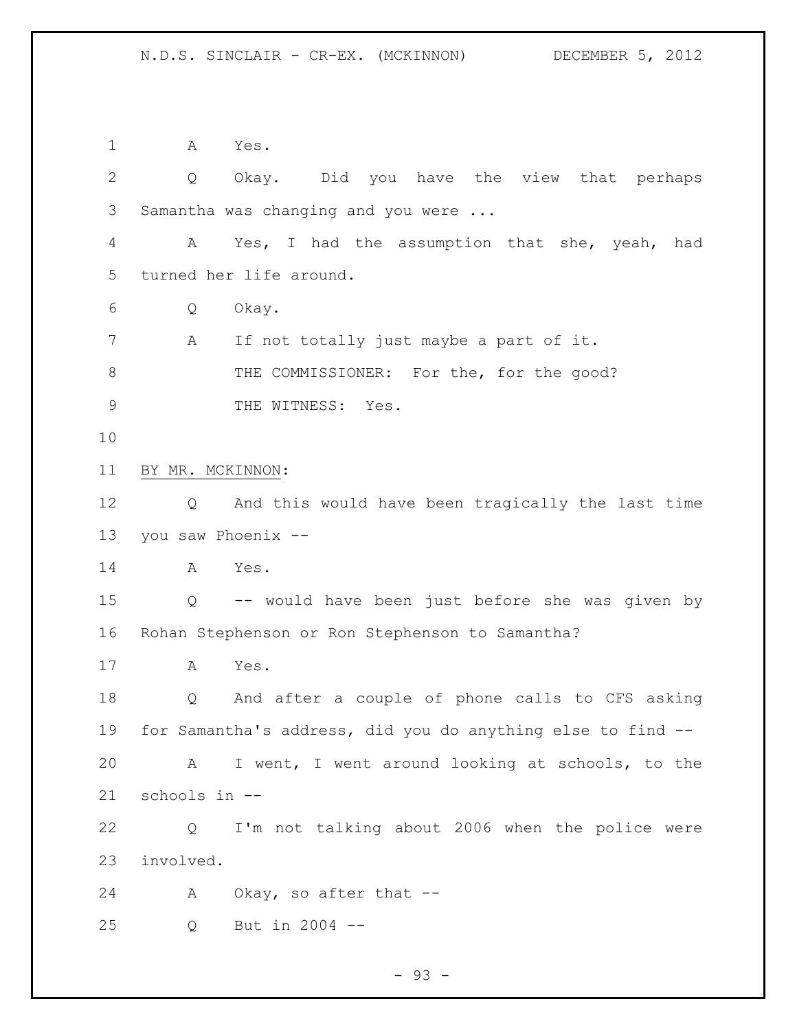A Yes.

Q Okay. Did you have the view that perhaps Samantha was changing and you were ...

A Yes, I had the assumption that she, yeah, had turned her life around.

Q Okay.

A If not totally just maybe a part of it.

THE COMMISSIONER: For the, for the good?

THE WITNESS: Yes.

BY MR. MCKINNON:

Q And this would have been tragically the last time you saw Phoenix --

A Yes.

Q -- would have been just before she was given by Rohan Stephenson or Ron Stephenson to Samantha?

A Yes.

Q And after a couple of phone calls to CFS asking for Samantha's address, did you do anything else to find --

A I went, I went around looking at schools, to the schools in --

Q I'm not talking about 2006 when the police were involved.

A Okay, so after that --

Q But in 2004 --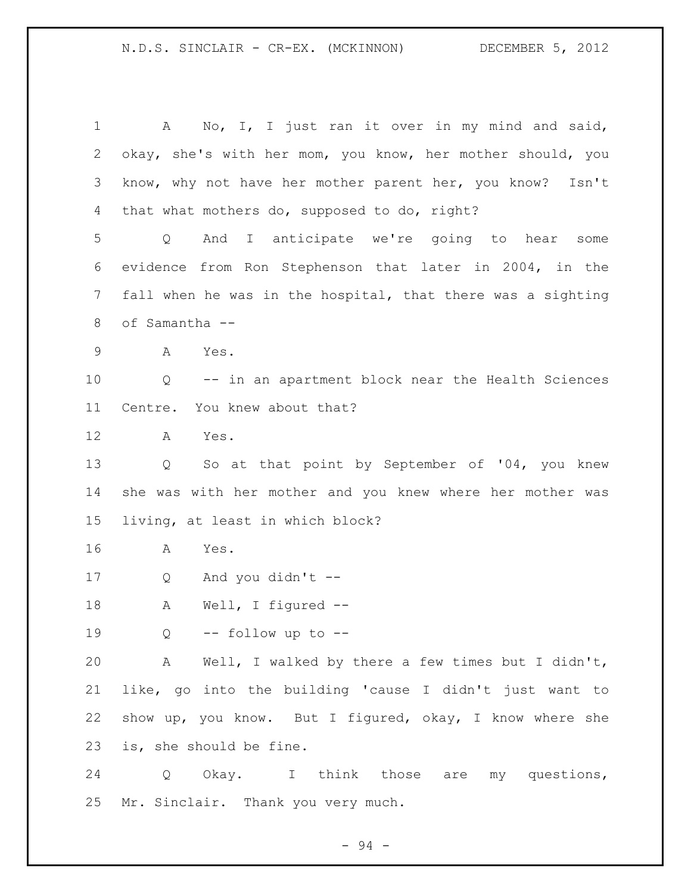A No, I, I just ran it over in my mind and said, okay, she's with her mom, you know, her mother should, you know, why not have her mother parent her, you know? Isn't that what mothers do, supposed to do, right?

Q And I anticipate we're going to hear some evidence from Ron Stephenson that later in 2004, in the fall when he was in the hospital, that there was a sighting of Samantha --

A Yes.

Q -- in an apartment block near the Health Sciences Centre. You knew about that?

A Yes.

Q So at that point by September of '04, you knew she was with her mother and you knew where her mother was living, at least in which block?

A Yes.

Q And you didn't --

A Well, I figured --

Q -- follow up to --

A Well, I walked by there a few times but I didn't, like, go into the building 'cause I didn't just want to show up, you know. But I figured, okay, I know where she is, she should be fine.

Q Okay. I think those are my questions, Mr. Sinclair. Thank you very much.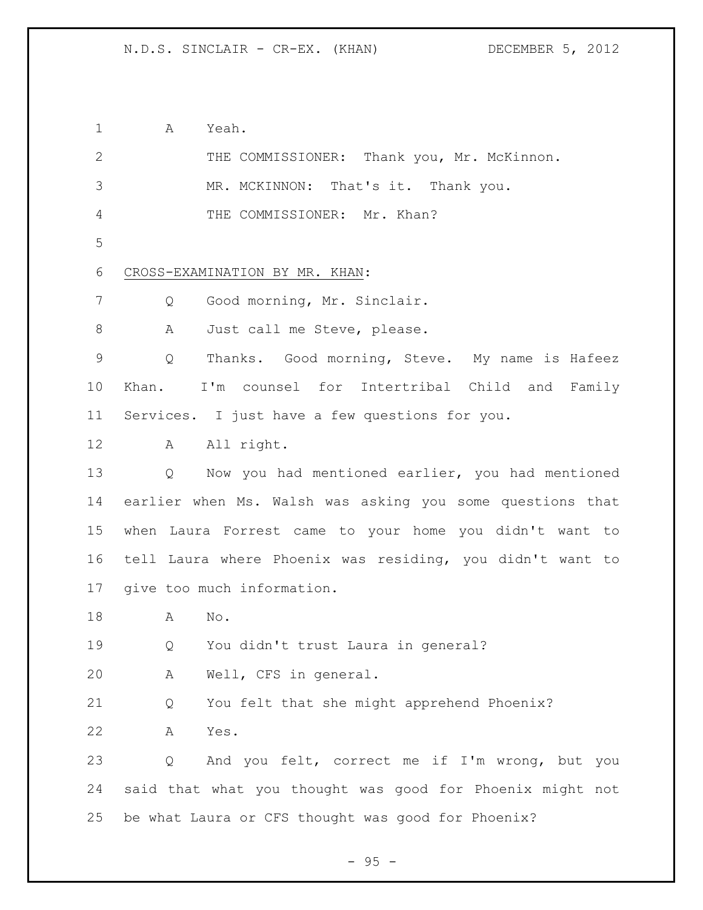A Yeah.

THE COMMISSIONER: Thank you, Mr. McKinnon.

MR. MCKINNON: That's it. Thank you.

THE COMMISSIONER: Mr. Khan?

CROSS-EXAMINATION BY MR. KHAN:

Q Good morning, Mr. Sinclair.

A Just call me Steve, please.

Q Thanks. Good morning, Steve. My name is Hafeez Khan. I'm counsel for Intertribal Child and Family Services. I just have a few questions for you.

A All right.

Q Now you had mentioned earlier, you had mentioned earlier when Ms. Walsh was asking you some questions that when Laura Forrest came to your home you didn't want to tell Laura where Phoenix was residing, you didn't want to give too much information.

A No.

Q You didn't trust Laura in general?

A Well, CFS in general.

Q You felt that she might apprehend Phoenix?

A Yes.

Q And you felt, correct me if I'm wrong, but you said that what you thought was good for Phoenix might not be what Laura or CFS thought was good for Phoenix?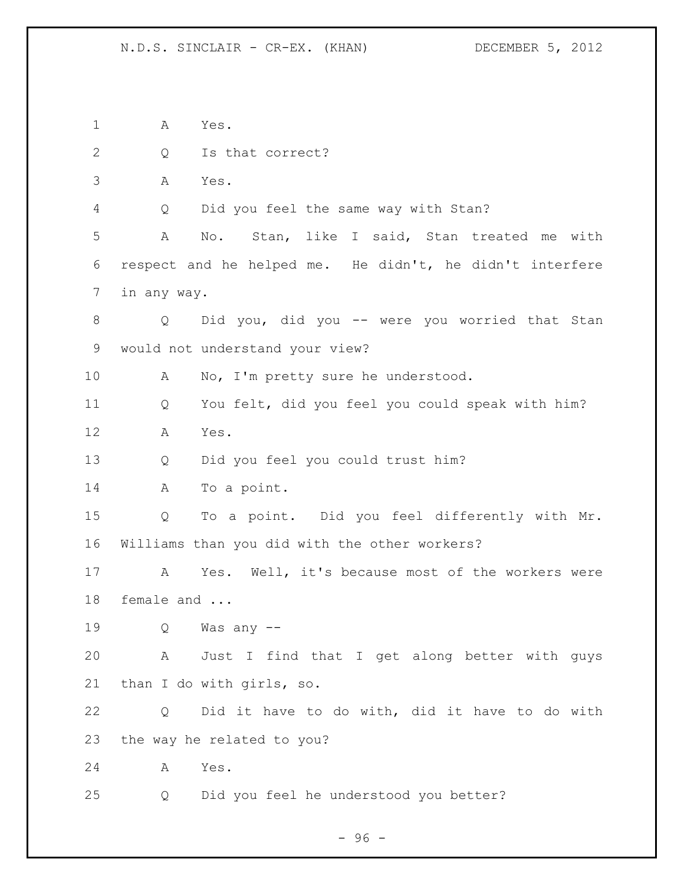A Yes.

Q Is that correct?

A Yes.

Q Did you feel the same way with Stan?

A No. Stan, like I said, Stan treated me with respect and he helped me. He didn't, he didn't interfere in any way.

Q Did you, did you -- were you worried that Stan would not understand your view?

A No, I'm pretty sure he understood.

Q You felt, did you feel you could speak with him?

A Yes.

Q Did you feel you could trust him?

A To a point.

Q To a point. Did you feel differently with Mr. Williams than you did with the other workers?

A Yes. Well, it's because most of the workers were female and ...

Q Was any --

A Just I find that I get along better with guys than I do with girls, so.

Q Did it have to do with, did it have to do with the way he related to you?

A Yes.

Q Did you feel he understood you better?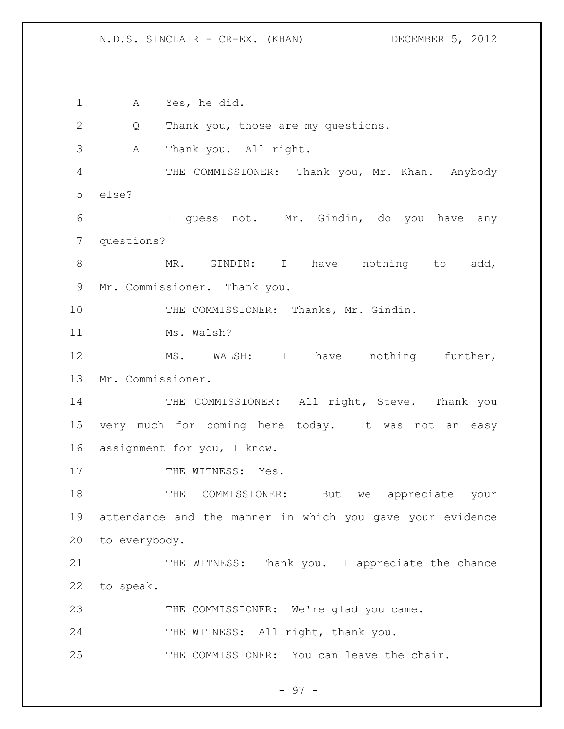1 A Yes, he did.

2 Q Thank you, those are my questions.

3 A Thank you. All right.

4 THE COMMISSIONER: Thank you, Mr. Khan. Anybody

5 else?

6 I guess not. Mr. Gindin, do you have any

7 questions?

8 MR. GINDIN: I have nothing to add,

9 Mr. Commissioner. Thank you.

10 THE COMMISSIONER: Thanks, Mr. Gindin.

11 Ms. Walsh?

12 MS. WALSH: I have nothing further,

13 Mr. Commissioner.

14 THE COMMISSIONER: All right, Steve. Thank you

15 very much for coming here today. It was not an easy

16 assignment for you, I know.

17 THE WITNESS: Yes.

18 THE COMMISSIONER: But we appreciate your

19 attendance and the manner in which you gave your evidence

20 to everybody.

21 THE WITNESS: Thank you. I appreciate the chance

22 to speak.

23 THE COMMISSIONER: We're glad you came.

24 THE WITNESS: All right, thank you.

25 THE COMMISSIONER: You can leave the chair.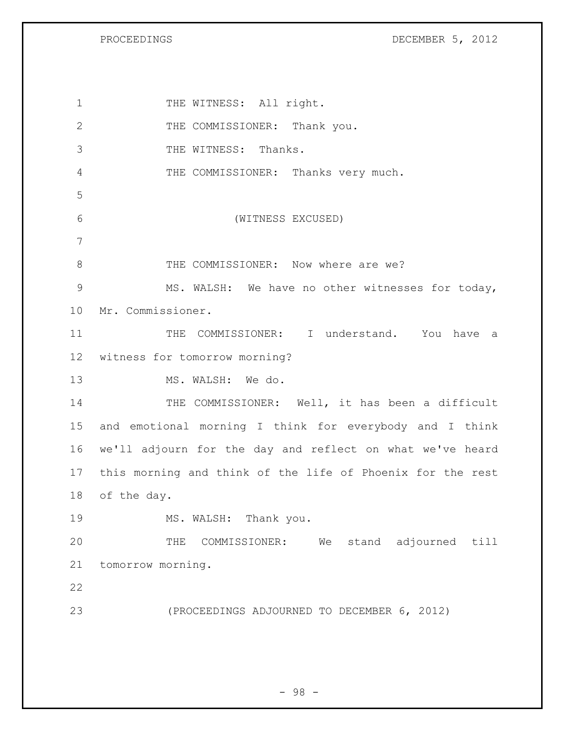THE WITNESS: All right.

THE COMMISSIONER: Thank you.

THE WITNESS: Thanks.

THE COMMISSIONER: Thanks very much.

(WITNESS EXCUSED)

THE COMMISSIONER: Now where are we?

MS. WALSH: We have no other witnesses for today, Mr. Commissioner.

THE COMMISSIONER: I understand. You have a witness for tomorrow morning?

MS. WALSH: We do.

THE COMMISSIONER: Well, it has been a difficult and emotional morning I think for everybody and I think we'll adjourn for the day and reflect on what we've heard this morning and think of the life of Phoenix for the rest of the day.

MS. WALSH: Thank you.

THE COMMISSIONER: We stand adjourned till tomorrow morning.

(PROCEEDINGS ADJOURNED TO DECEMBER 6, 2012)